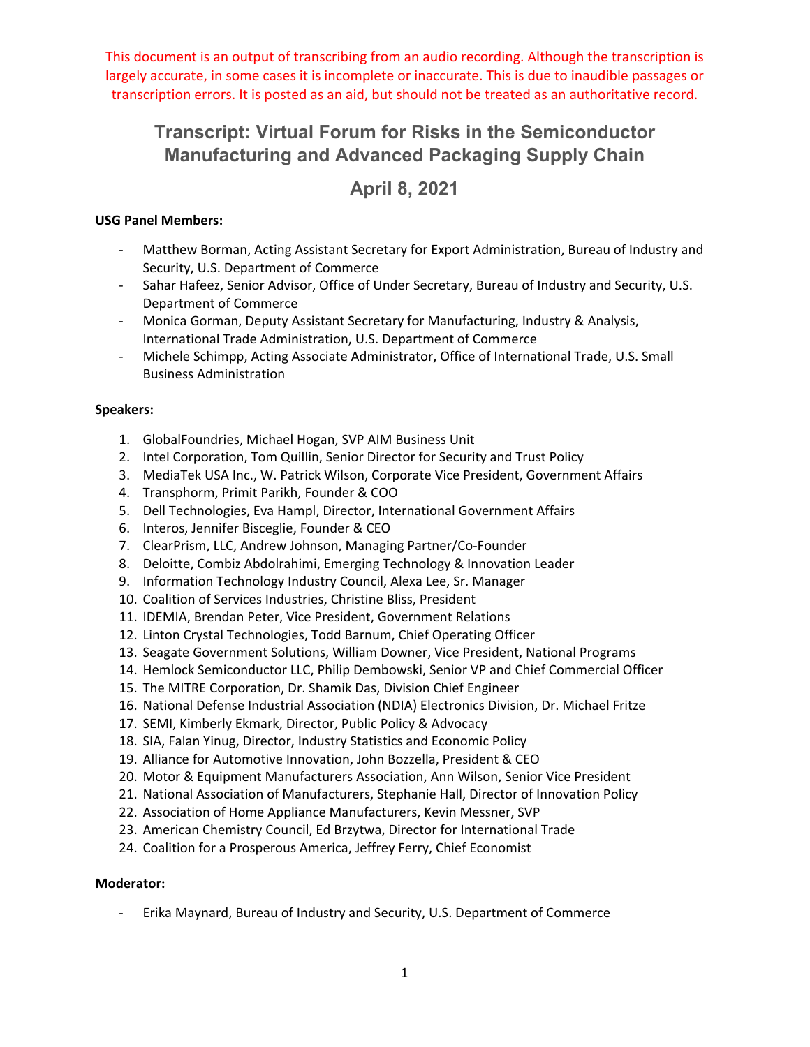This document is an output of transcribing from an audio recording. Although the transcription is largely accurate, in some cases it is incomplete or inaccurate. This is due to inaudible passages or transcription errors. It is posted as an aid, but should not be treated as an authoritative record.

# Transcript: Virtual Forum for Risks in the Semiconductor Manufacturing and Advanced Packaging Supply Chain

## April 8, 2021

**USG Panel Members:**

- Matthew Borman, Acting Assistant Secretary for Export Administration, Bureau of Industry and Security, U.S. Department of Commerce
- Sahar Hafeez, Senior Advisor, Office of Under Secretary, Bureau of Industry and Security, U.S. Department of Commerce
- Monica Gorman, Deputy Assistant Secretary for Manufacturing, Industry & Analysis, International Trade Administration, U.S. Department of Commerce
- Michele Schimpp, Acting Associate Administrator, Office of International Trade, U.S. Small Business Administration

**Speakers:**

1. GlobalFoundries, Michael Hogan, SVP AIM Business Unit
2. Intel Corporation, Tom Quillin, Senior Director for Security and Trust Policy
3. MediaTek USA Inc., W. Patrick Wilson, Corporate Vice President, Government Affairs
4. Transphorm, Primit Parikh, Founder & COO
5. Dell Technologies, Eva Hampl, Director, International Government Affairs
6. Interos, Jennifer Bisceglie, Founder & CEO
7. ClearPrism, LLC, Andrew Johnson, Managing Partner/Co-Founder
8. Deloitte, Combiz Abdolrahimi, Emerging Technology & Innovation Leader
9. Information Technology Industry Council, Alexa Lee, Sr. Manager
10. Coalition of Services Industries, Christine Bliss, President
11. IDEMIA, Brendan Peter, Vice President, Government Relations
12. Linton Crystal Technologies, Todd Barnum, Chief Operating Officer
13. Seagate Government Solutions, William Downer, Vice President, National Programs
14. Hemlock Semiconductor LLC, Philip Dembowski, Senior VP and Chief Commercial Officer
15. The MITRE Corporation, Dr. Shamik Das, Division Chief Engineer
16. National Defense Industrial Association (NDIA) Electronics Division, Dr. Michael Fritze
17. SEMI, Kimberly Ekmark, Director, Public Policy & Advocacy
18. SIA, Falan Yinug, Director, Industry Statistics and Economic Policy
19. Alliance for Automotive Innovation, John Bozzella, President & CEO
20. Motor & Equipment Manufacturers Association, Ann Wilson, Senior Vice President
21. National Association of Manufacturers, Stephanie Hall, Director of Innovation Policy
22. Association of Home Appliance Manufacturers, Kevin Messner, SVP
23. American Chemistry Council, Ed Brzytwa, Director for International Trade
24. Coalition for a Prosperous America, Jeffrey Ferry, Chief Economist

**Moderator:**

- Erika Maynard, Bureau of Industry and Security, U.S. Department of Commerce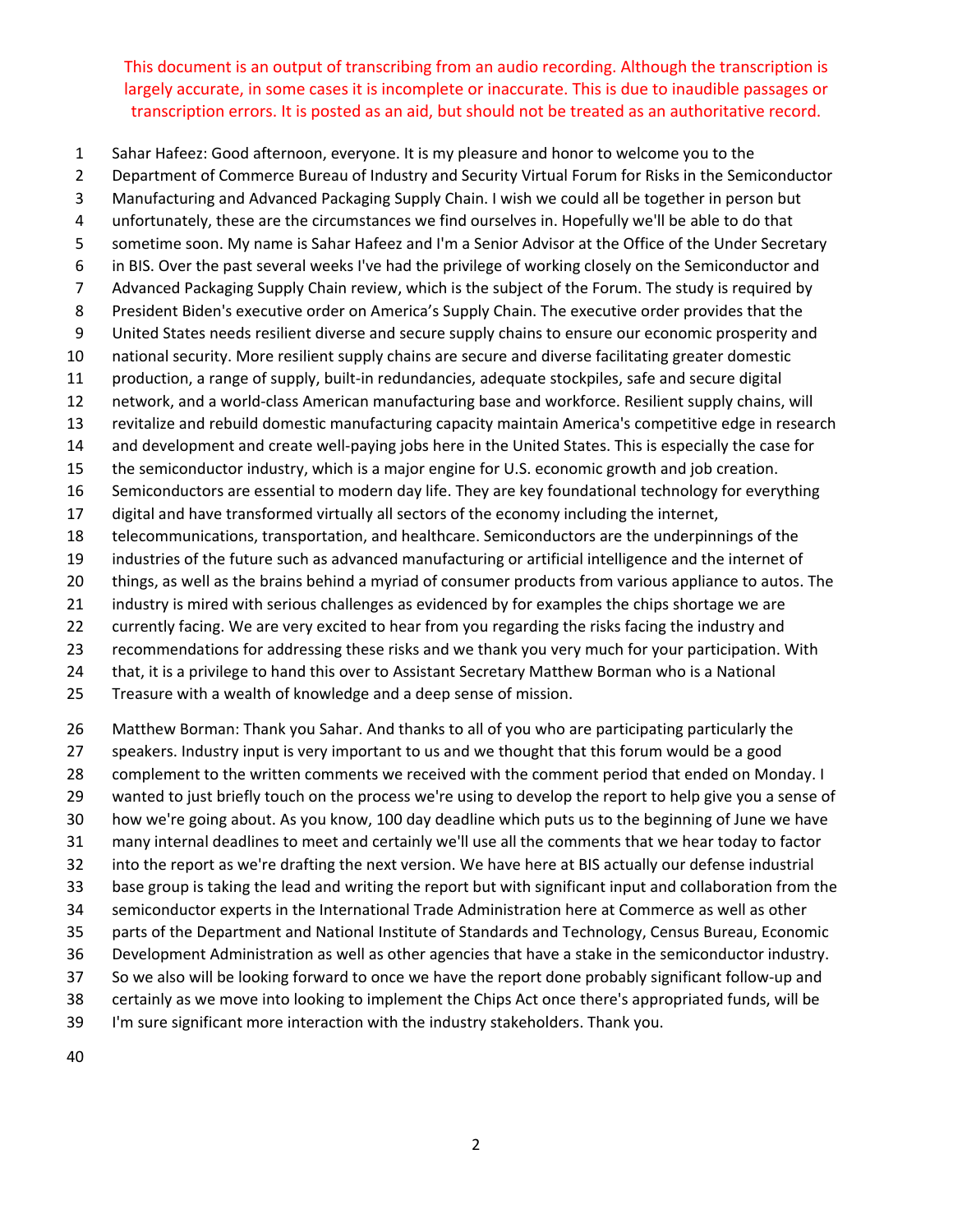This document is an output of transcribing from an audio recording. Although the transcription is largely accurate, in some cases it is incomplete or inaccurate. This is due to inaudible passages or transcription errors. It is posted as an aid, but should not be treated as an authoritative record.

Sahar Hafeez: Good afternoon, everyone. It is my pleasure and honor to welcome you to the Department of Commerce Bureau of Industry and Security Virtual Forum for Risks in the Semiconductor Manufacturing and Advanced Packaging Supply Chain. I wish we could all be together in person but unfortunately, these are the circumstances we find ourselves in. Hopefully we'll be able to do that sometime soon. My name is Sahar Hafeez and I'm a Senior Advisor at the Office of the Under Secretary in BIS. Over the past several weeks I've had the privilege of working closely on the Semiconductor and Advanced Packaging Supply Chain review, which is the subject of the Forum. The study is required by President Biden's executive order on America's Supply Chain. The executive order provides that the United States needs resilient diverse and secure supply chains to ensure our economic prosperity and national security. More resilient supply chains are secure and diverse facilitating greater domestic production, a range of supply, built-in redundancies, adequate stockpiles, safe and secure digital network, and a world-class American manufacturing base and workforce. Resilient supply chains, will revitalize and rebuild domestic manufacturing capacity maintain America's competitive edge in research and development and create well-paying jobs here in the United States. This is especially the case for the semiconductor industry, which is a major engine for U.S. economic growth and job creation. Semiconductors are essential to modern day life. They are key foundational technology for everything digital and have transformed virtually all sectors of the economy including the internet, telecommunications, transportation, and healthcare. Semiconductors are the underpinnings of the industries of the future such as advanced manufacturing or artificial intelligence and the internet of things, as well as the brains behind a myriad of consumer products from various appliance to autos. The industry is mired with serious challenges as evidenced by for examples the chips shortage we are currently facing. We are very excited to hear from you regarding the risks facing the industry and recommendations for addressing these risks and we thank you very much for your participation. With that, it is a privilege to hand this over to Assistant Secretary Matthew Borman who is a National Treasure with a wealth of knowledge and a deep sense of mission.

Matthew Borman: Thank you Sahar. And thanks to all of you who are participating particularly the speakers. Industry input is very important to us and we thought that this forum would be a good complement to the written comments we received with the comment period that ended on Monday. I wanted to just briefly touch on the process we're using to develop the report to help give you a sense of how we're going about. As you know, 100 day deadline which puts us to the beginning of June we have many internal deadlines to meet and certainly we'll use all the comments that we hear today to factor into the report as we're drafting the next version. We have here at BIS actually our defense industrial base group is taking the lead and writing the report but with significant input and collaboration from the semiconductor experts in the International Trade Administration here at Commerce as well as other parts of the Department and National Institute of Standards and Technology, Census Bureau, Economic Development Administration as well as other agencies that have a stake in the semiconductor industry. So we also will be looking forward to once we have the report done probably significant follow-up and certainly as we move into looking to implement the Chips Act once there's appropriated funds, will be I'm sure significant more interaction with the industry stakeholders. Thank you.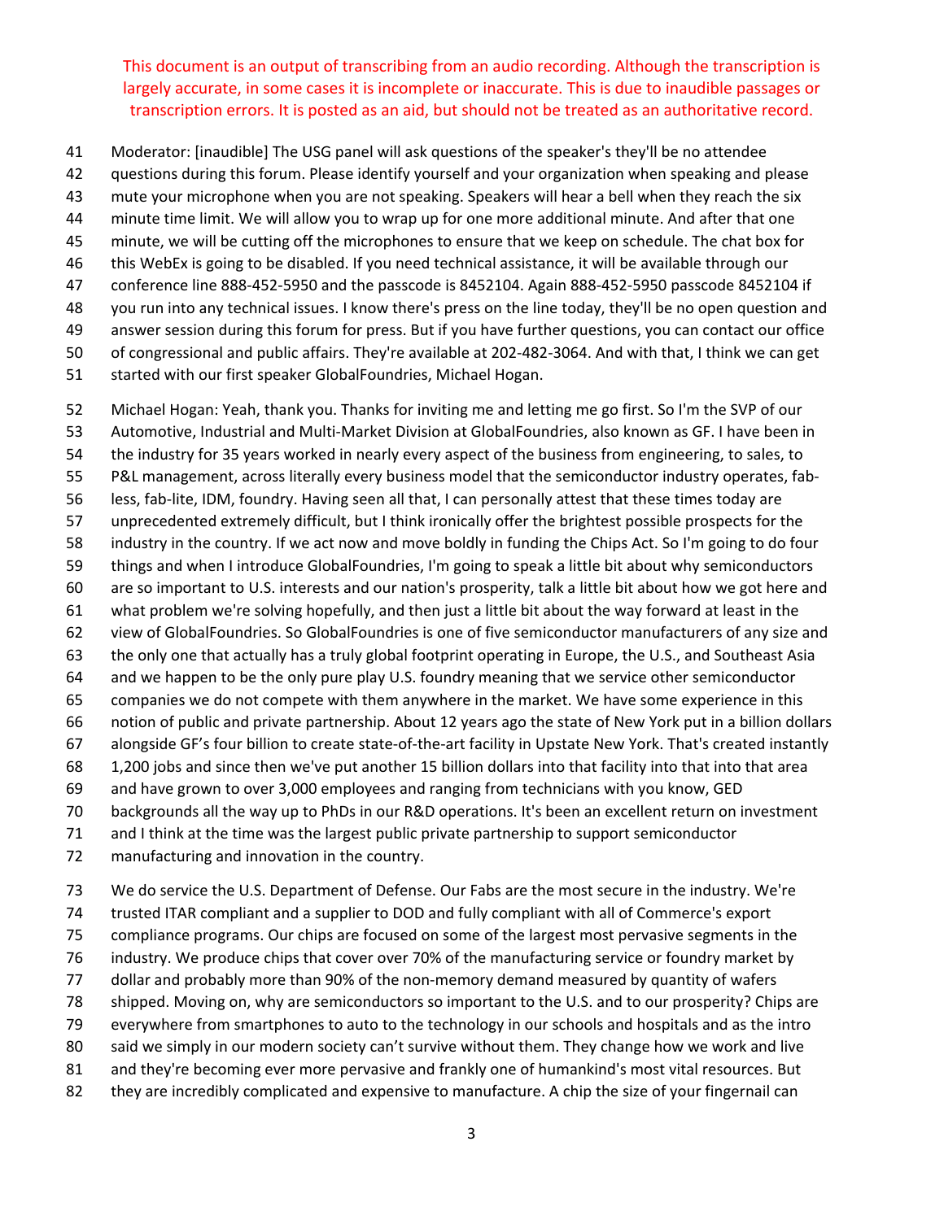This document is an output of transcribing from an audio recording. Although the transcription is largely accurate, in some cases it is incomplete or inaccurate. This is due to inaudible passages or transcription errors. It is posted as an aid, but should not be treated as an authoritative record.

Moderator: [inaudible] The USG panel will ask questions of the speaker's they'll be no attendee questions during this forum. Please identify yourself and your organization when speaking and please mute your microphone when you are not speaking. Speakers will hear a bell when they reach the six minute time limit. We will allow you to wrap up for one more additional minute. And after that one minute, we will be cutting off the microphones to ensure that we keep on schedule. The chat box for this WebEx is going to be disabled. If you need technical assistance, it will be available through our conference line 888-452-5950 and the passcode is 8452104. Again 888-452-5950 passcode 8452104 if you run into any technical issues. I know there's press on the line today, they'll be no open question and answer session during this forum for press. But if you have further questions, you can contact our office of congressional and public affairs. They're available at 202-482-3064. And with that, I think we can get started with our first speaker GlobalFoundries, Michael Hogan.

Michael Hogan: Yeah, thank you. Thanks for inviting me and letting me go first. So I'm the SVP of our Automotive, Industrial and Multi-Market Division at GlobalFoundries, also known as GF. I have been in the industry for 35 years worked in nearly every aspect of the business from engineering, to sales, to P&L management, across literally every business model that the semiconductor industry operates, fab-less, fab-lite, IDM, foundry. Having seen all that, I can personally attest that these times today are unprecedented extremely difficult, but I think ironically offer the brightest possible prospects for the industry in the country. If we act now and move boldly in funding the Chips Act. So I'm going to do four things and when I introduce GlobalFoundries, I'm going to speak a little bit about why semiconductors are so important to U.S. interests and our nation's prosperity, talk a little bit about how we got here and what problem we're solving hopefully, and then just a little bit about the way forward at least in the view of GlobalFoundries. So GlobalFoundries is one of five semiconductor manufacturers of any size and the only one that actually has a truly global footprint operating in Europe, the U.S., and Southeast Asia and we happen to be the only pure play U.S. foundry meaning that we service other semiconductor companies we do not compete with them anywhere in the market. We have some experience in this notion of public and private partnership. About 12 years ago the state of New York put in a billion dollars alongside GF's four billion to create state-of-the-art facility in Upstate New York. That's created instantly 1,200 jobs and since then we've put another 15 billion dollars into that facility into that into that area and have grown to over 3,000 employees and ranging from technicians with you know, GED backgrounds all the way up to PhDs in our R&D operations. It's been an excellent return on investment and I think at the time was the largest public private partnership to support semiconductor manufacturing and innovation in the country.

We do service the U.S. Department of Defense. Our Fabs are the most secure in the industry. We're trusted ITAR compliant and a supplier to DOD and fully compliant with all of Commerce's export compliance programs. Our chips are focused on some of the largest most pervasive segments in the industry. We produce chips that cover over 70% of the manufacturing service or foundry market by dollar and probably more than 90% of the non-memory demand measured by quantity of wafers shipped. Moving on, why are semiconductors so important to the U.S. and to our prosperity? Chips are everywhere from smartphones to auto to the technology in our schools and hospitals and as the intro said we simply in our modern society can't survive without them. They change how we work and live and they're becoming ever more pervasive and frankly one of humankind's most vital resources. But they are incredibly complicated and expensive to manufacture. A chip the size of your fingernail can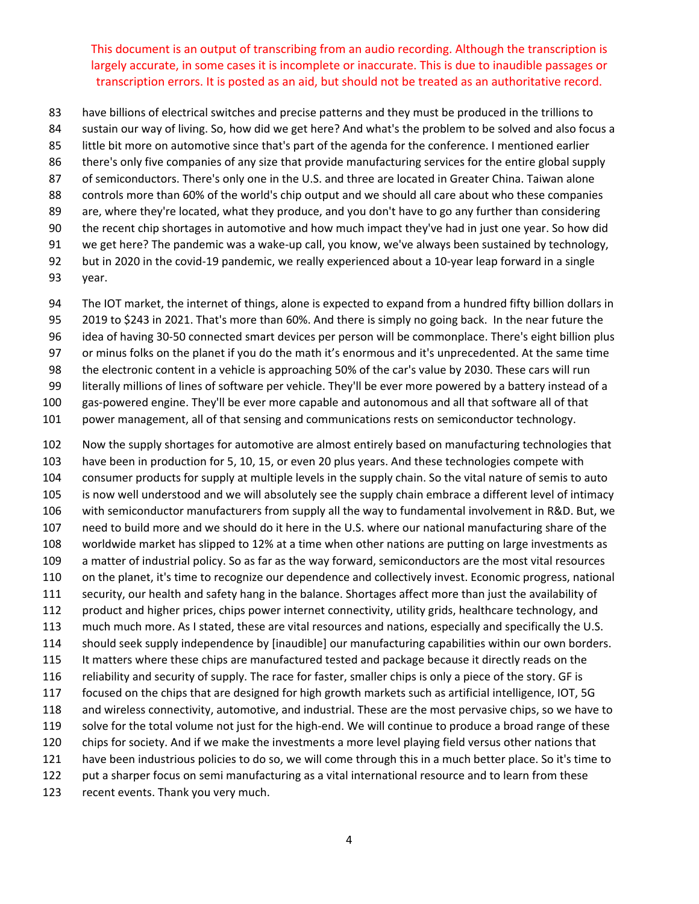This document is an output of transcribing from an audio recording. Although the transcription is largely accurate, in some cases it is incomplete or inaccurate. This is due to inaudible passages or transcription errors. It is posted as an aid, but should not be treated as an authoritative record.

have billions of electrical switches and precise patterns and they must be produced in the trillions to sustain our way of living. So, how did we get here? And what's the problem to be solved and also focus a little bit more on automotive since that's part of the agenda for the conference. I mentioned earlier there's only five companies of any size that provide manufacturing services for the entire global supply of semiconductors. There's only one in the U.S. and three are located in Greater China. Taiwan alone controls more than 60% of the world's chip output and we should all care about who these companies are, where they're located, what they produce, and you don't have to go any further than considering the recent chip shortages in automotive and how much impact they've had in just one year. So how did we get here? The pandemic was a wake-up call, you know, we've always been sustained by technology, but in 2020 in the covid-19 pandemic, we really experienced about a 10-year leap forward in a single year.

The IOT market, the internet of things, alone is expected to expand from a hundred fifty billion dollars in 2019 to $243 in 2021. That's more than 60%. And there is simply no going back. In the near future the idea of having 30-50 connected smart devices per person will be commonplace. There's eight billion plus or minus folks on the planet if you do the math it's enormous and it's unprecedented. At the same time the electronic content in a vehicle is approaching 50% of the car's value by 2030. These cars will run literally millions of lines of software per vehicle. They'll be ever more powered by a battery instead of a gas-powered engine. They'll be ever more capable and autonomous and all that software all of that power management, all of that sensing and communications rests on semiconductor technology.

Now the supply shortages for automotive are almost entirely based on manufacturing technologies that have been in production for 5, 10, 15, or even 20 plus years. And these technologies compete with consumer products for supply at multiple levels in the supply chain. So the vital nature of semis to auto is now well understood and we will absolutely see the supply chain embrace a different level of intimacy with semiconductor manufacturers from supply all the way to fundamental involvement in R&D. But, we need to build more and we should do it here in the U.S. where our national manufacturing share of the worldwide market has slipped to 12% at a time when other nations are putting on large investments as a matter of industrial policy. So as far as the way forward, semiconductors are the most vital resources on the planet, it's time to recognize our dependence and collectively invest. Economic progress, national security, our health and safety hang in the balance. Shortages affect more than just the availability of product and higher prices, chips power internet connectivity, utility grids, healthcare technology, and much much more. As I stated, these are vital resources and nations, especially and specifically the U.S. should seek supply independence by [inaudible] our manufacturing capabilities within our own borders. It matters where these chips are manufactured tested and package because it directly reads on the reliability and security of supply. The race for faster, smaller chips is only a piece of the story. GF is focused on the chips that are designed for high growth markets such as artificial intelligence, IOT, 5G and wireless connectivity, automotive, and industrial. These are the most pervasive chips, so we have to solve for the total volume not just for the high-end. We will continue to produce a broad range of these chips for society. And if we make the investments a more level playing field versus other nations that have been industrious policies to do so, we will come through this in a much better place. So it's time to put a sharper focus on semi manufacturing as a vital international resource and to learn from these recent events. Thank you very much.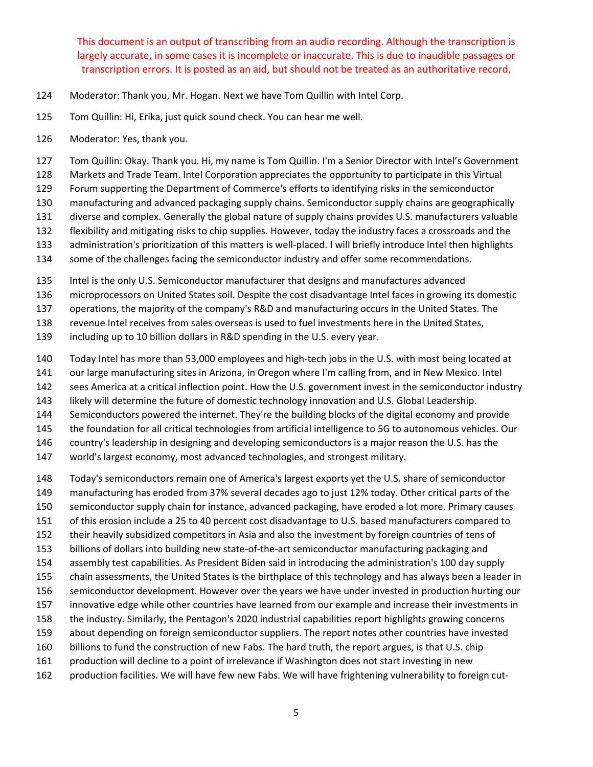This document is an output of transcribing from an audio recording. Although the transcription is largely accurate, in some cases it is incomplete or inaccurate. This is due to inaudible passages or transcription errors. It is posted as an aid, but should not be treated as an authoritative record.

124 Moderator: Thank you, Mr. Hogan. Next we have Tom Quillin with Intel Corp.

125 Tom Quillin: Hi, Erika, just quick sound check. You can hear me well.

126 Moderator: Yes, thank you.

127 Tom Quillin: Okay. Thank you. Hi, my name is Tom Quillin. I'm a Senior Director with Intel's Government
128 Markets and Trade Team. Intel Corporation appreciates the opportunity to participate in this Virtual
129 Forum supporting the Department of Commerce's efforts to identifying risks in the semiconductor
130 manufacturing and advanced packaging supply chains. Semiconductor supply chains are geographically
131 diverse and complex. Generally the global nature of supply chains provides U.S. manufacturers valuable
132 flexibility and mitigating risks to chip supplies. However, today the industry faces a crossroads and the
133 administration's prioritization of this matters is well-placed. I will briefly introduce Intel then highlights
134 some of the challenges facing the semiconductor industry and offer some recommendations.

135 Intel is the only U.S. Semiconductor manufacturer that designs and manufactures advanced
136 microprocessors on United States soil. Despite the cost disadvantage Intel faces in growing its domestic
137 operations, the majority of the company's R&D and manufacturing occurs in the United States. The
138 revenue Intel receives from sales overseas is used to fuel investments here in the United States,
139 including up to 10 billion dollars in R&D spending in the U.S. every year.

140 Today Intel has more than 53,000 employees and high-tech jobs in the U.S. with most being located at
141 our large manufacturing sites in Arizona, in Oregon where I'm calling from, and in New Mexico. Intel
142 sees America at a critical inflection point. How the U.S. government invest in the semiconductor industry
143 likely will determine the future of domestic technology innovation and U.S. Global Leadership.
144 Semiconductors powered the internet. They're the building blocks of the digital economy and provide
145 the foundation for all critical technologies from artificial intelligence to 5G to autonomous vehicles. Our
146 country's leadership in designing and developing semiconductors is a major reason the U.S. has the
147 world's largest economy, most advanced technologies, and strongest military.

148 Today's semiconductors remain one of America's largest exports yet the U.S. share of semiconductor
149 manufacturing has eroded from 37% several decades ago to just 12% today. Other critical parts of the
150 semiconductor supply chain for instance, advanced packaging, have eroded a lot more. Primary causes
151 of this erosion include a 25 to 40 percent cost disadvantage to U.S. based manufacturers compared to
152 their heavily subsidized competitors in Asia and also the investment by foreign countries of tens of
153 billions of dollars into building new state-of-the-art semiconductor manufacturing packaging and
154 assembly test capabilities. As President Biden said in introducing the administration's 100 day supply
155 chain assessments, the United States is the birthplace of this technology and has always been a leader in
156 semiconductor development. However over the years we have under invested in production hurting our
157 innovative edge while other countries have learned from our example and increase their investments in
158 the industry. Similarly, the Pentagon's 2020 industrial capabilities report highlights growing concerns
159 about depending on foreign semiconductor suppliers. The report notes other countries have invested
160 billions to fund the construction of new Fabs. The hard truth, the report argues, is that U.S. chip
161 production will decline to a point of irrelevance if Washington does not start investing in new
162 production facilities. We will have few new Fabs. We will have frightening vulnerability to foreign cut-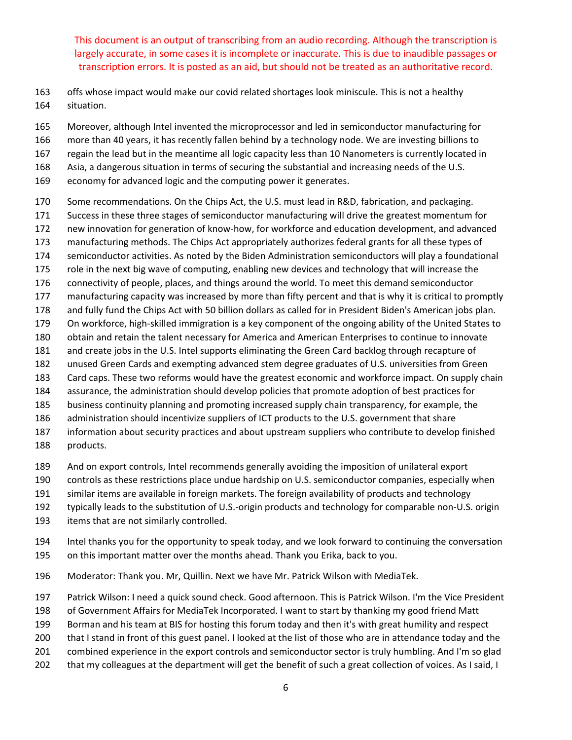This document is an output of transcribing from an audio recording. Although the transcription is largely accurate, in some cases it is incomplete or inaccurate. This is due to inaudible passages or transcription errors. It is posted as an aid, but should not be treated as an authoritative record.

163 offs whose impact would make our covid related shortages look miniscule. This is not a healthy
164 situation.

165 Moreover, although Intel invented the microprocessor and led in semiconductor manufacturing for
166 more than 40 years, it has recently fallen behind by a technology node. We are investing billions to
167 regain the lead but in the meantime all logic capacity less than 10 Nanometers is currently located in
168 Asia, a dangerous situation in terms of securing the substantial and increasing needs of the U.S.
169 economy for advanced logic and the computing power it generates.

170 Some recommendations. On the Chips Act, the U.S. must lead in R&D, fabrication, and packaging.
171 Success in these three stages of semiconductor manufacturing will drive the greatest momentum for
172 new innovation for generation of know-how, for workforce and education development, and advanced
173 manufacturing methods. The Chips Act appropriately authorizes federal grants for all these types of
174 semiconductor activities. As noted by the Biden Administration semiconductors will play a foundational
175 role in the next big wave of computing, enabling new devices and technology that will increase the
176 connectivity of people, places, and things around the world. To meet this demand semiconductor
177 manufacturing capacity was increased by more than fifty percent and that is why it is critical to promptly
178 and fully fund the Chips Act with 50 billion dollars as called for in President Biden's American jobs plan.
179 On workforce, high-skilled immigration is a key component of the ongoing ability of the United States to
180 obtain and retain the talent necessary for America and American Enterprises to continue to innovate
181 and create jobs in the U.S. Intel supports eliminating the Green Card backlog through recapture of
182 unused Green Cards and exempting advanced stem degree graduates of U.S. universities from Green
183 Card caps. These two reforms would have the greatest economic and workforce impact. On supply chain
184 assurance, the administration should develop policies that promote adoption of best practices for
185 business continuity planning and promoting increased supply chain transparency, for example, the
186 administration should incentivize suppliers of ICT products to the U.S. government that share
187 information about security practices and about upstream suppliers who contribute to develop finished
188 products.

189 And on export controls, Intel recommends generally avoiding the imposition of unilateral export
190 controls as these restrictions place undue hardship on U.S. semiconductor companies, especially when
191 similar items are available in foreign markets. The foreign availability of products and technology
192 typically leads to the substitution of U.S.-origin products and technology for comparable non-U.S. origin
193 items that are not similarly controlled.

194 Intel thanks you for the opportunity to speak today, and we look forward to continuing the conversation
195 on this important matter over the months ahead. Thank you Erika, back to you.

196 Moderator: Thank you. Mr, Quillin. Next we have Mr. Patrick Wilson with MediaTek.

197 Patrick Wilson: I need a quick sound check. Good afternoon. This is Patrick Wilson. I'm the Vice President
198 of Government Affairs for MediaTek Incorporated. I want to start by thanking my good friend Matt
199 Borman and his team at BIS for hosting this forum today and then it's with great humility and respect
200 that I stand in front of this guest panel. I looked at the list of those who are in attendance today and the
201 combined experience in the export controls and semiconductor sector is truly humbling. And I'm so glad
202 that my colleagues at the department will get the benefit of such a great collection of voices. As I said, I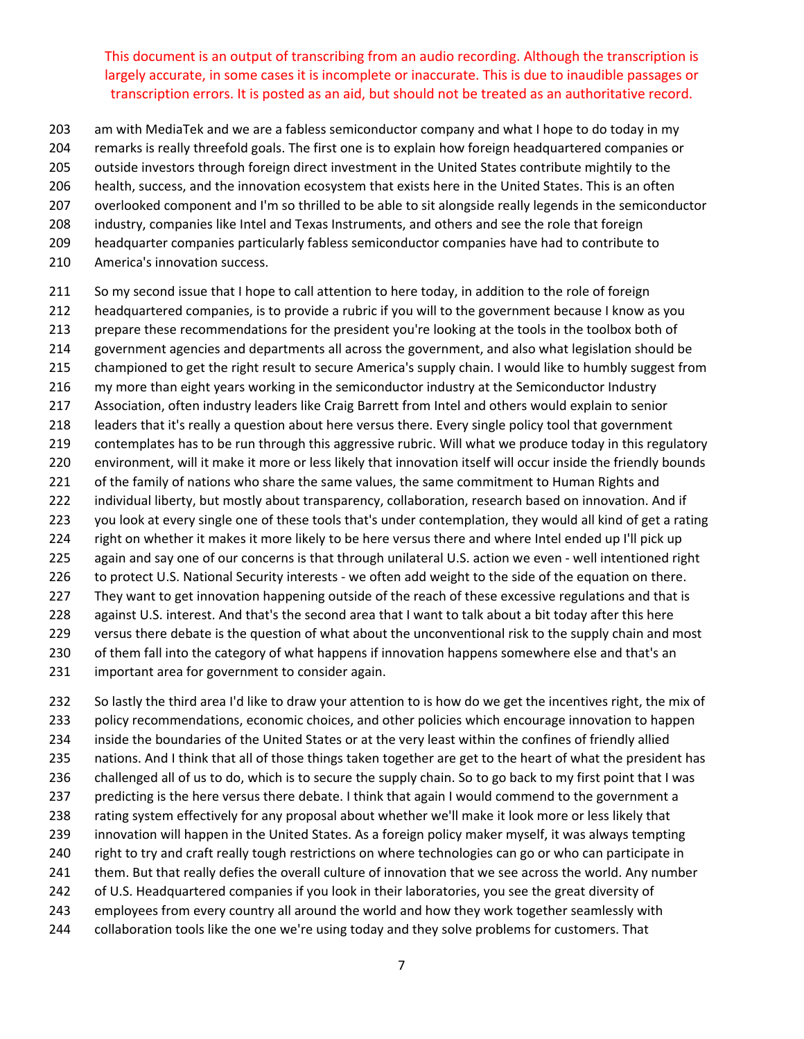This document is an output of transcribing from an audio recording. Although the transcription is largely accurate, in some cases it is incomplete or inaccurate. This is due to inaudible passages or transcription errors. It is posted as an aid, but should not be treated as an authoritative record.

203 am with MediaTek and we are a fabless semiconductor company and what I hope to do today in my
204 remarks is really threefold goals. The first one is to explain how foreign headquartered companies or
205 outside investors through foreign direct investment in the United States contribute mightily to the
206 health, success, and the innovation ecosystem that exists here in the United States. This is an often
207 overlooked component and I'm so thrilled to be able to sit alongside really legends in the semiconductor
208 industry, companies like Intel and Texas Instruments, and others and see the role that foreign
209 headquarter companies particularly fabless semiconductor companies have had to contribute to
210 America's innovation success.

211 So my second issue that I hope to call attention to here today, in addition to the role of foreign
212 headquartered companies, is to provide a rubric if you will to the government because I know as you
213 prepare these recommendations for the president you're looking at the tools in the toolbox both of
214 government agencies and departments all across the government, and also what legislation should be
215 championed to get the right result to secure America's supply chain. I would like to humbly suggest from
216 my more than eight years working in the semiconductor industry at the Semiconductor Industry
217 Association, often industry leaders like Craig Barrett from Intel and others would explain to senior
218 leaders that it's really a question about here versus there. Every single policy tool that government
219 contemplates has to be run through this aggressive rubric. Will what we produce today in this regulatory
220 environment, will it make it more or less likely that innovation itself will occur inside the friendly bounds
221 of the family of nations who share the same values, the same commitment to Human Rights and
222 individual liberty, but mostly about transparency, collaboration, research based on innovation. And if
223 you look at every single one of these tools that's under contemplation, they would all kind of get a rating
224 right on whether it makes it more likely to be here versus there and where Intel ended up I'll pick up
225 again and say one of our concerns is that through unilateral U.S. action we even - well intentioned right
226 to protect U.S. National Security interests - we often add weight to the side of the equation on there.
227 They want to get innovation happening outside of the reach of these excessive regulations and that is
228 against U.S. interest. And that's the second area that I want to talk about a bit today after this here
229 versus there debate is the question of what about the unconventional risk to the supply chain and most
230 of them fall into the category of what happens if innovation happens somewhere else and that's an
231 important area for government to consider again.

232 So lastly the third area I'd like to draw your attention to is how do we get the incentives right, the mix of
233 policy recommendations, economic choices, and other policies which encourage innovation to happen
234 inside the boundaries of the United States or at the very least within the confines of friendly allied
235 nations. And I think that all of those things taken together are get to the heart of what the president has
236 challenged all of us to do, which is to secure the supply chain. So to go back to my first point that I was
237 predicting is the here versus there debate. I think that again I would commend to the government a
238 rating system effectively for any proposal about whether we'll make it look more or less likely that
239 innovation will happen in the United States. As a foreign policy maker myself, it was always tempting
240 right to try and craft really tough restrictions on where technologies can go or who can participate in
241 them. But that really defies the overall culture of innovation that we see across the world. Any number
242 of U.S. Headquartered companies if you look in their laboratories, you see the great diversity of
243 employees from every country all around the world and how they work together seamlessly with
244 collaboration tools like the one we're using today and they solve problems for customers. That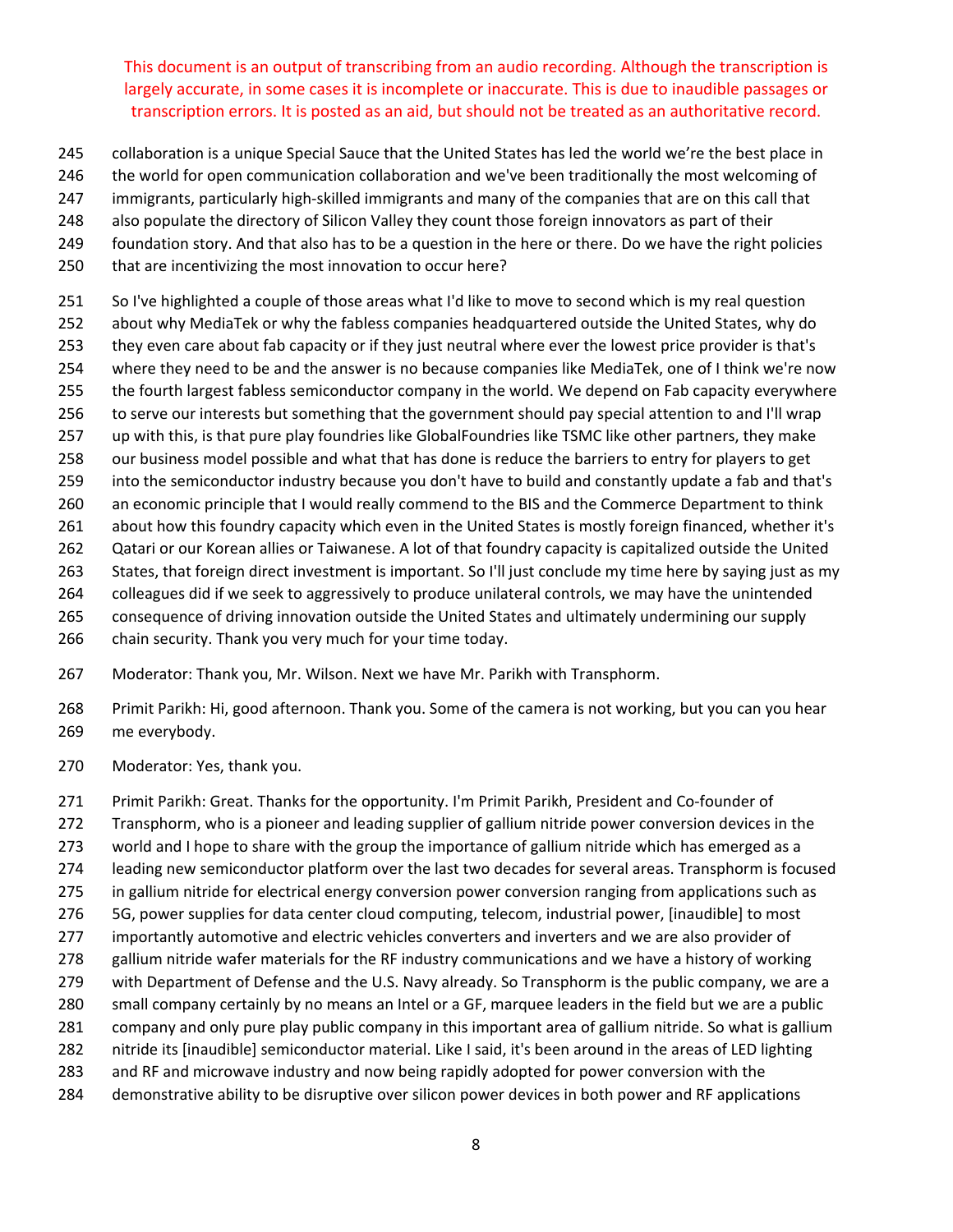This document is an output of transcribing from an audio recording. Although the transcription is largely accurate, in some cases it is incomplete or inaccurate. This is due to inaudible passages or transcription errors. It is posted as an aid, but should not be treated as an authoritative record.

245 collaboration is a unique Special Sauce that the United States has led the world we're the best place in
246 the world for open communication collaboration and we've been traditionally the most welcoming of
247 immigrants, particularly high-skilled immigrants and many of the companies that are on this call that
248 also populate the directory of Silicon Valley they count those foreign innovators as part of their
249 foundation story. And that also has to be a question in the here or there. Do we have the right policies
250 that are incentivizing the most innovation to occur here?

251 So I've highlighted a couple of those areas what I'd like to move to second which is my real question
252 about why MediaTek or why the fabless companies headquartered outside the United States, why do
253 they even care about fab capacity or if they just neutral where ever the lowest price provider is that's
254 where they need to be and the answer is no because companies like MediaTek, one of I think we're now
255 the fourth largest fabless semiconductor company in the world. We depend on Fab capacity everywhere
256 to serve our interests but something that the government should pay special attention to and I'll wrap
257 up with this, is that pure play foundries like GlobalFoundries like TSMC like other partners, they make
258 our business model possible and what that has done is reduce the barriers to entry for players to get
259 into the semiconductor industry because you don't have to build and constantly update a fab and that's
260 an economic principle that I would really commend to the BIS and the Commerce Department to think
261 about how this foundry capacity which even in the United States is mostly foreign financed, whether it's
262 Qatari or our Korean allies or Taiwanese. A lot of that foundry capacity is capitalized outside the United
263 States, that foreign direct investment is important. So I'll just conclude my time here by saying just as my
264 colleagues did if we seek to aggressively to produce unilateral controls, we may have the unintended
265 consequence of driving innovation outside the United States and ultimately undermining our supply
266 chain security. Thank you very much for your time today.

267 Moderator: Thank you, Mr. Wilson. Next we have Mr. Parikh with Transphorm.

268 Primit Parikh: Hi, good afternoon. Thank you. Some of the camera is not working, but you can you hear
269 me everybody.

270 Moderator: Yes, thank you.

271 Primit Parikh: Great. Thanks for the opportunity. I'm Primit Parikh, President and Co-founder of
272 Transphorm, who is a pioneer and leading supplier of gallium nitride power conversion devices in the
273 world and I hope to share with the group the importance of gallium nitride which has emerged as a
274 leading new semiconductor platform over the last two decades for several areas. Transphorm is focused
275 in gallium nitride for electrical energy conversion power conversion ranging from applications such as
276 5G, power supplies for data center cloud computing, telecom, industrial power, [inaudible] to most
277 importantly automotive and electric vehicles converters and inverters and we are also provider of
278 gallium nitride wafer materials for the RF industry communications and we have a history of working
279 with Department of Defense and the U.S. Navy already. So Transphorm is the public company, we are a
280 small company certainly by no means an Intel or a GF, marquee leaders in the field but we are a public
281 company and only pure play public company in this important area of gallium nitride. So what is gallium
282 nitride its [inaudible] semiconductor material. Like I said, it's been around in the areas of LED lighting
283 and RF and microwave industry and now being rapidly adopted for power conversion with the
284 demonstrative ability to be disruptive over silicon power devices in both power and RF applications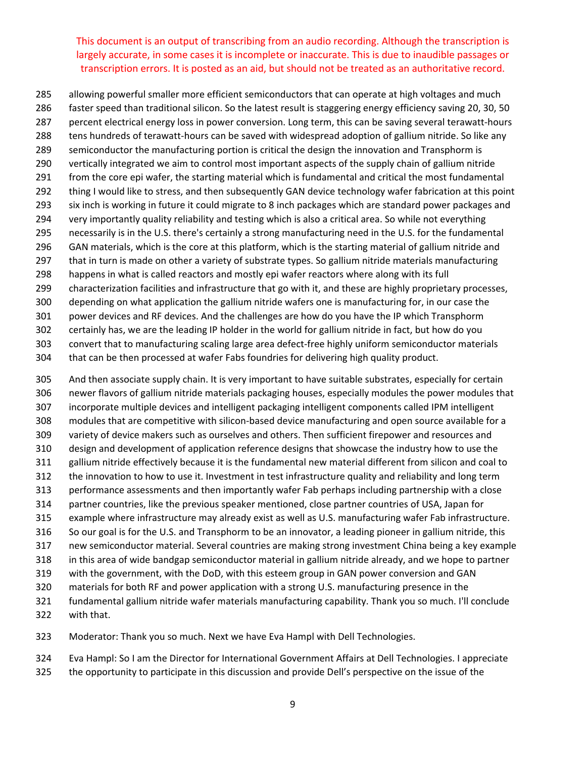This document is an output of transcribing from an audio recording. Although the transcription is largely accurate, in some cases it is incomplete or inaccurate. This is due to inaudible passages or transcription errors. It is posted as an aid, but should not be treated as an authoritative record.

285 allowing powerful smaller more efficient semiconductors that can operate at high voltages and much
286 faster speed than traditional silicon. So the latest result is staggering energy efficiency saving 20, 30, 50
287 percent electrical energy loss in power conversion. Long term, this can be saving several terawatt-hours
288 tens hundreds of terawatt-hours can be saved with widespread adoption of gallium nitride. So like any
289 semiconductor the manufacturing portion is critical the design the innovation and Transphorm is
290 vertically integrated we aim to control most important aspects of the supply chain of gallium nitride
291 from the core epi wafer, the starting material which is fundamental and critical the most fundamental
292 thing I would like to stress, and then subsequently GAN device technology wafer fabrication at this point
293 six inch is working in future it could migrate to 8 inch packages which are standard power packages and
294 very importantly quality reliability and testing which is also a critical area. So while not everything
295 necessarily is in the U.S. there's certainly a strong manufacturing need in the U.S. for the fundamental
296 GAN materials, which is the core at this platform, which is the starting material of gallium nitride and
297 that in turn is made on other a variety of substrate types. So gallium nitride materials manufacturing
298 happens in what is called reactors and mostly epi wafer reactors where along with its full
299 characterization facilities and infrastructure that go with it, and these are highly proprietary processes,
300 depending on what application the gallium nitride wafers one is manufacturing for, in our case the
301 power devices and RF devices. And the challenges are how do you have the IP which Transphorm
302 certainly has, we are the leading IP holder in the world for gallium nitride in fact, but how do you
303 convert that to manufacturing scaling large area defect-free highly uniform semiconductor materials
304 that can be then processed at wafer Fabs foundries for delivering high quality product.

305 And then associate supply chain. It is very important to have suitable substrates, especially for certain
306 newer flavors of gallium nitride materials packaging houses, especially modules the power modules that
307 incorporate multiple devices and intelligent packaging intelligent components called IPM intelligent
308 modules that are competitive with silicon-based device manufacturing and open source available for a
309 variety of device makers such as ourselves and others. Then sufficient firepower and resources and
310 design and development of application reference designs that showcase the industry how to use the
311 gallium nitride effectively because it is the fundamental new material different from silicon and coal to
312 the innovation to how to use it. Investment in test infrastructure quality and reliability and long term
313 performance assessments and then importantly wafer Fab perhaps including partnership with a close
314 partner countries, like the previous speaker mentioned, close partner countries of USA, Japan for
315 example where infrastructure may already exist as well as U.S. manufacturing wafer Fab infrastructure.
316 So our goal is for the U.S. and Transphorm to be an innovator, a leading pioneer in gallium nitride, this
317 new semiconductor material. Several countries are making strong investment China being a key example
318 in this area of wide bandgap semiconductor material in gallium nitride already, and we hope to partner
319 with the government, with the DoD, with this esteem group in GAN power conversion and GAN
320 materials for both RF and power application with a strong U.S. manufacturing presence in the
321 fundamental gallium nitride wafer materials manufacturing capability. Thank you so much. I'll conclude
322 with that.

323 Moderator: Thank you so much. Next we have Eva Hampl with Dell Technologies.

324 Eva Hampl: So I am the Director for International Government Affairs at Dell Technologies. I appreciate
325 the opportunity to participate in this discussion and provide Dell's perspective on the issue of the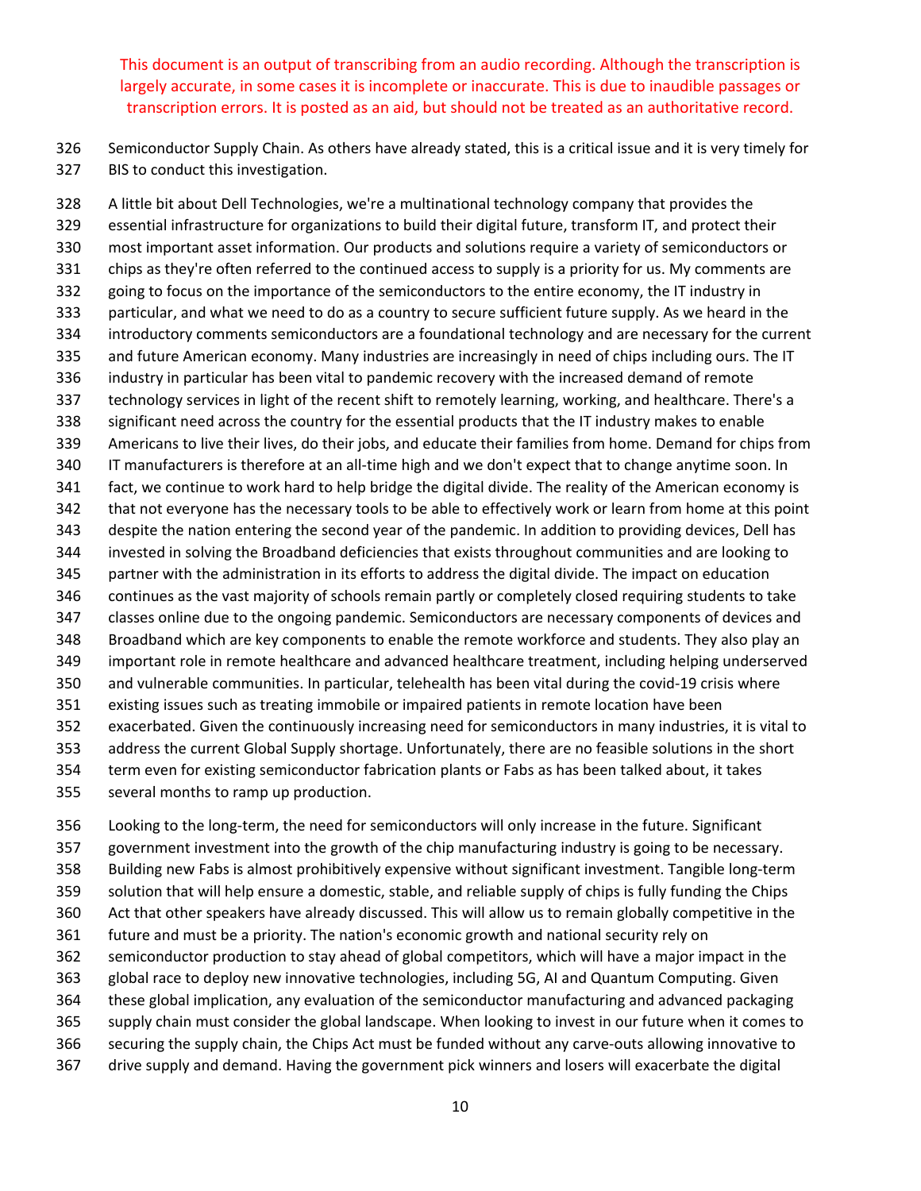This document is an output of transcribing from an audio recording. Although the transcription is largely accurate, in some cases it is incomplete or inaccurate. This is due to inaudible passages or transcription errors. It is posted as an aid, but should not be treated as an authoritative record.

Semiconductor Supply Chain. As others have already stated, this is a critical issue and it is very timely for BIS to conduct this investigation.

A little bit about Dell Technologies, we're a multinational technology company that provides the essential infrastructure for organizations to build their digital future, transform IT, and protect their most important asset information. Our products and solutions require a variety of semiconductors or chips as they're often referred to the continued access to supply is a priority for us. My comments are going to focus on the importance of the semiconductors to the entire economy, the IT industry in particular, and what we need to do as a country to secure sufficient future supply. As we heard in the introductory comments semiconductors are a foundational technology and are necessary for the current and future American economy. Many industries are increasingly in need of chips including ours. The IT industry in particular has been vital to pandemic recovery with the increased demand of remote technology services in light of the recent shift to remotely learning, working, and healthcare. There's a significant need across the country for the essential products that the IT industry makes to enable Americans to live their lives, do their jobs, and educate their families from home. Demand for chips from IT manufacturers is therefore at an all-time high and we don't expect that to change anytime soon. In fact, we continue to work hard to help bridge the digital divide. The reality of the American economy is that not everyone has the necessary tools to be able to effectively work or learn from home at this point despite the nation entering the second year of the pandemic. In addition to providing devices, Dell has invested in solving the Broadband deficiencies that exists throughout communities and are looking to partner with the administration in its efforts to address the digital divide. The impact on education continues as the vast majority of schools remain partly or completely closed requiring students to take classes online due to the ongoing pandemic. Semiconductors are necessary components of devices and Broadband which are key components to enable the remote workforce and students. They also play an important role in remote healthcare and advanced healthcare treatment, including helping underserved and vulnerable communities. In particular, telehealth has been vital during the covid-19 crisis where existing issues such as treating immobile or impaired patients in remote location have been exacerbated. Given the continuously increasing need for semiconductors in many industries, it is vital to address the current Global Supply shortage. Unfortunately, there are no feasible solutions in the short term even for existing semiconductor fabrication plants or Fabs as has been talked about, it takes several months to ramp up production.

Looking to the long-term, the need for semiconductors will only increase in the future. Significant government investment into the growth of the chip manufacturing industry is going to be necessary. Building new Fabs is almost prohibitively expensive without significant investment. Tangible long-term solution that will help ensure a domestic, stable, and reliable supply of chips is fully funding the Chips Act that other speakers have already discussed. This will allow us to remain globally competitive in the future and must be a priority. The nation's economic growth and national security rely on semiconductor production to stay ahead of global competitors, which will have a major impact in the global race to deploy new innovative technologies, including 5G, AI and Quantum Computing. Given these global implication, any evaluation of the semiconductor manufacturing and advanced packaging supply chain must consider the global landscape. When looking to invest in our future when it comes to securing the supply chain, the Chips Act must be funded without any carve-outs allowing innovative to drive supply and demand. Having the government pick winners and losers will exacerbate the digital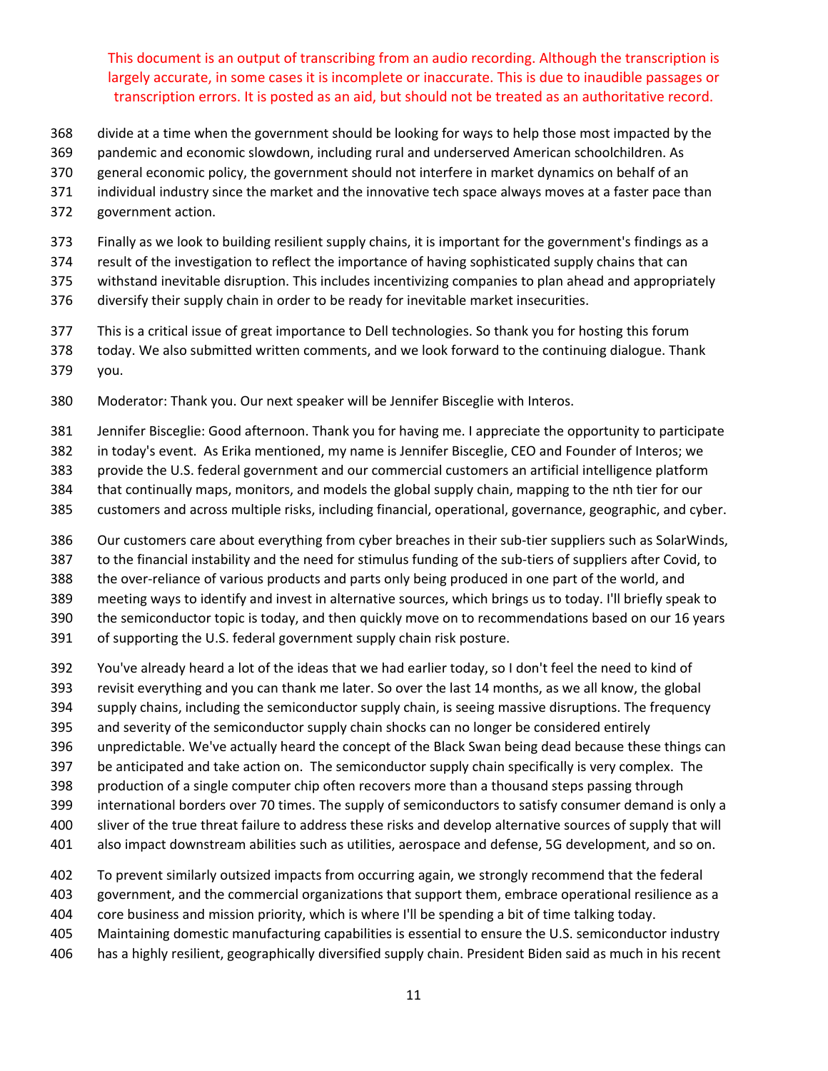This document is an output of transcribing from an audio recording. Although the transcription is largely accurate, in some cases it is incomplete or inaccurate. This is due to inaudible passages or transcription errors. It is posted as an aid, but should not be treated as an authoritative record.

divide at a time when the government should be looking for ways to help those most impacted by the pandemic and economic slowdown, including rural and underserved American schoolchildren. As general economic policy, the government should not interfere in market dynamics on behalf of an individual industry since the market and the innovative tech space always moves at a faster pace than government action.

Finally as we look to building resilient supply chains, it is important for the government's findings as a result of the investigation to reflect the importance of having sophisticated supply chains that can withstand inevitable disruption. This includes incentivizing companies to plan ahead and appropriately diversify their supply chain in order to be ready for inevitable market insecurities.

This is a critical issue of great importance to Dell technologies. So thank you for hosting this forum today. We also submitted written comments, and we look forward to the continuing dialogue. Thank you.

Moderator: Thank you. Our next speaker will be Jennifer Bisceglie with Interos.

Jennifer Bisceglie: Good afternoon. Thank you for having me. I appreciate the opportunity to participate in today's event. As Erika mentioned, my name is Jennifer Bisceglie, CEO and Founder of Interos; we provide the U.S. federal government and our commercial customers an artificial intelligence platform that continually maps, monitors, and models the global supply chain, mapping to the nth tier for our customers and across multiple risks, including financial, operational, governance, geographic, and cyber.

Our customers care about everything from cyber breaches in their sub-tier suppliers such as SolarWinds, to the financial instability and the need for stimulus funding of the sub-tiers of suppliers after Covid, to the over-reliance of various products and parts only being produced in one part of the world, and meeting ways to identify and invest in alternative sources, which brings us to today. I'll briefly speak to the semiconductor topic is today, and then quickly move on to recommendations based on our 16 years of supporting the U.S. federal government supply chain risk posture.

You've already heard a lot of the ideas that we had earlier today, so I don't feel the need to kind of revisit everything and you can thank me later. So over the last 14 months, as we all know, the global supply chains, including the semiconductor supply chain, is seeing massive disruptions. The frequency and severity of the semiconductor supply chain shocks can no longer be considered entirely unpredictable. We've actually heard the concept of the Black Swan being dead because these things can be anticipated and take action on. The semiconductor supply chain specifically is very complex. The production of a single computer chip often recovers more than a thousand steps passing through international borders over 70 times. The supply of semiconductors to satisfy consumer demand is only a sliver of the true threat failure to address these risks and develop alternative sources of supply that will also impact downstream abilities such as utilities, aerospace and defense, 5G development, and so on.

To prevent similarly outsized impacts from occurring again, we strongly recommend that the federal government, and the commercial organizations that support them, embrace operational resilience as a core business and mission priority, which is where I'll be spending a bit of time talking today. Maintaining domestic manufacturing capabilities is essential to ensure the U.S. semiconductor industry has a highly resilient, geographically diversified supply chain. President Biden said as much in his recent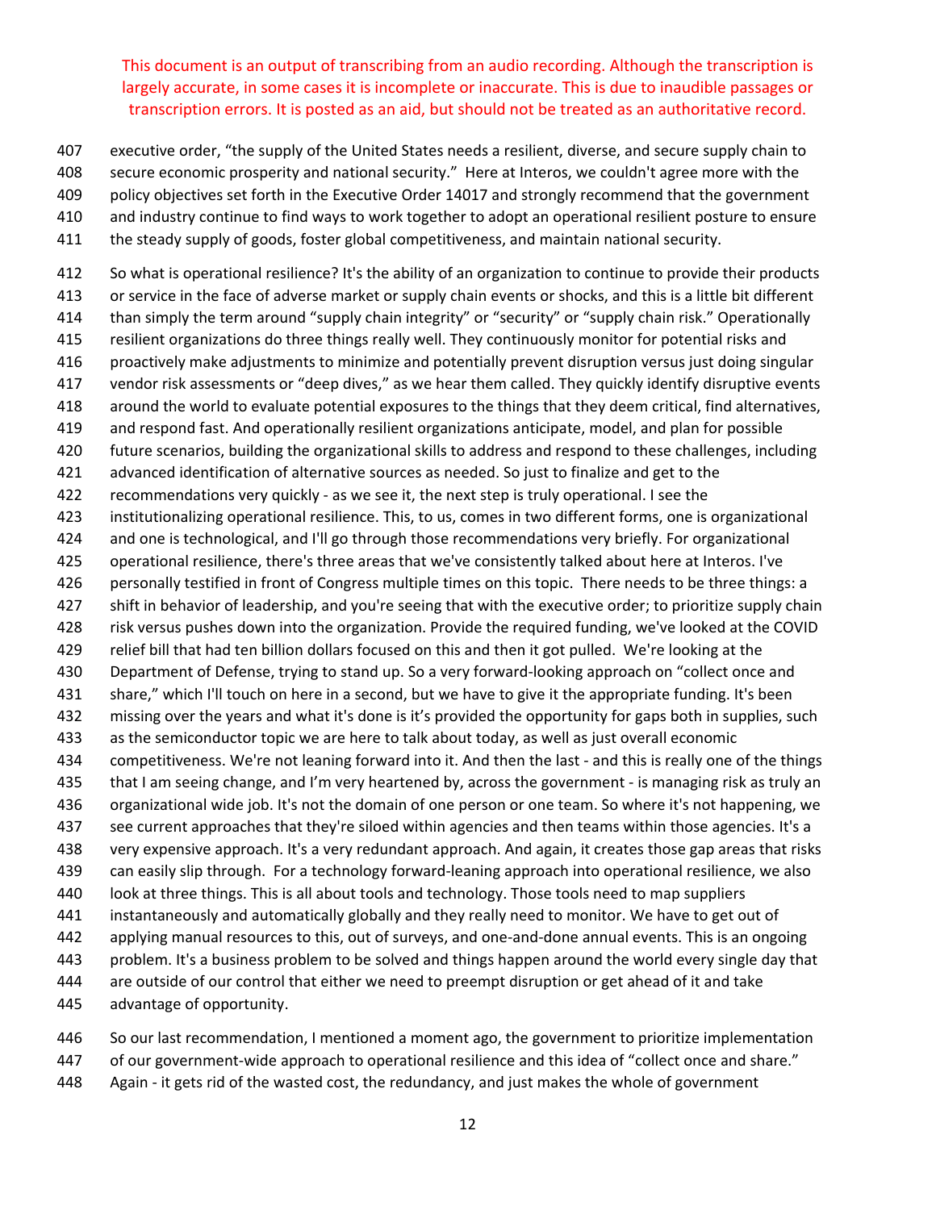This document is an output of transcribing from an audio recording. Although the transcription is largely accurate, in some cases it is incomplete or inaccurate. This is due to inaudible passages or transcription errors. It is posted as an aid, but should not be treated as an authoritative record.

407 executive order, "the supply of the United States needs a resilient, diverse, and secure supply chain to
408 secure economic prosperity and national security." Here at Interos, we couldn't agree more with the
409 policy objectives set forth in the Executive Order 14017 and strongly recommend that the government
410 and industry continue to find ways to work together to adopt an operational resilient posture to ensure
411 the steady supply of goods, foster global competitiveness, and maintain national security.

412 So what is operational resilience? It's the ability of an organization to continue to provide their products
413 or service in the face of adverse market or supply chain events or shocks, and this is a little bit different
414 than simply the term around "supply chain integrity" or "security" or "supply chain risk." Operationally
415 resilient organizations do three things really well. They continuously monitor for potential risks and
416 proactively make adjustments to minimize and potentially prevent disruption versus just doing singular
417 vendor risk assessments or "deep dives," as we hear them called. They quickly identify disruptive events
418 around the world to evaluate potential exposures to the things that they deem critical, find alternatives,
419 and respond fast. And operationally resilient organizations anticipate, model, and plan for possible
420 future scenarios, building the organizational skills to address and respond to these challenges, including
421 advanced identification of alternative sources as needed. So just to finalize and get to the
422 recommendations very quickly - as we see it, the next step is truly operational. I see the
423 institutionalizing operational resilience. This, to us, comes in two different forms, one is organizational
424 and one is technological, and I'll go through those recommendations very briefly. For organizational
425 operational resilience, there's three areas that we've consistently talked about here at Interos. I've
426 personally testified in front of Congress multiple times on this topic. There needs to be three things: a
427 shift in behavior of leadership, and you're seeing that with the executive order; to prioritize supply chain
428 risk versus pushes down into the organization. Provide the required funding, we've looked at the COVID
429 relief bill that had ten billion dollars focused on this and then it got pulled. We're looking at the
430 Department of Defense, trying to stand up. So a very forward-looking approach on "collect once and
431 share," which I'll touch on here in a second, but we have to give it the appropriate funding. It's been
432 missing over the years and what it's done is it's provided the opportunity for gaps both in supplies, such
433 as the semiconductor topic we are here to talk about today, as well as just overall economic
434 competitiveness. We're not leaning forward into it. And then the last - and this is really one of the things
435 that I am seeing change, and I'm very heartened by, across the government - is managing risk as truly an
436 organizational wide job. It's not the domain of one person or one team. So where it's not happening, we
437 see current approaches that they're siloed within agencies and then teams within those agencies. It's a
438 very expensive approach. It's a very redundant approach. And again, it creates those gap areas that risks
439 can easily slip through. For a technology forward-leaning approach into operational resilience, we also
440 look at three things. This is all about tools and technology. Those tools need to map suppliers
441 instantaneously and automatically globally and they really need to monitor. We have to get out of
442 applying manual resources to this, out of surveys, and one-and-done annual events. This is an ongoing
443 problem. It's a business problem to be solved and things happen around the world every single day that
444 are outside of our control that either we need to preempt disruption or get ahead of it and take
445 advantage of opportunity.

446 So our last recommendation, I mentioned a moment ago, the government to prioritize implementation
447 of our government-wide approach to operational resilience and this idea of "collect once and share."
448 Again - it gets rid of the wasted cost, the redundancy, and just makes the whole of government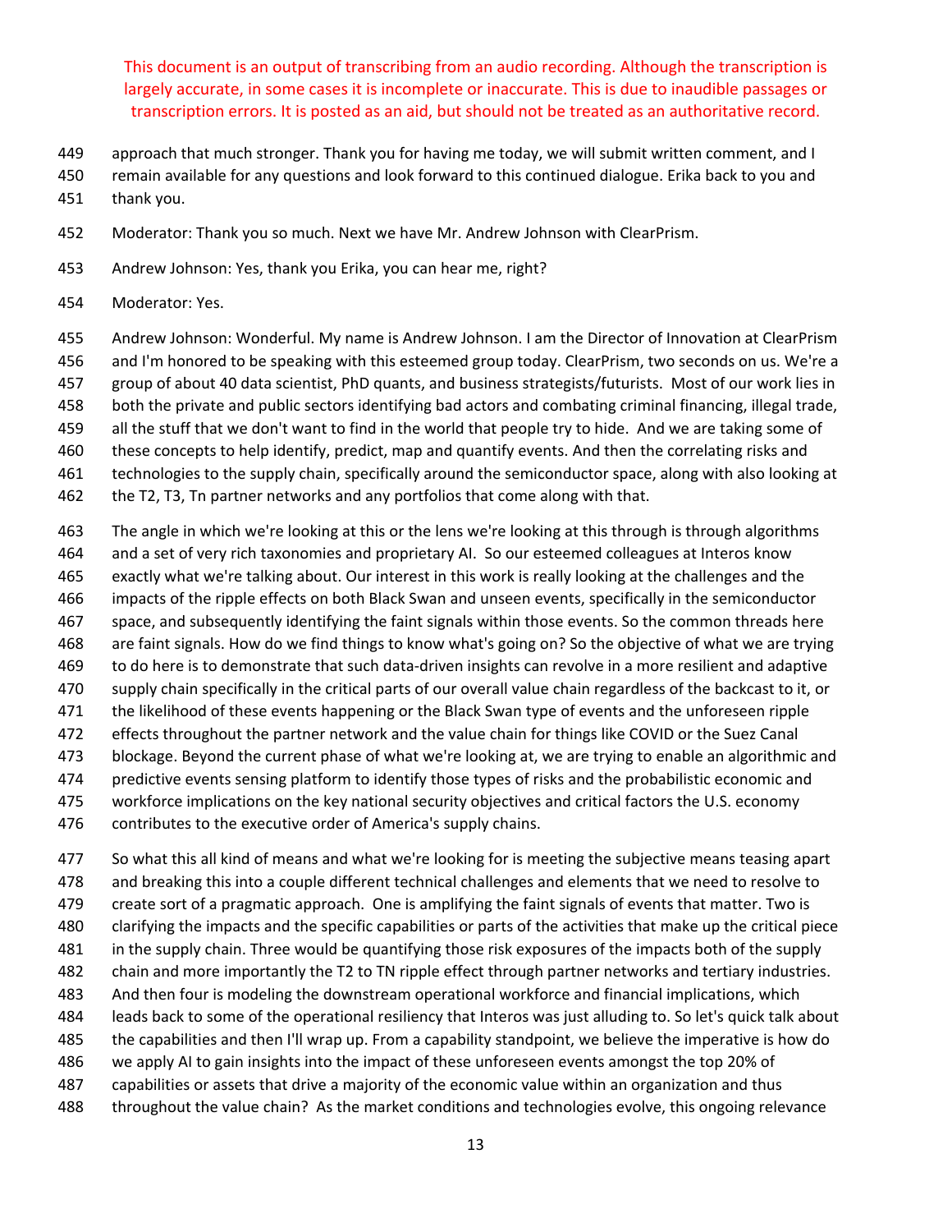This document is an output of transcribing from an audio recording. Although the transcription is largely accurate, in some cases it is incomplete or inaccurate. This is due to inaudible passages or transcription errors. It is posted as an aid, but should not be treated as an authoritative record.

449 approach that much stronger. Thank you for having me today, we will submit written comment, and I
450 remain available for any questions and look forward to this continued dialogue. Erika back to you and
451 thank you.

452 Moderator: Thank you so much. Next we have Mr. Andrew Johnson with ClearPrism.

453 Andrew Johnson: Yes, thank you Erika, you can hear me, right?

454 Moderator: Yes.

455 Andrew Johnson: Wonderful. My name is Andrew Johnson. I am the Director of Innovation at ClearPrism
456 and I'm honored to be speaking with this esteemed group today. ClearPrism, two seconds on us. We're a
457 group of about 40 data scientist, PhD quants, and business strategists/futurists. Most of our work lies in
458 both the private and public sectors identifying bad actors and combating criminal financing, illegal trade,
459 all the stuff that we don't want to find in the world that people try to hide. And we are taking some of
460 these concepts to help identify, predict, map and quantify events. And then the correlating risks and
461 technologies to the supply chain, specifically around the semiconductor space, along with also looking at
462 the T2, T3, Tn partner networks and any portfolios that come along with that.

463 The angle in which we're looking at this or the lens we're looking at this through is through algorithms
464 and a set of very rich taxonomies and proprietary AI. So our esteemed colleagues at Interos know
465 exactly what we're talking about. Our interest in this work is really looking at the challenges and the
466 impacts of the ripple effects on both Black Swan and unseen events, specifically in the semiconductor
467 space, and subsequently identifying the faint signals within those events. So the common threads here
468 are faint signals. How do we find things to know what's going on? So the objective of what we are trying
469 to do here is to demonstrate that such data-driven insights can revolve in a more resilient and adaptive
470 supply chain specifically in the critical parts of our overall value chain regardless of the backcast to it, or
471 the likelihood of these events happening or the Black Swan type of events and the unforeseen ripple
472 effects throughout the partner network and the value chain for things like COVID or the Suez Canal
473 blockage. Beyond the current phase of what we're looking at, we are trying to enable an algorithmic and
474 predictive events sensing platform to identify those types of risks and the probabilistic economic and
475 workforce implications on the key national security objectives and critical factors the U.S. economy
476 contributes to the executive order of America's supply chains.

477 So what this all kind of means and what we're looking for is meeting the subjective means teasing apart
478 and breaking this into a couple different technical challenges and elements that we need to resolve to
479 create sort of a pragmatic approach. One is amplifying the faint signals of events that matter. Two is
480 clarifying the impacts and the specific capabilities or parts of the activities that make up the critical piece
481 in the supply chain. Three would be quantifying those risk exposures of the impacts both of the supply
482 chain and more importantly the T2 to TN ripple effect through partner networks and tertiary industries.
483 And then four is modeling the downstream operational workforce and financial implications, which
484 leads back to some of the operational resiliency that Interos was just alluding to. So let's quick talk about
485 the capabilities and then I'll wrap up. From a capability standpoint, we believe the imperative is how do
486 we apply AI to gain insights into the impact of these unforeseen events amongst the top 20% of
487 capabilities or assets that drive a majority of the economic value within an organization and thus
488 throughout the value chain? As the market conditions and technologies evolve, this ongoing relevance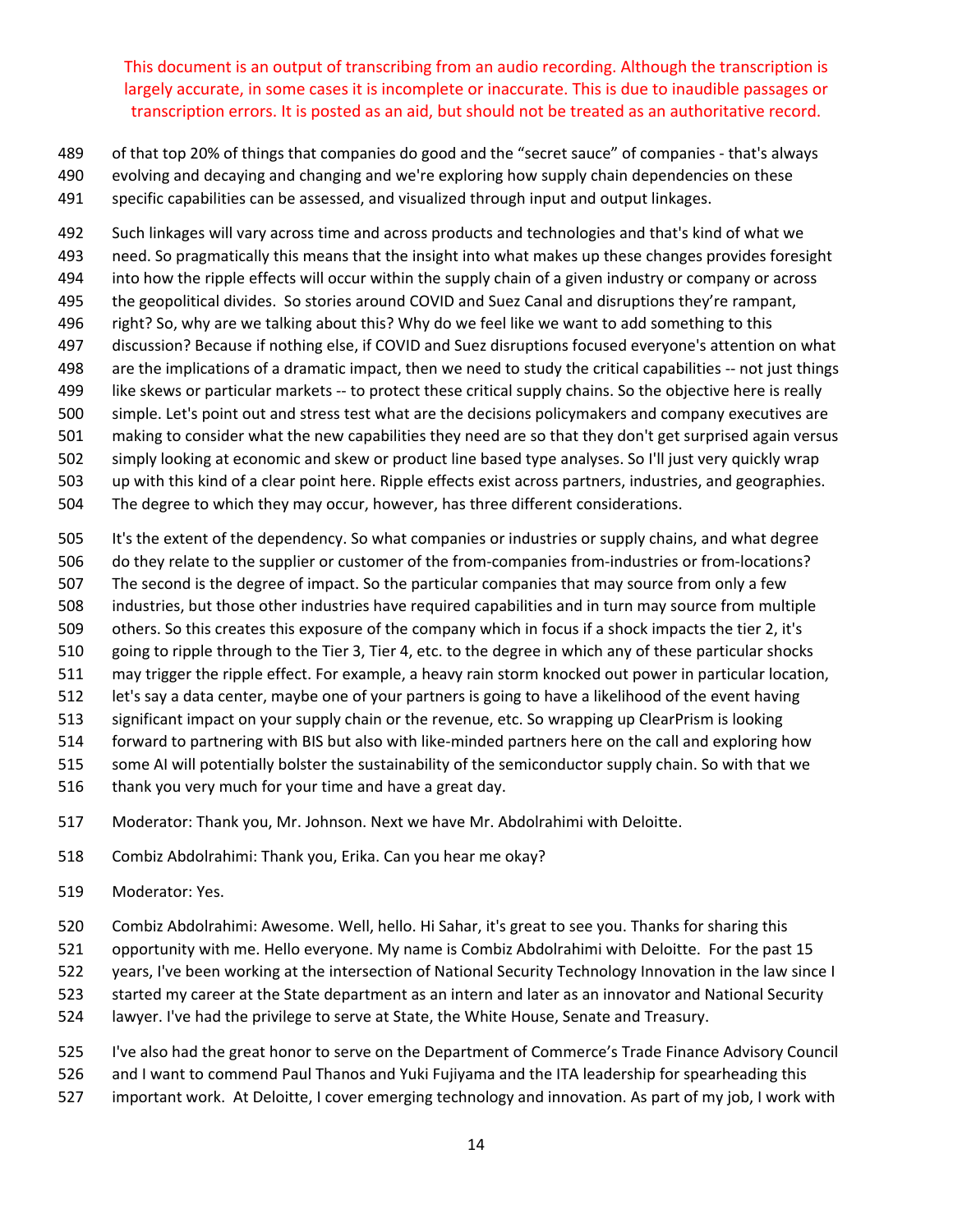This document is an output of transcribing from an audio recording. Although the transcription is largely accurate, in some cases it is incomplete or inaccurate. This is due to inaudible passages or transcription errors. It is posted as an aid, but should not be treated as an authoritative record.

489 of that top 20% of things that companies do good and the "secret sauce" of companies - that's always
490 evolving and decaying and changing and we're exploring how supply chain dependencies on these
491 specific capabilities can be assessed, and visualized through input and output linkages.

492 Such linkages will vary across time and across products and technologies and that's kind of what we
493 need. So pragmatically this means that the insight into what makes up these changes provides foresight
494 into how the ripple effects will occur within the supply chain of a given industry or company or across
495 the geopolitical divides. So stories around COVID and Suez Canal and disruptions they're rampant,
496 right? So, why are we talking about this? Why do we feel like we want to add something to this
497 discussion? Because if nothing else, if COVID and Suez disruptions focused everyone's attention on what
498 are the implications of a dramatic impact, then we need to study the critical capabilities -- not just things
499 like skews or particular markets -- to protect these critical supply chains. So the objective here is really
500 simple. Let's point out and stress test what are the decisions policymakers and company executives are
501 making to consider what the new capabilities they need are so that they don't get surprised again versus
502 simply looking at economic and skew or product line based type analyses. So I'll just very quickly wrap
503 up with this kind of a clear point here. Ripple effects exist across partners, industries, and geographies.
504 The degree to which they may occur, however, has three different considerations.

505 It's the extent of the dependency. So what companies or industries or supply chains, and what degree
506 do they relate to the supplier or customer of the from-companies from-industries or from-locations?
507 The second is the degree of impact. So the particular companies that may source from only a few
508 industries, but those other industries have required capabilities and in turn may source from multiple
509 others. So this creates this exposure of the company which in focus if a shock impacts the tier 2, it's
510 going to ripple through to the Tier 3, Tier 4, etc. to the degree in which any of these particular shocks
511 may trigger the ripple effect. For example, a heavy rain storm knocked out power in particular location,
512 let's say a data center, maybe one of your partners is going to have a likelihood of the event having
513 significant impact on your supply chain or the revenue, etc. So wrapping up ClearPrism is looking
514 forward to partnering with BIS but also with like-minded partners here on the call and exploring how
515 some AI will potentially bolster the sustainability of the semiconductor supply chain. So with that we
516 thank you very much for your time and have a great day.

517 Moderator: Thank you, Mr. Johnson. Next we have Mr. Abdolrahimi with Deloitte.

518 Combiz Abdolrahimi: Thank you, Erika. Can you hear me okay?

519 Moderator: Yes.

520 Combiz Abdolrahimi: Awesome. Well, hello. Hi Sahar, it's great to see you. Thanks for sharing this
521 opportunity with me. Hello everyone. My name is Combiz Abdolrahimi with Deloitte. For the past 15
522 years, I've been working at the intersection of National Security Technology Innovation in the law since I
523 started my career at the State department as an intern and later as an innovator and National Security
524 lawyer. I've had the privilege to serve at State, the White House, Senate and Treasury.

525 I've also had the great honor to serve on the Department of Commerce's Trade Finance Advisory Council
526 and I want to commend Paul Thanos and Yuki Fujiyama and the ITA leadership for spearheading this
527 important work. At Deloitte, I cover emerging technology and innovation. As part of my job, I work with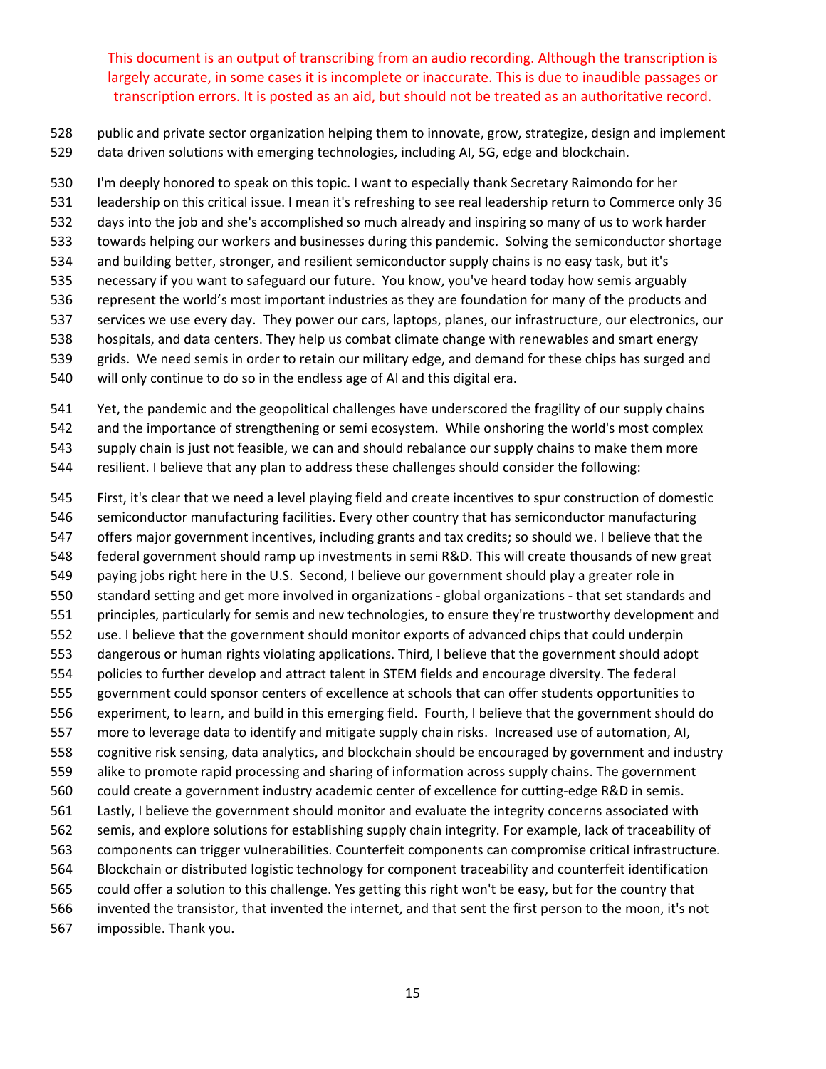This document is an output of transcribing from an audio recording. Although the transcription is largely accurate, in some cases it is incomplete or inaccurate. This is due to inaudible passages or transcription errors. It is posted as an aid, but should not be treated as an authoritative record.

public and private sector organization helping them to innovate, grow, strategize, design and implement data driven solutions with emerging technologies, including AI, 5G, edge and blockchain.

I'm deeply honored to speak on this topic. I want to especially thank Secretary Raimondo for her leadership on this critical issue. I mean it's refreshing to see real leadership return to Commerce only 36 days into the job and she's accomplished so much already and inspiring so many of us to work harder towards helping our workers and businesses during this pandemic. Solving the semiconductor shortage and building better, stronger, and resilient semiconductor supply chains is no easy task, but it's necessary if you want to safeguard our future. You know, you've heard today how semis arguably represent the world's most important industries as they are foundation for many of the products and services we use every day. They power our cars, laptops, planes, our infrastructure, our electronics, our hospitals, and data centers. They help us combat climate change with renewables and smart energy grids. We need semis in order to retain our military edge, and demand for these chips has surged and will only continue to do so in the endless age of AI and this digital era.

Yet, the pandemic and the geopolitical challenges have underscored the fragility of our supply chains and the importance of strengthening or semi ecosystem. While onshoring the world's most complex supply chain is just not feasible, we can and should rebalance our supply chains to make them more resilient. I believe that any plan to address these challenges should consider the following:

First, it's clear that we need a level playing field and create incentives to spur construction of domestic semiconductor manufacturing facilities. Every other country that has semiconductor manufacturing offers major government incentives, including grants and tax credits; so should we. I believe that the federal government should ramp up investments in semi R&D. This will create thousands of new great paying jobs right here in the U.S. Second, I believe our government should play a greater role in standard setting and get more involved in organizations - global organizations - that set standards and principles, particularly for semis and new technologies, to ensure they're trustworthy development and use. I believe that the government should monitor exports of advanced chips that could underpin dangerous or human rights violating applications. Third, I believe that the government should adopt policies to further develop and attract talent in STEM fields and encourage diversity. The federal government could sponsor centers of excellence at schools that can offer students opportunities to experiment, to learn, and build in this emerging field. Fourth, I believe that the government should do more to leverage data to identify and mitigate supply chain risks. Increased use of automation, AI, cognitive risk sensing, data analytics, and blockchain should be encouraged by government and industry alike to promote rapid processing and sharing of information across supply chains. The government could create a government industry academic center of excellence for cutting-edge R&D in semis. Lastly, I believe the government should monitor and evaluate the integrity concerns associated with semis, and explore solutions for establishing supply chain integrity. For example, lack of traceability of components can trigger vulnerabilities. Counterfeit components can compromise critical infrastructure. Blockchain or distributed logistic technology for component traceability and counterfeit identification could offer a solution to this challenge. Yes getting this right won't be easy, but for the country that invented the transistor, that invented the internet, and that sent the first person to the moon, it's not impossible. Thank you.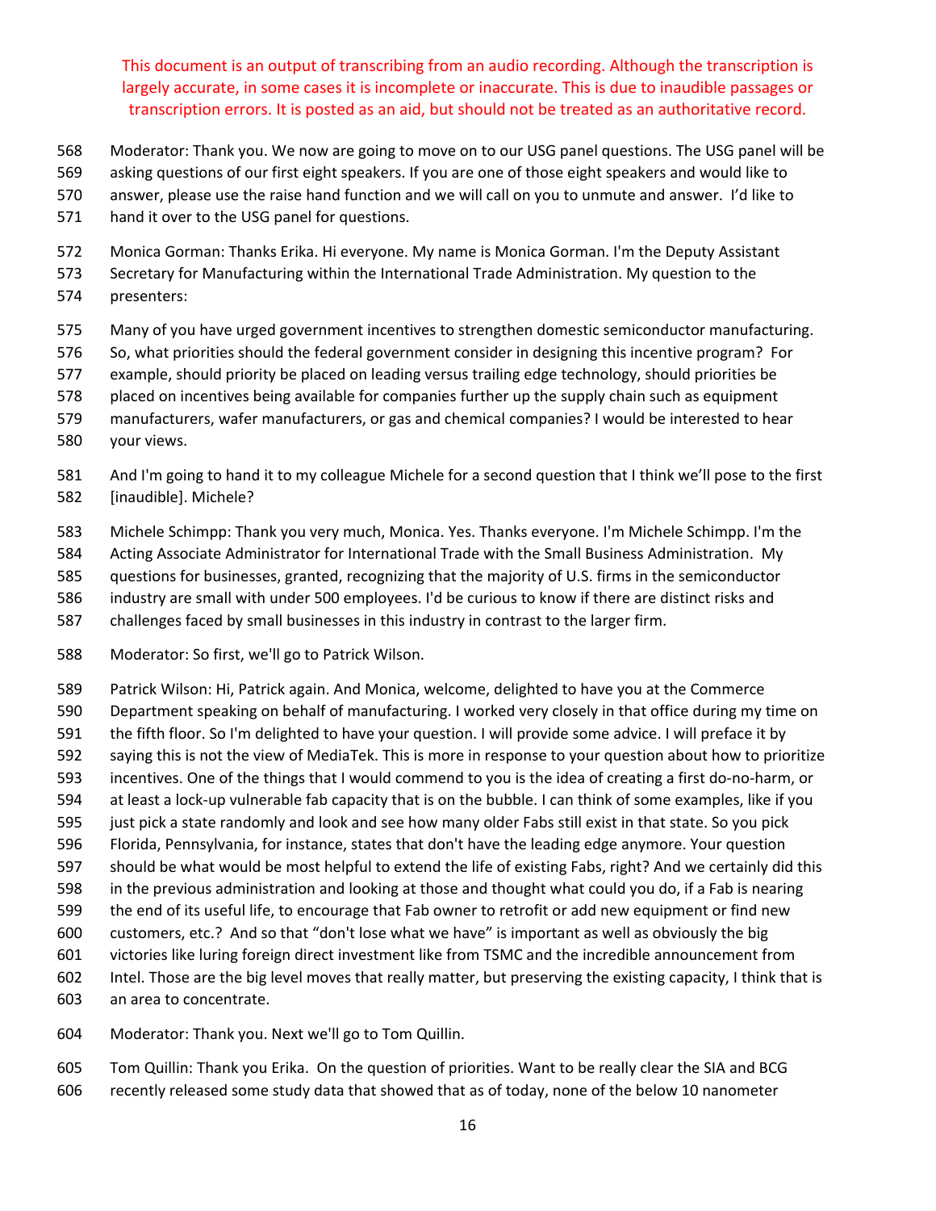This document is an output of transcribing from an audio recording. Although the transcription is largely accurate, in some cases it is incomplete or inaccurate. This is due to inaudible passages or transcription errors. It is posted as an aid, but should not be treated as an authoritative record.

568 Moderator: Thank you. We now are going to move on to our USG panel questions. The USG panel will be
569 asking questions of our first eight speakers. If you are one of those eight speakers and would like to
570 answer, please use the raise hand function and we will call on you to unmute and answer. I'd like to
571 hand it over to the USG panel for questions.

572 Monica Gorman: Thanks Erika. Hi everyone. My name is Monica Gorman. I'm the Deputy Assistant
573 Secretary for Manufacturing within the International Trade Administration. My question to the
574 presenters:

575 Many of you have urged government incentives to strengthen domestic semiconductor manufacturing.
576 So, what priorities should the federal government consider in designing this incentive program? For
577 example, should priority be placed on leading versus trailing edge technology, should priorities be
578 placed on incentives being available for companies further up the supply chain such as equipment
579 manufacturers, wafer manufacturers, or gas and chemical companies? I would be interested to hear
580 your views.

581 And I'm going to hand it to my colleague Michele for a second question that I think we'll pose to the first
582 [inaudible]. Michele?

583 Michele Schimpp: Thank you very much, Monica. Yes. Thanks everyone. I'm Michele Schimpp. I'm the
584 Acting Associate Administrator for International Trade with the Small Business Administration. My
585 questions for businesses, granted, recognizing that the majority of U.S. firms in the semiconductor
586 industry are small with under 500 employees. I'd be curious to know if there are distinct risks and
587 challenges faced by small businesses in this industry in contrast to the larger firm.

588 Moderator: So first, we'll go to Patrick Wilson.

589 Patrick Wilson: Hi, Patrick again. And Monica, welcome, delighted to have you at the Commerce
590 Department speaking on behalf of manufacturing. I worked very closely in that office during my time on
591 the fifth floor. So I'm delighted to have your question. I will provide some advice. I will preface it by
592 saying this is not the view of MediaTek. This is more in response to your question about how to prioritize
593 incentives. One of the things that I would commend to you is the idea of creating a first do-no-harm, or
594 at least a lock-up vulnerable fab capacity that is on the bubble. I can think of some examples, like if you
595 just pick a state randomly and look and see how many older Fabs still exist in that state. So you pick
596 Florida, Pennsylvania, for instance, states that don't have the leading edge anymore. Your question
597 should be what would be most helpful to extend the life of existing Fabs, right? And we certainly did this
598 in the previous administration and looking at those and thought what could you do, if a Fab is nearing
599 the end of its useful life, to encourage that Fab owner to retrofit or add new equipment or find new
600 customers, etc.? And so that "don't lose what we have" is important as well as obviously the big
601 victories like luring foreign direct investment like from TSMC and the incredible announcement from
602 Intel. Those are the big level moves that really matter, but preserving the existing capacity, I think that is
603 an area to concentrate.

604 Moderator: Thank you. Next we'll go to Tom Quillin.

605 Tom Quillin: Thank you Erika. On the question of priorities. Want to be really clear the SIA and BCG
606 recently released some study data that showed that as of today, none of the below 10 nanometer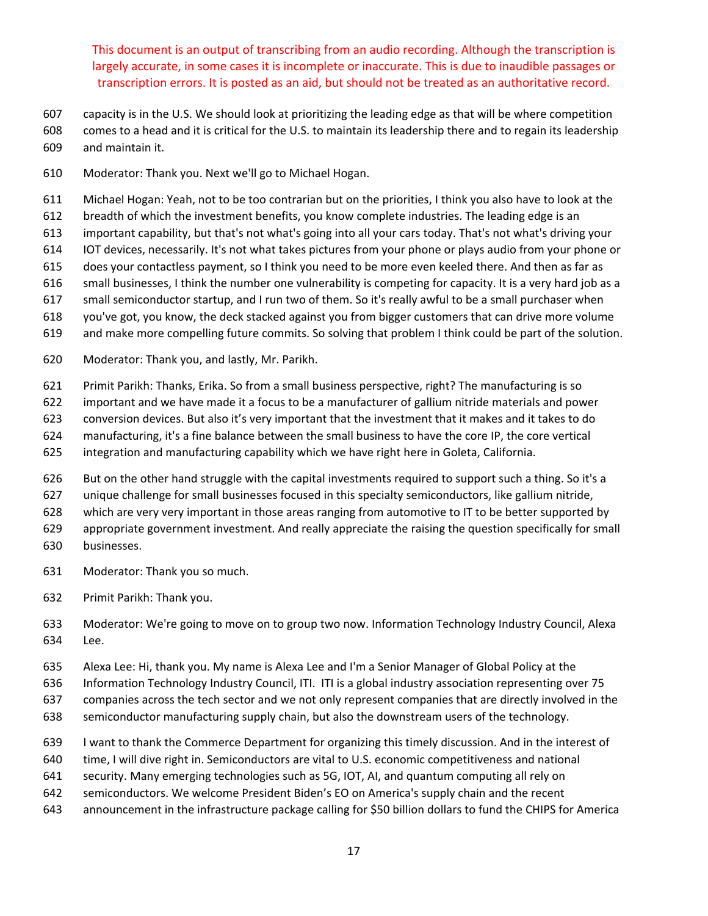This document is an output of transcribing from an audio recording. Although the transcription is largely accurate, in some cases it is incomplete or inaccurate. This is due to inaudible passages or transcription errors. It is posted as an aid, but should not be treated as an authoritative record.

607 capacity is in the U.S. We should look at prioritizing the leading edge as that will be where competition
608 comes to a head and it is critical for the U.S. to maintain its leadership there and to regain its leadership
609 and maintain it.

610 Moderator: Thank you. Next we'll go to Michael Hogan.

611 Michael Hogan: Yeah, not to be too contrarian but on the priorities, I think you also have to look at the
612 breadth of which the investment benefits, you know complete industries. The leading edge is an
613 important capability, but that's not what's going into all your cars today. That's not what's driving your
614 IOT devices, necessarily. It's not what takes pictures from your phone or plays audio from your phone or
615 does your contactless payment, so I think you need to be more even keeled there. And then as far as
616 small businesses, I think the number one vulnerability is competing for capacity. It is a very hard job as a
617 small semiconductor startup, and I run two of them. So it's really awful to be a small purchaser when
618 you've got, you know, the deck stacked against you from bigger customers that can drive more volume
619 and make more compelling future commits. So solving that problem I think could be part of the solution.

620 Moderator: Thank you, and lastly, Mr. Parikh.

621 Primit Parikh: Thanks, Erika. So from a small business perspective, right? The manufacturing is so
622 important and we have made it a focus to be a manufacturer of gallium nitride materials and power
623 conversion devices. But also it's very important that the investment that it makes and it takes to do
624 manufacturing, it's a fine balance between the small business to have the core IP, the core vertical
625 integration and manufacturing capability which we have right here in Goleta, California.

626 But on the other hand struggle with the capital investments required to support such a thing. So it's a
627 unique challenge for small businesses focused in this specialty semiconductors, like gallium nitride,
628 which are very very important in those areas ranging from automotive to IT to be better supported by
629 appropriate government investment. And really appreciate the raising the question specifically for small
630 businesses.

631 Moderator: Thank you so much.

632 Primit Parikh: Thank you.

633 Moderator: We're going to move on to group two now. Information Technology Industry Council, Alexa
634 Lee.

635 Alexa Lee: Hi, thank you. My name is Alexa Lee and I'm a Senior Manager of Global Policy at the
636 Information Technology Industry Council, ITI. ITI is a global industry association representing over 75
637 companies across the tech sector and we not only represent companies that are directly involved in the
638 semiconductor manufacturing supply chain, but also the downstream users of the technology.

639 I want to thank the Commerce Department for organizing this timely discussion. And in the interest of
640 time, I will dive right in. Semiconductors are vital to U.S. economic competitiveness and national
641 security. Many emerging technologies such as 5G, IOT, AI, and quantum computing all rely on
642 semiconductors. We welcome President Biden's EO on America's supply chain and the recent
643 announcement in the infrastructure package calling for $50 billion dollars to fund the CHIPS for America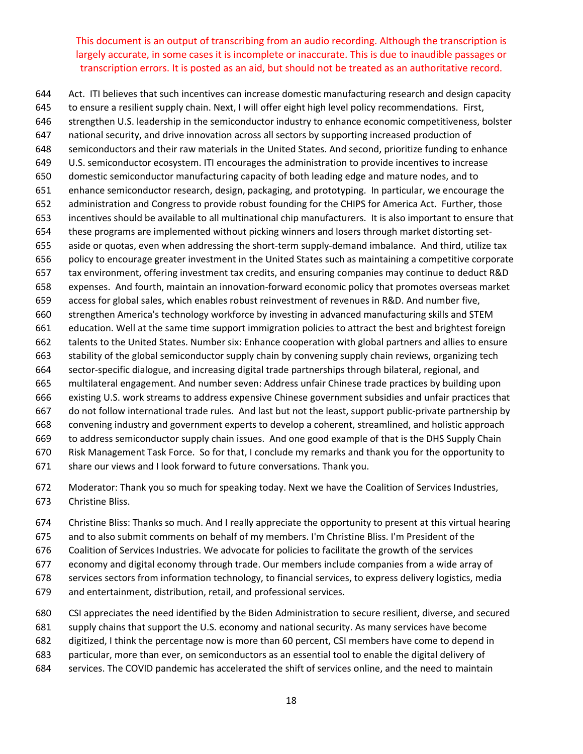This document is an output of transcribing from an audio recording. Although the transcription is largely accurate, in some cases it is incomplete or inaccurate. This is due to inaudible passages or transcription errors. It is posted as an aid, but should not be treated as an authoritative record.

644 Act. ITI believes that such incentives can increase domestic manufacturing research and design capacity
645 to ensure a resilient supply chain. Next, I will offer eight high level policy recommendations. First,
646 strengthen U.S. leadership in the semiconductor industry to enhance economic competitiveness, bolster
647 national security, and drive innovation across all sectors by supporting increased production of
648 semiconductors and their raw materials in the United States. And second, prioritize funding to enhance
649 U.S. semiconductor ecosystem. ITI encourages the administration to provide incentives to increase
650 domestic semiconductor manufacturing capacity of both leading edge and mature nodes, and to
651 enhance semiconductor research, design, packaging, and prototyping. In particular, we encourage the
652 administration and Congress to provide robust founding for the CHIPS for America Act. Further, those
653 incentives should be available to all multinational chip manufacturers. It is also important to ensure that
654 these programs are implemented without picking winners and losers through market distorting set-
655 aside or quotas, even when addressing the short-term supply-demand imbalance. And third, utilize tax
656 policy to encourage greater investment in the United States such as maintaining a competitive corporate
657 tax environment, offering investment tax credits, and ensuring companies may continue to deduct R&D
658 expenses. And fourth, maintain an innovation-forward economic policy that promotes overseas market
659 access for global sales, which enables robust reinvestment of revenues in R&D. And number five,
660 strengthen America's technology workforce by investing in advanced manufacturing skills and STEM
661 education. Well at the same time support immigration policies to attract the best and brightest foreign
662 talents to the United States. Number six: Enhance cooperation with global partners and allies to ensure
663 stability of the global semiconductor supply chain by convening supply chain reviews, organizing tech
664 sector-specific dialogue, and increasing digital trade partnerships through bilateral, regional, and
665 multilateral engagement. And number seven: Address unfair Chinese trade practices by building upon
666 existing U.S. work streams to address expensive Chinese government subsidies and unfair practices that
667 do not follow international trade rules. And last but not the least, support public-private partnership by
668 convening industry and government experts to develop a coherent, streamlined, and holistic approach
669 to address semiconductor supply chain issues. And one good example of that is the DHS Supply Chain
670 Risk Management Task Force. So for that, I conclude my remarks and thank you for the opportunity to
671 share our views and I look forward to future conversations. Thank you.

672 Moderator: Thank you so much for speaking today. Next we have the Coalition of Services Industries,
673 Christine Bliss.

674 Christine Bliss: Thanks so much. And I really appreciate the opportunity to present at this virtual hearing
675 and to also submit comments on behalf of my members. I'm Christine Bliss. I'm President of the
676 Coalition of Services Industries. We advocate for policies to facilitate the growth of the services
677 economy and digital economy through trade. Our members include companies from a wide array of
678 services sectors from information technology, to financial services, to express delivery logistics, media
679 and entertainment, distribution, retail, and professional services.

680 CSI appreciates the need identified by the Biden Administration to secure resilient, diverse, and secured
681 supply chains that support the U.S. economy and national security. As many services have become
682 digitized, I think the percentage now is more than 60 percent, CSI members have come to depend in
683 particular, more than ever, on semiconductors as an essential tool to enable the digital delivery of
684 services. The COVID pandemic has accelerated the shift of services online, and the need to maintain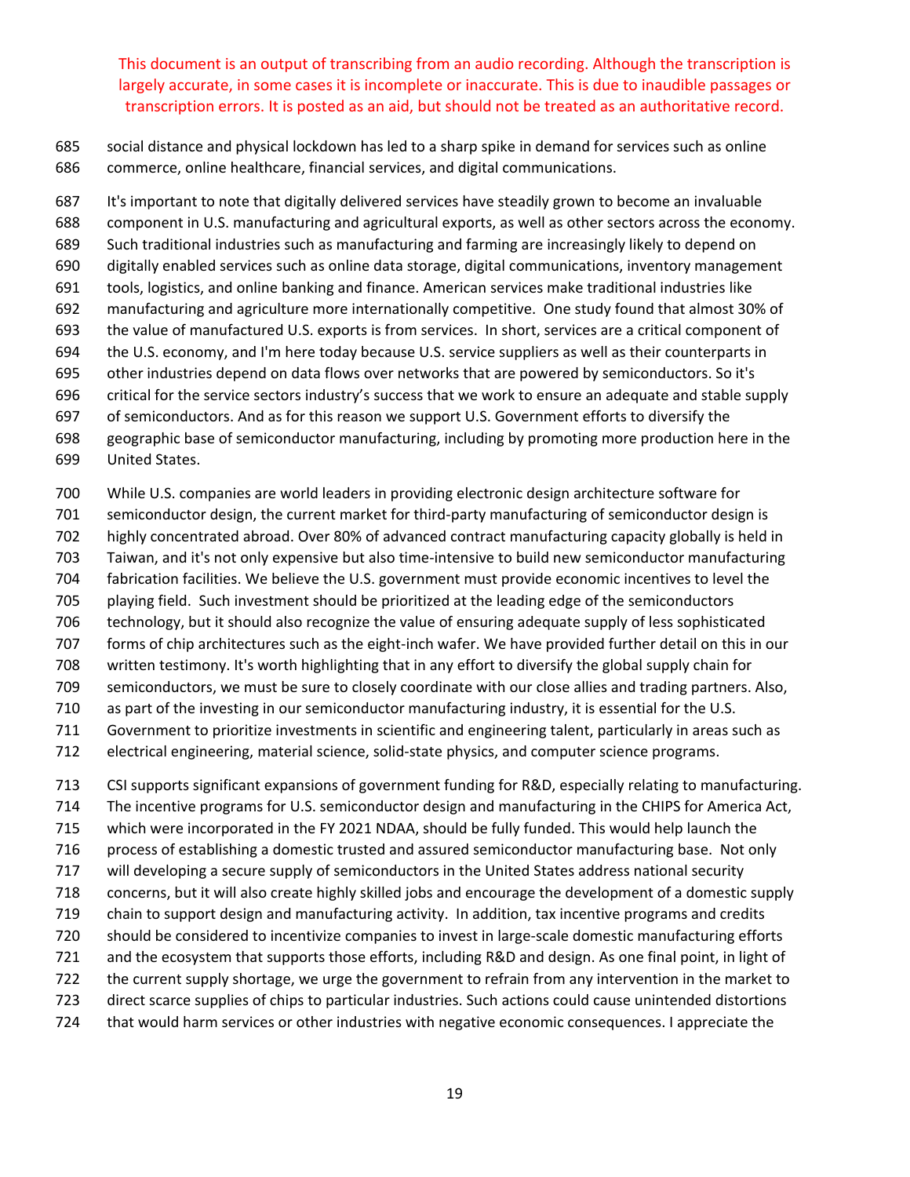This document is an output of transcribing from an audio recording. Although the transcription is largely accurate, in some cases it is incomplete or inaccurate. This is due to inaudible passages or transcription errors. It is posted as an aid, but should not be treated as an authoritative record.

685 social distance and physical lockdown has led to a sharp spike in demand for services such as online
686 commerce, online healthcare, financial services, and digital communications.

687 It's important to note that digitally delivered services have steadily grown to become an invaluable
688 component in U.S. manufacturing and agricultural exports, as well as other sectors across the economy.
689 Such traditional industries such as manufacturing and farming are increasingly likely to depend on
690 digitally enabled services such as online data storage, digital communications, inventory management
691 tools, logistics, and online banking and finance. American services make traditional industries like
692 manufacturing and agriculture more internationally competitive. One study found that almost 30% of
693 the value of manufactured U.S. exports is from services. In short, services are a critical component of
694 the U.S. economy, and I'm here today because U.S. service suppliers as well as their counterparts in
695 other industries depend on data flows over networks that are powered by semiconductors. So it's
696 critical for the service sectors industry's success that we work to ensure an adequate and stable supply
697 of semiconductors. And as for this reason we support U.S. Government efforts to diversify the
698 geographic base of semiconductor manufacturing, including by promoting more production here in the
699 United States.

700 While U.S. companies are world leaders in providing electronic design architecture software for
701 semiconductor design, the current market for third-party manufacturing of semiconductor design is
702 highly concentrated abroad. Over 80% of advanced contract manufacturing capacity globally is held in
703 Taiwan, and it's not only expensive but also time-intensive to build new semiconductor manufacturing
704 fabrication facilities. We believe the U.S. government must provide economic incentives to level the
705 playing field. Such investment should be prioritized at the leading edge of the semiconductors
706 technology, but it should also recognize the value of ensuring adequate supply of less sophisticated
707 forms of chip architectures such as the eight-inch wafer. We have provided further detail on this in our
708 written testimony. It's worth highlighting that in any effort to diversify the global supply chain for
709 semiconductors, we must be sure to closely coordinate with our close allies and trading partners. Also,
710 as part of the investing in our semiconductor manufacturing industry, it is essential for the U.S.
711 Government to prioritize investments in scientific and engineering talent, particularly in areas such as
712 electrical engineering, material science, solid-state physics, and computer science programs.

713 CSI supports significant expansions of government funding for R&D, especially relating to manufacturing.
714 The incentive programs for U.S. semiconductor design and manufacturing in the CHIPS for America Act,
715 which were incorporated in the FY 2021 NDAA, should be fully funded. This would help launch the
716 process of establishing a domestic trusted and assured semiconductor manufacturing base. Not only
717 will developing a secure supply of semiconductors in the United States address national security
718 concerns, but it will also create highly skilled jobs and encourage the development of a domestic supply
719 chain to support design and manufacturing activity. In addition, tax incentive programs and credits
720 should be considered to incentivize companies to invest in large-scale domestic manufacturing efforts
721 and the ecosystem that supports those efforts, including R&D and design. As one final point, in light of
722 the current supply shortage, we urge the government to refrain from any intervention in the market to
723 direct scarce supplies of chips to particular industries. Such actions could cause unintended distortions
724 that would harm services or other industries with negative economic consequences. I appreciate the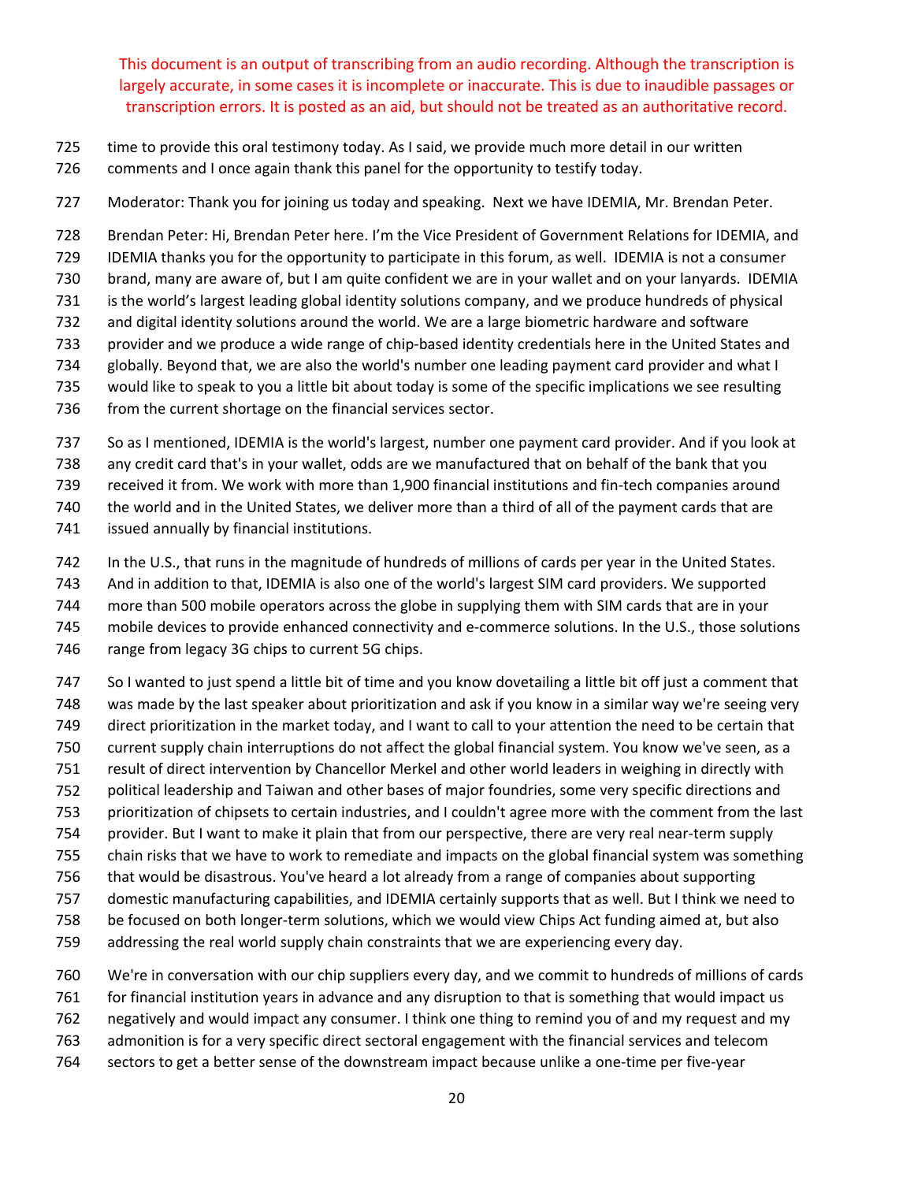This document is an output of transcribing from an audio recording. Although the transcription is largely accurate, in some cases it is incomplete or inaccurate. This is due to inaudible passages or transcription errors. It is posted as an aid, but should not be treated as an authoritative record.

725 time to provide this oral testimony today. As I said, we provide much more detail in our written
726 comments and I once again thank this panel for the opportunity to testify today.

727 Moderator: Thank you for joining us today and speaking. Next we have IDEMIA, Mr. Brendan Peter.

728 Brendan Peter: Hi, Brendan Peter here. I'm the Vice President of Government Relations for IDEMIA, and
729 IDEMIA thanks you for the opportunity to participate in this forum, as well. IDEMIA is not a consumer
730 brand, many are aware of, but I am quite confident we are in your wallet and on your lanyards. IDEMIA
731 is the world's largest leading global identity solutions company, and we produce hundreds of physical
732 and digital identity solutions around the world. We are a large biometric hardware and software
733 provider and we produce a wide range of chip-based identity credentials here in the United States and
734 globally. Beyond that, we are also the world's number one leading payment card provider and what I
735 would like to speak to you a little bit about today is some of the specific implications we see resulting
736 from the current shortage on the financial services sector.

737 So as I mentioned, IDEMIA is the world's largest, number one payment card provider. And if you look at
738 any credit card that's in your wallet, odds are we manufactured that on behalf of the bank that you
739 received it from. We work with more than 1,900 financial institutions and fin-tech companies around
740 the world and in the United States, we deliver more than a third of all of the payment cards that are
741 issued annually by financial institutions.

742 In the U.S., that runs in the magnitude of hundreds of millions of cards per year in the United States.
743 And in addition to that, IDEMIA is also one of the world's largest SIM card providers. We supported
744 more than 500 mobile operators across the globe in supplying them with SIM cards that are in your
745 mobile devices to provide enhanced connectivity and e-commerce solutions. In the U.S., those solutions
746 range from legacy 3G chips to current 5G chips.

747 So I wanted to just spend a little bit of time and you know dovetailing a little bit off just a comment that
748 was made by the last speaker about prioritization and ask if you know in a similar way we're seeing very
749 direct prioritization in the market today, and I want to call to your attention the need to be certain that
750 current supply chain interruptions do not affect the global financial system. You know we've seen, as a
751 result of direct intervention by Chancellor Merkel and other world leaders in weighing in directly with
752 political leadership and Taiwan and other bases of major foundries, some very specific directions and
753 prioritization of chipsets to certain industries, and I couldn't agree more with the comment from the last
754 provider. But I want to make it plain that from our perspective, there are very real near-term supply
755 chain risks that we have to work to remediate and impacts on the global financial system was something
756 that would be disastrous. You've heard a lot already from a range of companies about supporting
757 domestic manufacturing capabilities, and IDEMIA certainly supports that as well. But I think we need to
758 be focused on both longer-term solutions, which we would view Chips Act funding aimed at, but also
759 addressing the real world supply chain constraints that we are experiencing every day.

760 We're in conversation with our chip suppliers every day, and we commit to hundreds of millions of cards
761 for financial institution years in advance and any disruption to that is something that would impact us
762 negatively and would impact any consumer. I think one thing to remind you of and my request and my
763 admonition is for a very specific direct sectoral engagement with the financial services and telecom
764 sectors to get a better sense of the downstream impact because unlike a one-time per five-year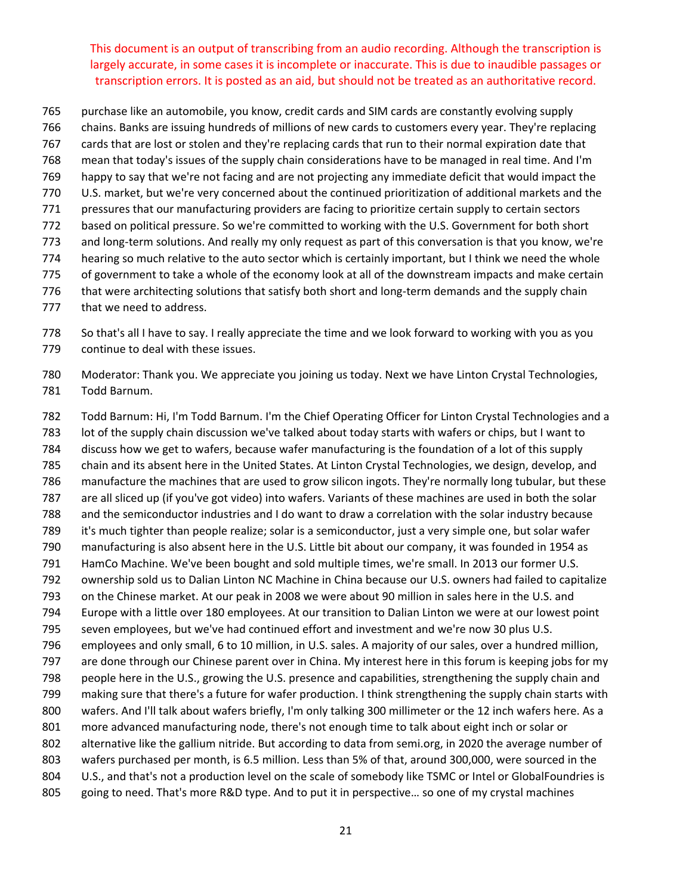This document is an output of transcribing from an audio recording. Although the transcription is largely accurate, in some cases it is incomplete or inaccurate. This is due to inaudible passages or transcription errors. It is posted as an aid, but should not be treated as an authoritative record.

purchase like an automobile, you know, credit cards and SIM cards are constantly evolving supply chains. Banks are issuing hundreds of millions of new cards to customers every year. They're replacing cards that are lost or stolen and they're replacing cards that run to their normal expiration date that mean that today's issues of the supply chain considerations have to be managed in real time. And I'm happy to say that we're not facing and are not projecting any immediate deficit that would impact the U.S. market, but we're very concerned about the continued prioritization of additional markets and the pressures that our manufacturing providers are facing to prioritize certain supply to certain sectors based on political pressure. So we're committed to working with the U.S. Government for both short and long-term solutions. And really my only request as part of this conversation is that you know, we're hearing so much relative to the auto sector which is certainly important, but I think we need the whole of government to take a whole of the economy look at all of the downstream impacts and make certain that were architecting solutions that satisfy both short and long-term demands and the supply chain that we need to address.

So that's all I have to say. I really appreciate the time and we look forward to working with you as you continue to deal with these issues.

Moderator: Thank you. We appreciate you joining us today. Next we have Linton Crystal Technologies, Todd Barnum.

Todd Barnum: Hi, I'm Todd Barnum. I'm the Chief Operating Officer for Linton Crystal Technologies and a lot of the supply chain discussion we've talked about today starts with wafers or chips, but I want to discuss how we get to wafers, because wafer manufacturing is the foundation of a lot of this supply chain and its absent here in the United States. At Linton Crystal Technologies, we design, develop, and manufacture the machines that are used to grow silicon ingots. They're normally long tubular, but these are all sliced up (if you've got video) into wafers. Variants of these machines are used in both the solar and the semiconductor industries and I do want to draw a correlation with the solar industry because it's much tighter than people realize; solar is a semiconductor, just a very simple one, but solar wafer manufacturing is also absent here in the U.S. Little bit about our company, it was founded in 1954 as HamCo Machine. We've been bought and sold multiple times, we're small. In 2013 our former U.S. ownership sold us to Dalian Linton NC Machine in China because our U.S. owners had failed to capitalize on the Chinese market. At our peak in 2008 we were about 90 million in sales here in the U.S. and Europe with a little over 180 employees. At our transition to Dalian Linton we were at our lowest point seven employees, but we've had continued effort and investment and we're now 30 plus U.S. employees and only small, 6 to 10 million, in U.S. sales. A majority of our sales, over a hundred million, are done through our Chinese parent over in China. My interest here in this forum is keeping jobs for my people here in the U.S., growing the U.S. presence and capabilities, strengthening the supply chain and making sure that there's a future for wafer production. I think strengthening the supply chain starts with wafers. And I'll talk about wafers briefly, I'm only talking 300 millimeter or the 12 inch wafers here. As a more advanced manufacturing node, there's not enough time to talk about eight inch or solar or alternative like the gallium nitride. But according to data from semi.org, in 2020 the average number of wafers purchased per month, is 6.5 million. Less than 5% of that, around 300,000, were sourced in the U.S., and that's not a production level on the scale of somebody like TSMC or Intel or GlobalFoundries is going to need. That's more R&D type. And to put it in perspective… so one of my crystal machines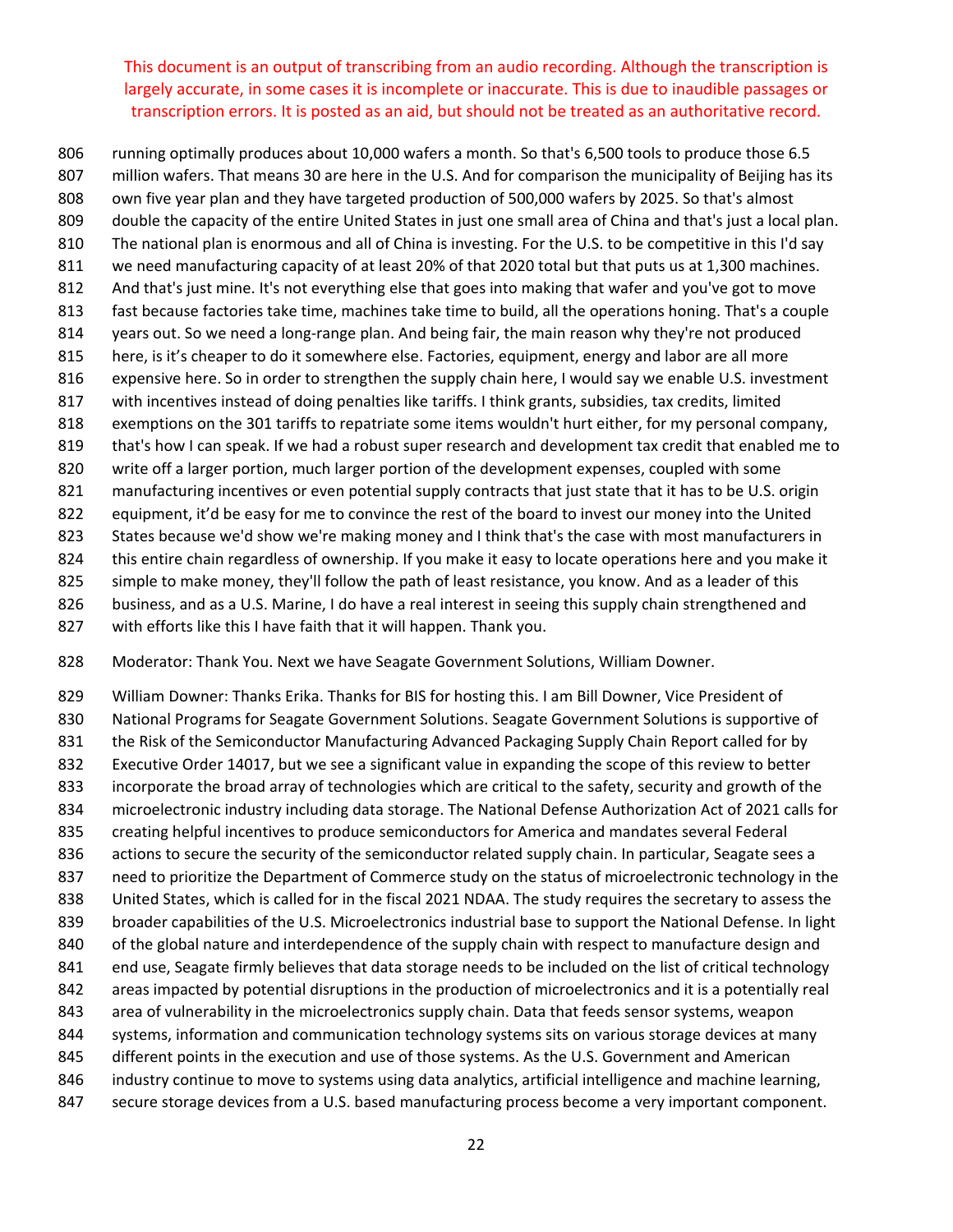This document is an output of transcribing from an audio recording. Although the transcription is largely accurate, in some cases it is incomplete or inaccurate. This is due to inaudible passages or transcription errors. It is posted as an aid, but should not be treated as an authoritative record.

806 running optimally produces about 10,000 wafers a month. So that's 6,500 tools to produce those 6.5
807 million wafers. That means 30 are here in the U.S. And for comparison the municipality of Beijing has its
808 own five year plan and they have targeted production of 500,000 wafers by 2025. So that's almost
809 double the capacity of the entire United States in just one small area of China and that's just a local plan.
810 The national plan is enormous and all of China is investing. For the U.S. to be competitive in this I'd say
811 we need manufacturing capacity of at least 20% of that 2020 total but that puts us at 1,300 machines.
812 And that's just mine. It's not everything else that goes into making that wafer and you've got to move
813 fast because factories take time, machines take time to build, all the operations honing. That's a couple
814 years out. So we need a long-range plan. And being fair, the main reason why they're not produced
815 here, is it's cheaper to do it somewhere else. Factories, equipment, energy and labor are all more
816 expensive here. So in order to strengthen the supply chain here, I would say we enable U.S. investment
817 with incentives instead of doing penalties like tariffs. I think grants, subsidies, tax credits, limited
818 exemptions on the 301 tariffs to repatriate some items wouldn't hurt either, for my personal company,
819 that's how I can speak. If we had a robust super research and development tax credit that enabled me to
820 write off a larger portion, much larger portion of the development expenses, coupled with some
821 manufacturing incentives or even potential supply contracts that just state that it has to be U.S. origin
822 equipment, it'd be easy for me to convince the rest of the board to invest our money into the United
823 States because we'd show we're making money and I think that's the case with most manufacturers in
824 this entire chain regardless of ownership. If you make it easy to locate operations here and you make it
825 simple to make money, they'll follow the path of least resistance, you know. And as a leader of this
826 business, and as a U.S. Marine, I do have a real interest in seeing this supply chain strengthened and
827 with efforts like this I have faith that it will happen. Thank you.

828 Moderator: Thank You. Next we have Seagate Government Solutions, William Downer.

829 William Downer: Thanks Erika. Thanks for BIS for hosting this. I am Bill Downer, Vice President of
830 National Programs for Seagate Government Solutions. Seagate Government Solutions is supportive of
831 the Risk of the Semiconductor Manufacturing Advanced Packaging Supply Chain Report called for by
832 Executive Order 14017, but we see a significant value in expanding the scope of this review to better
833 incorporate the broad array of technologies which are critical to the safety, security and growth of the
834 microelectronic industry including data storage. The National Defense Authorization Act of 2021 calls for
835 creating helpful incentives to produce semiconductors for America and mandates several Federal
836 actions to secure the security of the semiconductor related supply chain. In particular, Seagate sees a
837 need to prioritize the Department of Commerce study on the status of microelectronic technology in the
838 United States, which is called for in the fiscal 2021 NDAA. The study requires the secretary to assess the
839 broader capabilities of the U.S. Microelectronics industrial base to support the National Defense. In light
840 of the global nature and interdependence of the supply chain with respect to manufacture design and
841 end use, Seagate firmly believes that data storage needs to be included on the list of critical technology
842 areas impacted by potential disruptions in the production of microelectronics and it is a potentially real
843 area of vulnerability in the microelectronics supply chain. Data that feeds sensor systems, weapon
844 systems, information and communication technology systems sits on various storage devices at many
845 different points in the execution and use of those systems. As the U.S. Government and American
846 industry continue to move to systems using data analytics, artificial intelligence and machine learning,
847 secure storage devices from a U.S. based manufacturing process become a very important component.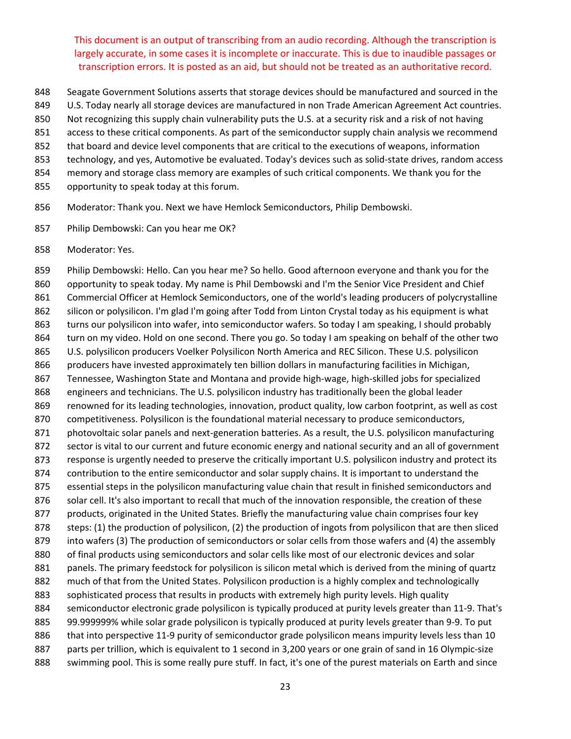This document is an output of transcribing from an audio recording. Although the transcription is largely accurate, in some cases it is incomplete or inaccurate. This is due to inaudible passages or transcription errors. It is posted as an aid, but should not be treated as an authoritative record.

848 Seagate Government Solutions asserts that storage devices should be manufactured and sourced in the
849 U.S. Today nearly all storage devices are manufactured in non Trade American Agreement Act countries.
850 Not recognizing this supply chain vulnerability puts the U.S. at a security risk and a risk of not having
851 access to these critical components. As part of the semiconductor supply chain analysis we recommend
852 that board and device level components that are critical to the executions of weapons, information
853 technology, and yes, Automotive be evaluated. Today's devices such as solid-state drives, random access
854 memory and storage class memory are examples of such critical components. We thank you for the
855 opportunity to speak today at this forum.

856 Moderator: Thank you. Next we have Hemlock Semiconductors, Philip Dembowski.

857 Philip Dembowski: Can you hear me OK?

858 Moderator: Yes.

859 Philip Dembowski: Hello. Can you hear me? So hello. Good afternoon everyone and thank you for the
860 opportunity to speak today. My name is Phil Dembowski and I'm the Senior Vice President and Chief
861 Commercial Officer at Hemlock Semiconductors, one of the world's leading producers of polycrystalline
862 silicon or polysilicon. I'm glad I'm going after Todd from Linton Crystal today as his equipment is what
863 turns our polysilicon into wafer, into semiconductor wafers. So today I am speaking, I should probably
864 turn on my video. Hold on one second. There you go. So today I am speaking on behalf of the other two
865 U.S. polysilicon producers Voelker Polysilicon North America and REC Silicon. These U.S. polysilicon
866 producers have invested approximately ten billion dollars in manufacturing facilities in Michigan,
867 Tennessee, Washington State and Montana and provide high-wage, high-skilled jobs for specialized
868 engineers and technicians. The U.S. polysilicon industry has traditionally been the global leader
869 renowned for its leading technologies, innovation, product quality, low carbon footprint, as well as cost
870 competitiveness. Polysilicon is the foundational material necessary to produce semiconductors,
871 photovoltaic solar panels and next-generation batteries. As a result, the U.S. polysilicon manufacturing
872 sector is vital to our current and future economic energy and national security and an all of government
873 response is urgently needed to preserve the critically important U.S. polysilicon industry and protect its
874 contribution to the entire semiconductor and solar supply chains. It is important to understand the
875 essential steps in the polysilicon manufacturing value chain that result in finished semiconductors and
876 solar cell. It's also important to recall that much of the innovation responsible, the creation of these
877 products, originated in the United States. Briefly the manufacturing value chain comprises four key
878 steps: (1) the production of polysilicon, (2) the production of ingots from polysilicon that are then sliced
879 into wafers (3) The production of semiconductors or solar cells from those wafers and (4) the assembly
880 of final products using semiconductors and solar cells like most of our electronic devices and solar
881 panels. The primary feedstock for polysilicon is silicon metal which is derived from the mining of quartz
882 much of that from the United States. Polysilicon production is a highly complex and technologically
883 sophisticated process that results in products with extremely high purity levels. High quality
884 semiconductor electronic grade polysilicon is typically produced at purity levels greater than 11-9. That's
885 99.999999% while solar grade polysilicon is typically produced at purity levels greater than 9-9. To put
886 that into perspective 11-9 purity of semiconductor grade polysilicon means impurity levels less than 10
887 parts per trillion, which is equivalent to 1 second in 3,200 years or one grain of sand in 16 Olympic-size
888 swimming pool. This is some really pure stuff. In fact, it's one of the purest materials on Earth and since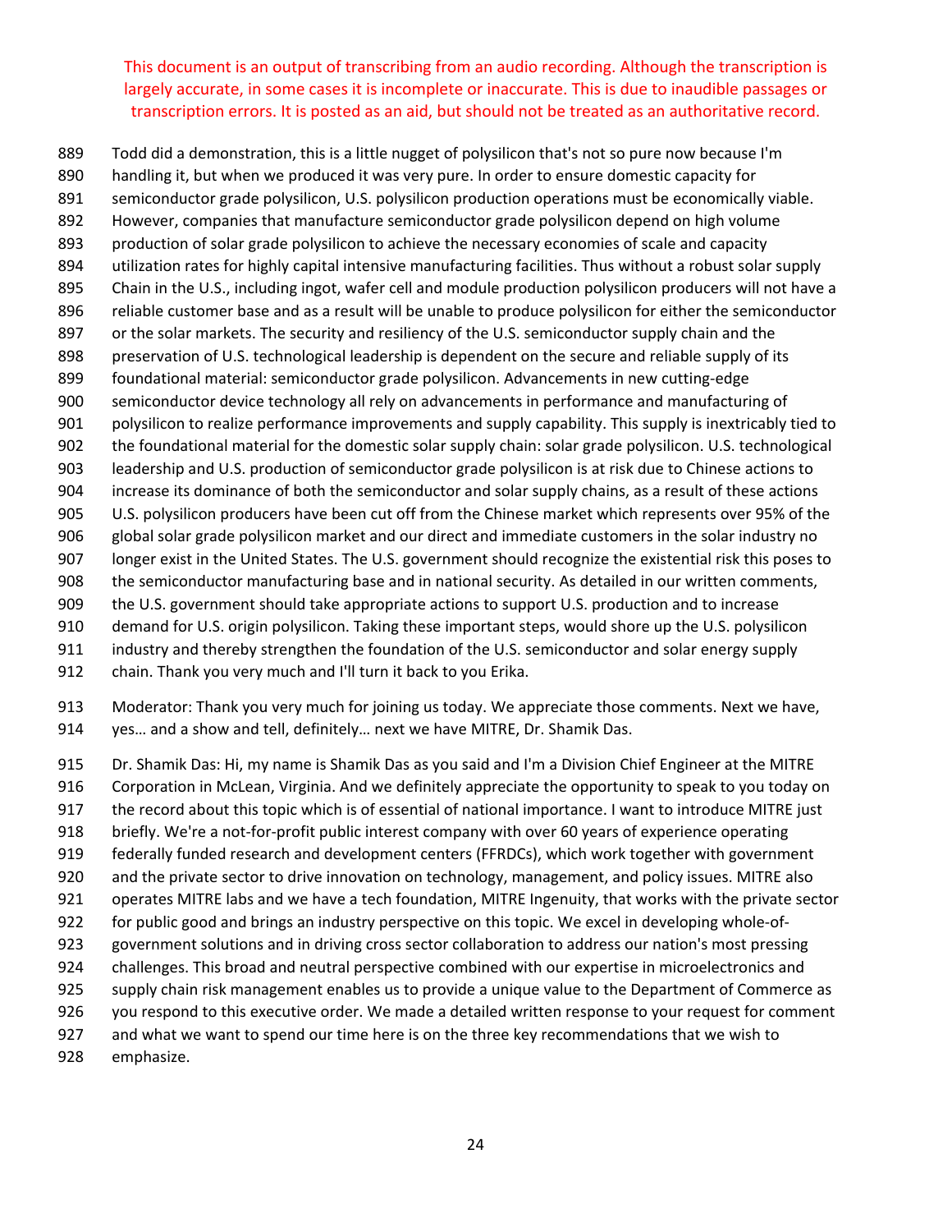This document is an output of transcribing from an audio recording. Although the transcription is largely accurate, in some cases it is incomplete or inaccurate. This is due to inaudible passages or transcription errors. It is posted as an aid, but should not be treated as an authoritative record.

889 Todd did a demonstration, this is a little nugget of polysilicon that's not so pure now because I'm
890 handling it, but when we produced it was very pure. In order to ensure domestic capacity for
891 semiconductor grade polysilicon, U.S. polysilicon production operations must be economically viable.
892 However, companies that manufacture semiconductor grade polysilicon depend on high volume
893 production of solar grade polysilicon to achieve the necessary economies of scale and capacity
894 utilization rates for highly capital intensive manufacturing facilities. Thus without a robust solar supply
895 Chain in the U.S., including ingot, wafer cell and module production polysilicon producers will not have a
896 reliable customer base and as a result will be unable to produce polysilicon for either the semiconductor
897 or the solar markets. The security and resiliency of the U.S. semiconductor supply chain and the
898 preservation of U.S. technological leadership is dependent on the secure and reliable supply of its
899 foundational material: semiconductor grade polysilicon. Advancements in new cutting-edge
900 semiconductor device technology all rely on advancements in performance and manufacturing of
901 polysilicon to realize performance improvements and supply capability. This supply is inextricably tied to
902 the foundational material for the domestic solar supply chain: solar grade polysilicon. U.S. technological
903 leadership and U.S. production of semiconductor grade polysilicon is at risk due to Chinese actions to
904 increase its dominance of both the semiconductor and solar supply chains, as a result of these actions
905 U.S. polysilicon producers have been cut off from the Chinese market which represents over 95% of the
906 global solar grade polysilicon market and our direct and immediate customers in the solar industry no
907 longer exist in the United States. The U.S. government should recognize the existential risk this poses to
908 the semiconductor manufacturing base and in national security. As detailed in our written comments,
909 the U.S. government should take appropriate actions to support U.S. production and to increase
910 demand for U.S. origin polysilicon. Taking these important steps, would shore up the U.S. polysilicon
911 industry and thereby strengthen the foundation of the U.S. semiconductor and solar energy supply
912 chain. Thank you very much and I'll turn it back to you Erika.

913 Moderator: Thank you very much for joining us today. We appreciate those comments. Next we have,
914 yes… and a show and tell, definitely… next we have MITRE, Dr. Shamik Das.

915 Dr. Shamik Das: Hi, my name is Shamik Das as you said and I'm a Division Chief Engineer at the MITRE
916 Corporation in McLean, Virginia. And we definitely appreciate the opportunity to speak to you today on
917 the record about this topic which is of essential of national importance. I want to introduce MITRE just
918 briefly. We're a not-for-profit public interest company with over 60 years of experience operating
919 federally funded research and development centers (FFRDCs), which work together with government
920 and the private sector to drive innovation on technology, management, and policy issues. MITRE also
921 operates MITRE labs and we have a tech foundation, MITRE Ingenuity, that works with the private sector
922 for public good and brings an industry perspective on this topic. We excel in developing whole-of-
923 government solutions and in driving cross sector collaboration to address our nation's most pressing
924 challenges. This broad and neutral perspective combined with our expertise in microelectronics and
925 supply chain risk management enables us to provide a unique value to the Department of Commerce as
926 you respond to this executive order. We made a detailed written response to your request for comment
927 and what we want to spend our time here is on the three key recommendations that we wish to
928 emphasize.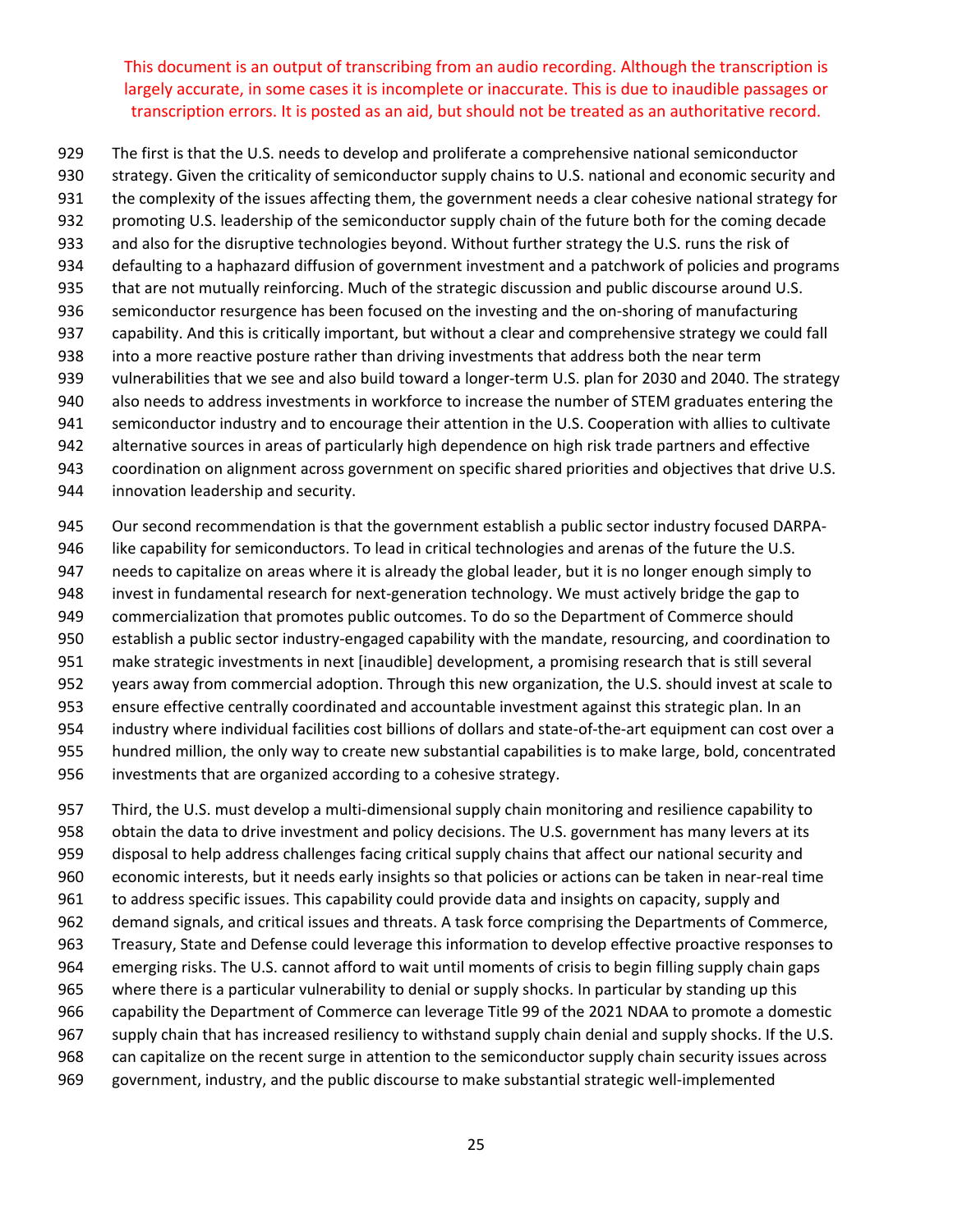This document is an output of transcribing from an audio recording. Although the transcription is largely accurate, in some cases it is incomplete or inaccurate. This is due to inaudible passages or transcription errors. It is posted as an aid, but should not be treated as an authoritative record.

The first is that the U.S. needs to develop and proliferate a comprehensive national semiconductor strategy. Given the criticality of semiconductor supply chains to U.S. national and economic security and the complexity of the issues affecting them, the government needs a clear cohesive national strategy for promoting U.S. leadership of the semiconductor supply chain of the future both for the coming decade and also for the disruptive technologies beyond. Without further strategy the U.S. runs the risk of defaulting to a haphazard diffusion of government investment and a patchwork of policies and programs that are not mutually reinforcing. Much of the strategic discussion and public discourse around U.S. semiconductor resurgence has been focused on the investing and the on-shoring of manufacturing capability. And this is critically important, but without a clear and comprehensive strategy we could fall into a more reactive posture rather than driving investments that address both the near term vulnerabilities that we see and also build toward a longer-term U.S. plan for 2030 and 2040. The strategy also needs to address investments in workforce to increase the number of STEM graduates entering the semiconductor industry and to encourage their attention in the U.S. Cooperation with allies to cultivate alternative sources in areas of particularly high dependence on high risk trade partners and effective coordination on alignment across government on specific shared priorities and objectives that drive U.S. innovation leadership and security.

Our second recommendation is that the government establish a public sector industry focused DARPA-like capability for semiconductors. To lead in critical technologies and arenas of the future the U.S. needs to capitalize on areas where it is already the global leader, but it is no longer enough simply to invest in fundamental research for next-generation technology. We must actively bridge the gap to commercialization that promotes public outcomes. To do so the Department of Commerce should establish a public sector industry-engaged capability with the mandate, resourcing, and coordination to make strategic investments in next [inaudible] development, a promising research that is still several years away from commercial adoption. Through this new organization, the U.S. should invest at scale to ensure effective centrally coordinated and accountable investment against this strategic plan. In an industry where individual facilities cost billions of dollars and state-of-the-art equipment can cost over a hundred million, the only way to create new substantial capabilities is to make large, bold, concentrated investments that are organized according to a cohesive strategy.

Third, the U.S. must develop a multi-dimensional supply chain monitoring and resilience capability to obtain the data to drive investment and policy decisions. The U.S. government has many levers at its disposal to help address challenges facing critical supply chains that affect our national security and economic interests, but it needs early insights so that policies or actions can be taken in near-real time to address specific issues. This capability could provide data and insights on capacity, supply and demand signals, and critical issues and threats. A task force comprising the Departments of Commerce, Treasury, State and Defense could leverage this information to develop effective proactive responses to emerging risks. The U.S. cannot afford to wait until moments of crisis to begin filling supply chain gaps where there is a particular vulnerability to denial or supply shocks. In particular by standing up this capability the Department of Commerce can leverage Title 99 of the 2021 NDAA to promote a domestic supply chain that has increased resiliency to withstand supply chain denial and supply shocks. If the U.S. can capitalize on the recent surge in attention to the semiconductor supply chain security issues across government, industry, and the public discourse to make substantial strategic well-implemented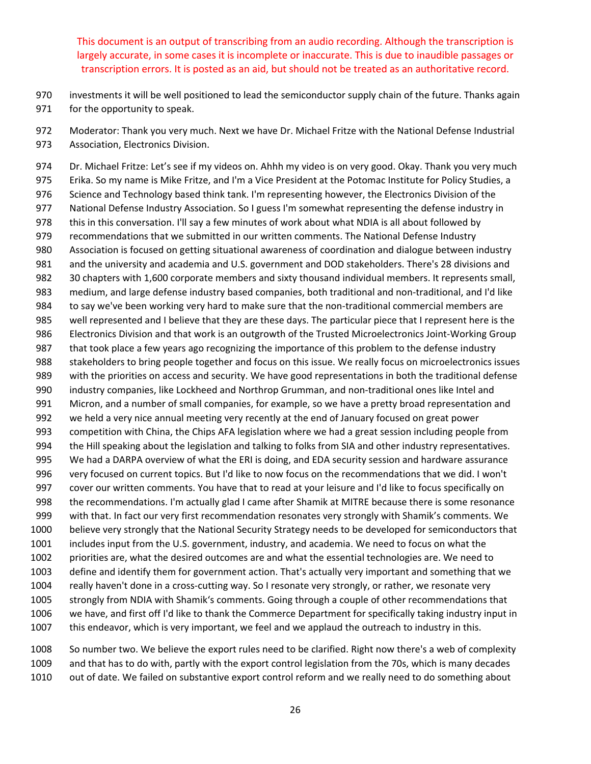This document is an output of transcribing from an audio recording. Although the transcription is largely accurate, in some cases it is incomplete or inaccurate. This is due to inaudible passages or transcription errors. It is posted as an aid, but should not be treated as an authoritative record.

970 investments it will be well positioned to lead the semiconductor supply chain of the future. Thanks again
971 for the opportunity to speak.

972 Moderator: Thank you very much. Next we have Dr. Michael Fritze with the National Defense Industrial
973 Association, Electronics Division.

974 Dr. Michael Fritze: Let's see if my videos on. Ahhh my video is on very good. Okay. Thank you very much
975 Erika. So my name is Mike Fritze, and I'm a Vice President at the Potomac Institute for Policy Studies, a
976 Science and Technology based think tank. I'm representing however, the Electronics Division of the
977 National Defense Industry Association. So I guess I'm somewhat representing the defense industry in
978 this in this conversation. I'll say a few minutes of work about what NDIA is all about followed by
979 recommendations that we submitted in our written comments. The National Defense Industry
980 Association is focused on getting situational awareness of coordination and dialogue between industry
981 and the university and academia and U.S. government and DOD stakeholders. There's 28 divisions and
982 30 chapters with 1,600 corporate members and sixty thousand individual members. It represents small,
983 medium, and large defense industry based companies, both traditional and non-traditional, and I'd like
984 to say we've been working very hard to make sure that the non-traditional commercial members are
985 well represented and I believe that they are these days. The particular piece that I represent here is the
986 Electronics Division and that work is an outgrowth of the Trusted Microelectronics Joint-Working Group
987 that took place a few years ago recognizing the importance of this problem to the defense industry
988 stakeholders to bring people together and focus on this issue. We really focus on microelectronics issues
989 with the priorities on access and security. We have good representations in both the traditional defense
990 industry companies, like Lockheed and Northrop Grumman, and non-traditional ones like Intel and
991 Micron, and a number of small companies, for example, so we have a pretty broad representation and
992 we held a very nice annual meeting very recently at the end of January focused on great power
993 competition with China, the Chips AFA legislation where we had a great session including people from
994 the Hill speaking about the legislation and talking to folks from SIA and other industry representatives.
995 We had a DARPA overview of what the ERI is doing, and EDA security session and hardware assurance
996 very focused on current topics. But I'd like to now focus on the recommendations that we did. I won't
997 cover our written comments. You have that to read at your leisure and I'd like to focus specifically on
998 the recommendations. I'm actually glad I came after Shamik at MITRE because there is some resonance
999 with that. In fact our very first recommendation resonates very strongly with Shamik's comments. We
1000 believe very strongly that the National Security Strategy needs to be developed for semiconductors that
1001 includes input from the U.S. government, industry, and academia. We need to focus on what the
1002 priorities are, what the desired outcomes are and what the essential technologies are. We need to
1003 define and identify them for government action. That's actually very important and something that we
1004 really haven't done in a cross-cutting way. So I resonate very strongly, or rather, we resonate very
1005 strongly from NDIA with Shamik's comments. Going through a couple of other recommendations that
1006 we have, and first off I'd like to thank the Commerce Department for specifically taking industry input in
1007 this endeavor, which is very important, we feel and we applaud the outreach to industry in this.

1008 So number two. We believe the export rules need to be clarified. Right now there's a web of complexity
1009 and that has to do with, partly with the export control legislation from the 70s, which is many decades
1010 out of date. We failed on substantive export control reform and we really need to do something about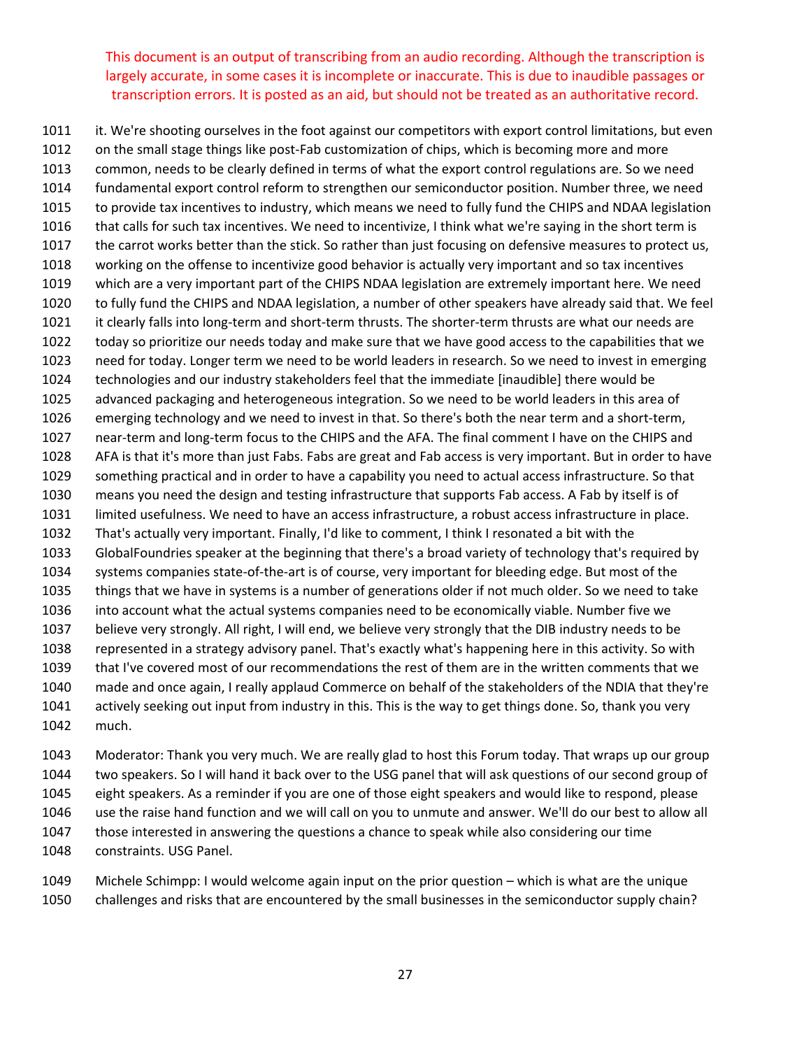This document is an output of transcribing from an audio recording. Although the transcription is largely accurate, in some cases it is incomplete or inaccurate. This is due to inaudible passages or transcription errors. It is posted as an aid, but should not be treated as an authoritative record.

1011 it. We're shooting ourselves in the foot against our competitors with export control limitations, but even
1012 on the small stage things like post-Fab customization of chips, which is becoming more and more
1013 common, needs to be clearly defined in terms of what the export control regulations are. So we need
1014 fundamental export control reform to strengthen our semiconductor position. Number three, we need
1015 to provide tax incentives to industry, which means we need to fully fund the CHIPS and NDAA legislation
1016 that calls for such tax incentives. We need to incentivize, I think what we're saying in the short term is
1017 the carrot works better than the stick. So rather than just focusing on defensive measures to protect us,
1018 working on the offense to incentivize good behavior is actually very important and so tax incentives
1019 which are a very important part of the CHIPS NDAA legislation are extremely important here. We need
1020 to fully fund the CHIPS and NDAA legislation, a number of other speakers have already said that. We feel
1021 it clearly falls into long-term and short-term thrusts. The shorter-term thrusts are what our needs are
1022 today so prioritize our needs today and make sure that we have good access to the capabilities that we
1023 need for today. Longer term we need to be world leaders in research. So we need to invest in emerging
1024 technologies and our industry stakeholders feel that the immediate [inaudible] there would be
1025 advanced packaging and heterogeneous integration. So we need to be world leaders in this area of
1026 emerging technology and we need to invest in that. So there's both the near term and a short-term,
1027 near-term and long-term focus to the CHIPS and the AFA. The final comment I have on the CHIPS and
1028 AFA is that it's more than just Fabs. Fabs are great and Fab access is very important. But in order to have
1029 something practical and in order to have a capability you need to actual access infrastructure. So that
1030 means you need the design and testing infrastructure that supports Fab access. A Fab by itself is of
1031 limited usefulness. We need to have an access infrastructure, a robust access infrastructure in place.
1032 That's actually very important. Finally, I'd like to comment, I think I resonated a bit with the
1033 GlobalFoundries speaker at the beginning that there's a broad variety of technology that's required by
1034 systems companies state-of-the-art is of course, very important for bleeding edge. But most of the
1035 things that we have in systems is a number of generations older if not much older. So we need to take
1036 into account what the actual systems companies need to be economically viable. Number five we
1037 believe very strongly. All right, I will end, we believe very strongly that the DIB industry needs to be
1038 represented in a strategy advisory panel. That's exactly what's happening here in this activity. So with
1039 that I've covered most of our recommendations the rest of them are in the written comments that we
1040 made and once again, I really applaud Commerce on behalf of the stakeholders of the NDIA that they're
1041 actively seeking out input from industry in this. This is the way to get things done. So, thank you very
1042 much.

1043 Moderator: Thank you very much. We are really glad to host this Forum today. That wraps up our group
1044 two speakers. So I will hand it back over to the USG panel that will ask questions of our second group of
1045 eight speakers. As a reminder if you are one of those eight speakers and would like to respond, please
1046 use the raise hand function and we will call on you to unmute and answer. We'll do our best to allow all
1047 those interested in answering the questions a chance to speak while also considering our time
1048 constraints. USG Panel.

1049 Michele Schimpp: I would welcome again input on the prior question – which is what are the unique
1050 challenges and risks that are encountered by the small businesses in the semiconductor supply chain?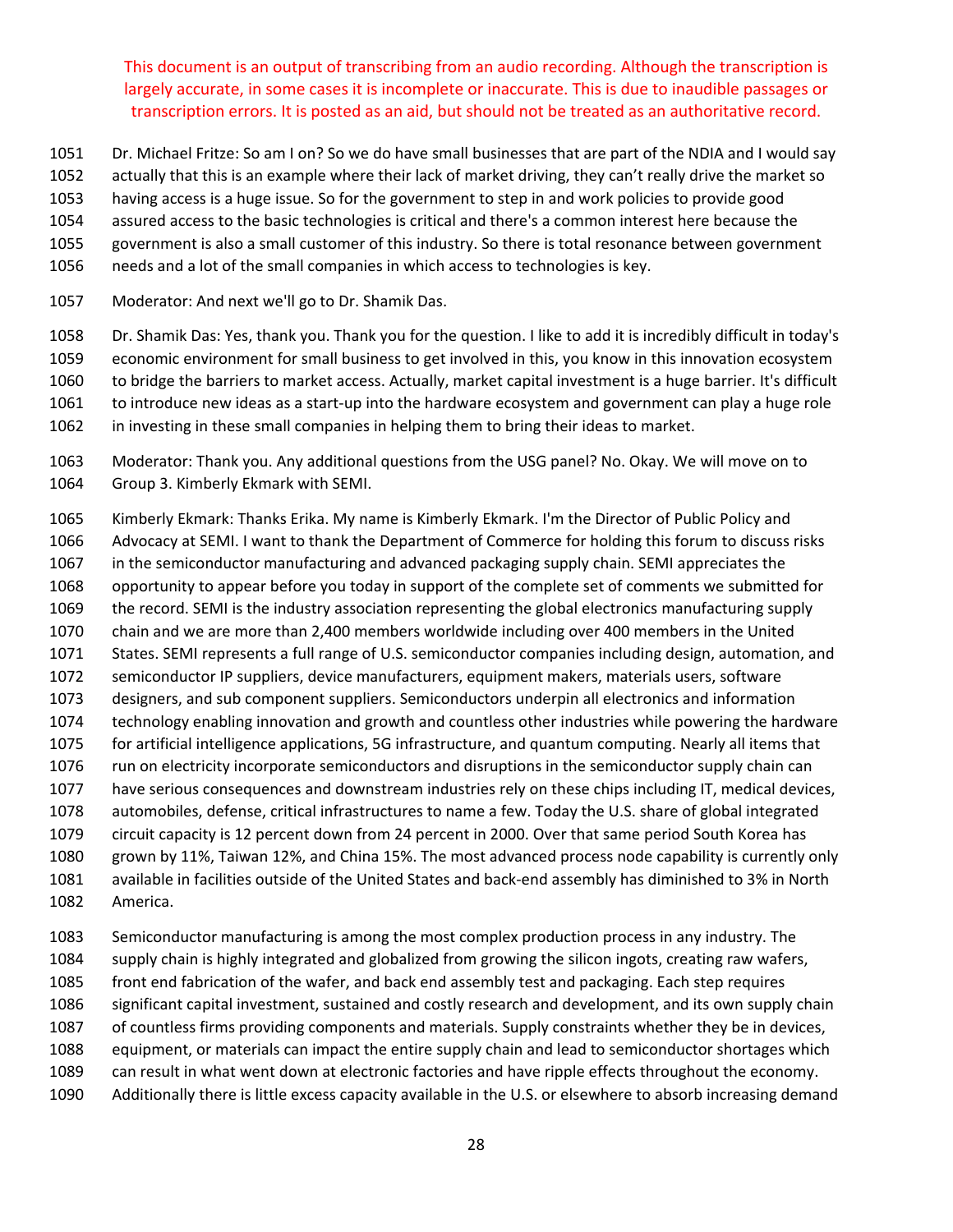This document is an output of transcribing from an audio recording. Although the transcription is largely accurate, in some cases it is incomplete or inaccurate. This is due to inaudible passages or transcription errors. It is posted as an aid, but should not be treated as an authoritative record.

1051 Dr. Michael Fritze: So am I on? So we do have small businesses that are part of the NDIA and I would say
1052 actually that this is an example where their lack of market driving, they can't really drive the market so
1053 having access is a huge issue. So for the government to step in and work policies to provide good
1054 assured access to the basic technologies is critical and there's a common interest here because the
1055 government is also a small customer of this industry. So there is total resonance between government
1056 needs and a lot of the small companies in which access to technologies is key.

1057 Moderator: And next we'll go to Dr. Shamik Das.

1058 Dr. Shamik Das: Yes, thank you. Thank you for the question. I like to add it is incredibly difficult in today's
1059 economic environment for small business to get involved in this, you know in this innovation ecosystem
1060 to bridge the barriers to market access. Actually, market capital investment is a huge barrier. It's difficult
1061 to introduce new ideas as a start-up into the hardware ecosystem and government can play a huge role
1062 in investing in these small companies in helping them to bring their ideas to market.

1063 Moderator: Thank you. Any additional questions from the USG panel? No. Okay. We will move on to
1064 Group 3. Kimberly Ekmark with SEMI.

1065 Kimberly Ekmark: Thanks Erika. My name is Kimberly Ekmark. I'm the Director of Public Policy and
1066 Advocacy at SEMI. I want to thank the Department of Commerce for holding this forum to discuss risks
1067 in the semiconductor manufacturing and advanced packaging supply chain. SEMI appreciates the
1068 opportunity to appear before you today in support of the complete set of comments we submitted for
1069 the record. SEMI is the industry association representing the global electronics manufacturing supply
1070 chain and we are more than 2,400 members worldwide including over 400 members in the United
1071 States. SEMI represents a full range of U.S. semiconductor companies including design, automation, and
1072 semiconductor IP suppliers, device manufacturers, equipment makers, materials users, software
1073 designers, and sub component suppliers. Semiconductors underpin all electronics and information
1074 technology enabling innovation and growth and countless other industries while powering the hardware
1075 for artificial intelligence applications, 5G infrastructure, and quantum computing. Nearly all items that
1076 run on electricity incorporate semiconductors and disruptions in the semiconductor supply chain can
1077 have serious consequences and downstream industries rely on these chips including IT, medical devices,
1078 automobiles, defense, critical infrastructures to name a few. Today the U.S. share of global integrated
1079 circuit capacity is 12 percent down from 24 percent in 2000. Over that same period South Korea has
1080 grown by 11%, Taiwan 12%, and China 15%. The most advanced process node capability is currently only
1081 available in facilities outside of the United States and back-end assembly has diminished to 3% in North
1082 America.

1083 Semiconductor manufacturing is among the most complex production process in any industry. The
1084 supply chain is highly integrated and globalized from growing the silicon ingots, creating raw wafers,
1085 front end fabrication of the wafer, and back end assembly test and packaging. Each step requires
1086 significant capital investment, sustained and costly research and development, and its own supply chain
1087 of countless firms providing components and materials. Supply constraints whether they be in devices,
1088 equipment, or materials can impact the entire supply chain and lead to semiconductor shortages which
1089 can result in what went down at electronic factories and have ripple effects throughout the economy.
1090 Additionally there is little excess capacity available in the U.S. or elsewhere to absorb increasing demand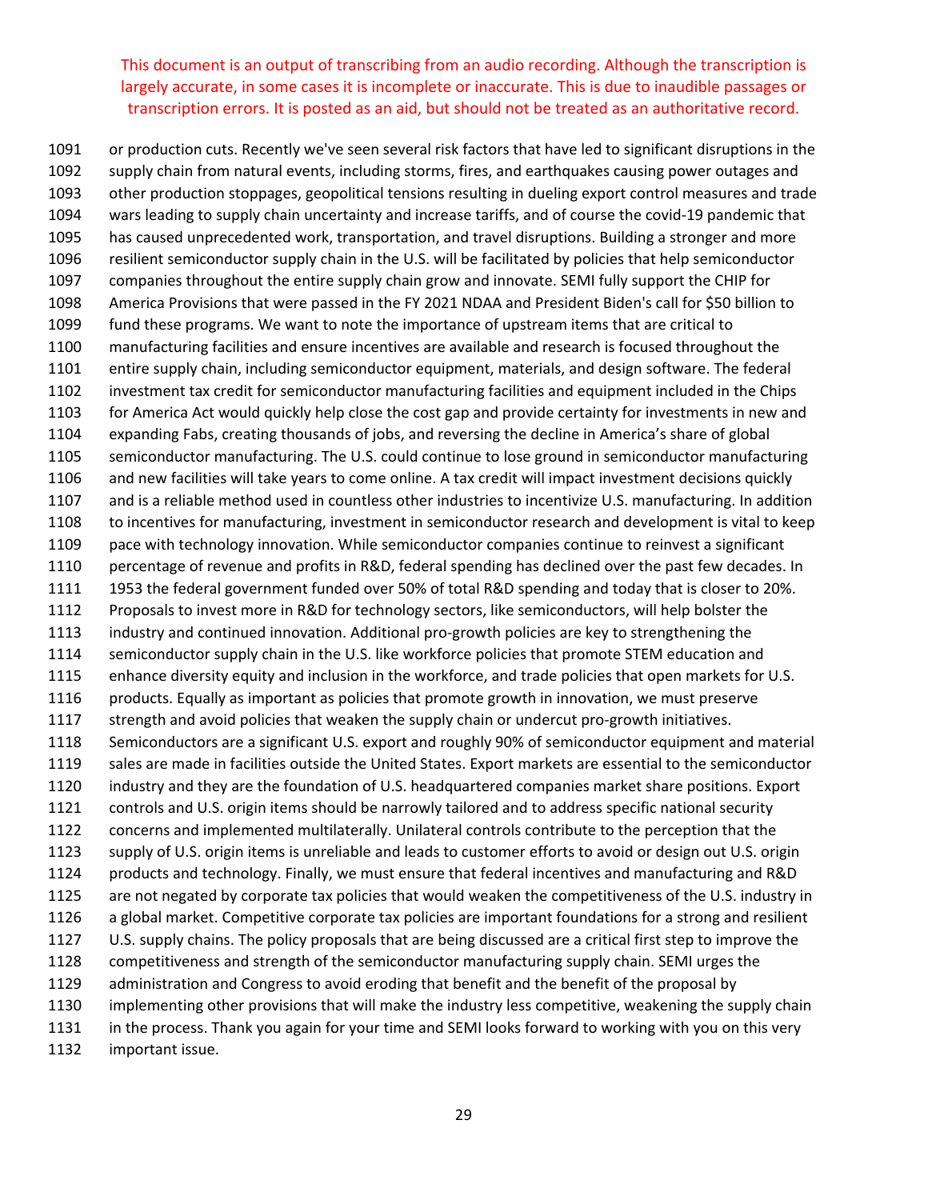This document is an output of transcribing from an audio recording. Although the transcription is largely accurate, in some cases it is incomplete or inaccurate. This is due to inaudible passages or transcription errors. It is posted as an aid, but should not be treated as an authoritative record.

1091 or production cuts. Recently we've seen several risk factors that have led to significant disruptions in the
1092 supply chain from natural events, including storms, fires, and earthquakes causing power outages and
1093 other production stoppages, geopolitical tensions resulting in dueling export control measures and trade
1094 wars leading to supply chain uncertainty and increase tariffs, and of course the covid-19 pandemic that
1095 has caused unprecedented work, transportation, and travel disruptions. Building a stronger and more
1096 resilient semiconductor supply chain in the U.S. will be facilitated by policies that help semiconductor
1097 companies throughout the entire supply chain grow and innovate. SEMI fully support the CHIP for
1098 America Provisions that were passed in the FY 2021 NDAA and President Biden's call for $50 billion to
1099 fund these programs. We want to note the importance of upstream items that are critical to
1100 manufacturing facilities and ensure incentives are available and research is focused throughout the
1101 entire supply chain, including semiconductor equipment, materials, and design software. The federal
1102 investment tax credit for semiconductor manufacturing facilities and equipment included in the Chips
1103 for America Act would quickly help close the cost gap and provide certainty for investments in new and
1104 expanding Fabs, creating thousands of jobs, and reversing the decline in America's share of global
1105 semiconductor manufacturing. The U.S. could continue to lose ground in semiconductor manufacturing
1106 and new facilities will take years to come online. A tax credit will impact investment decisions quickly
1107 and is a reliable method used in countless other industries to incentivize U.S. manufacturing. In addition
1108 to incentives for manufacturing, investment in semiconductor research and development is vital to keep
1109 pace with technology innovation. While semiconductor companies continue to reinvest a significant
1110 percentage of revenue and profits in R&D, federal spending has declined over the past few decades. In
1111 1953 the federal government funded over 50% of total R&D spending and today that is closer to 20%.
1112 Proposals to invest more in R&D for technology sectors, like semiconductors, will help bolster the
1113 industry and continued innovation. Additional pro-growth policies are key to strengthening the
1114 semiconductor supply chain in the U.S. like workforce policies that promote STEM education and
1115 enhance diversity equity and inclusion in the workforce, and trade policies that open markets for U.S.
1116 products. Equally as important as policies that promote growth in innovation, we must preserve
1117 strength and avoid policies that weaken the supply chain or undercut pro-growth initiatives.
1118 Semiconductors are a significant U.S. export and roughly 90% of semiconductor equipment and material
1119 sales are made in facilities outside the United States. Export markets are essential to the semiconductor
1120 industry and they are the foundation of U.S. headquartered companies market share positions. Export
1121 controls and U.S. origin items should be narrowly tailored and to address specific national security
1122 concerns and implemented multilaterally. Unilateral controls contribute to the perception that the
1123 supply of U.S. origin items is unreliable and leads to customer efforts to avoid or design out U.S. origin
1124 products and technology. Finally, we must ensure that federal incentives and manufacturing and R&D
1125 are not negated by corporate tax policies that would weaken the competitiveness of the U.S. industry in
1126 a global market. Competitive corporate tax policies are important foundations for a strong and resilient
1127 U.S. supply chains. The policy proposals that are being discussed are a critical first step to improve the
1128 competitiveness and strength of the semiconductor manufacturing supply chain. SEMI urges the
1129 administration and Congress to avoid eroding that benefit and the benefit of the proposal by
1130 implementing other provisions that will make the industry less competitive, weakening the supply chain
1131 in the process. Thank you again for your time and SEMI looks forward to working with you on this very
1132 important issue.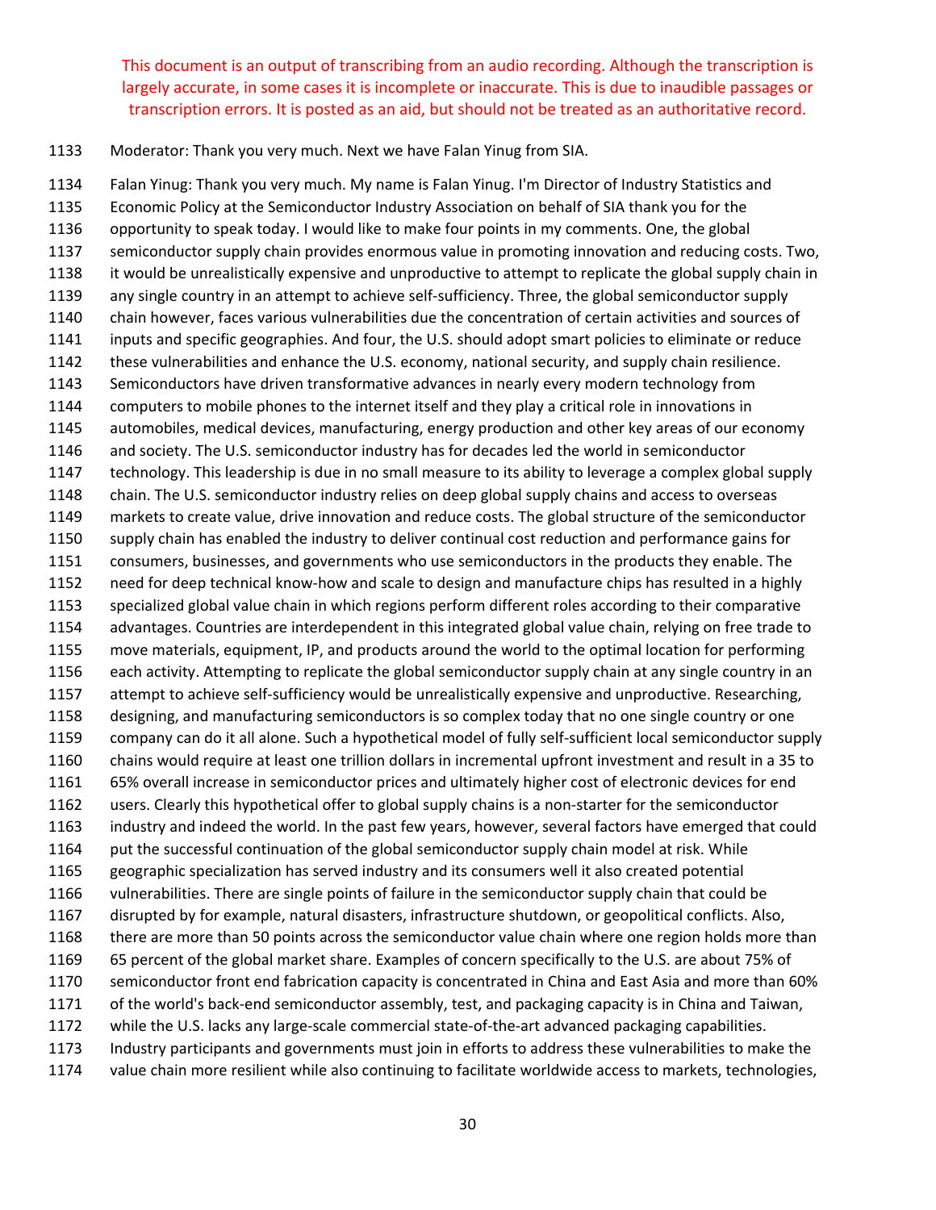This document is an output of transcribing from an audio recording. Although the transcription is largely accurate, in some cases it is incomplete or inaccurate. This is due to inaudible passages or transcription errors. It is posted as an aid, but should not be treated as an authoritative record.

1133 Moderator: Thank you very much. Next we have Falan Yinug from SIA.

1134 Falan Yinug: Thank you very much. My name is Falan Yinug. I'm Director of Industry Statistics and
1135 Economic Policy at the Semiconductor Industry Association on behalf of SIA thank you for the
1136 opportunity to speak today. I would like to make four points in my comments. One, the global
1137 semiconductor supply chain provides enormous value in promoting innovation and reducing costs. Two,
1138 it would be unrealistically expensive and unproductive to attempt to replicate the global supply chain in
1139 any single country in an attempt to achieve self-sufficiency. Three, the global semiconductor supply
1140 chain however, faces various vulnerabilities due the concentration of certain activities and sources of
1141 inputs and specific geographies. And four, the U.S. should adopt smart policies to eliminate or reduce
1142 these vulnerabilities and enhance the U.S. economy, national security, and supply chain resilience.
1143 Semiconductors have driven transformative advances in nearly every modern technology from
1144 computers to mobile phones to the internet itself and they play a critical role in innovations in
1145 automobiles, medical devices, manufacturing, energy production and other key areas of our economy
1146 and society. The U.S. semiconductor industry has for decades led the world in semiconductor
1147 technology. This leadership is due in no small measure to its ability to leverage a complex global supply
1148 chain. The U.S. semiconductor industry relies on deep global supply chains and access to overseas
1149 markets to create value, drive innovation and reduce costs. The global structure of the semiconductor
1150 supply chain has enabled the industry to deliver continual cost reduction and performance gains for
1151 consumers, businesses, and governments who use semiconductors in the products they enable. The
1152 need for deep technical know-how and scale to design and manufacture chips has resulted in a highly
1153 specialized global value chain in which regions perform different roles according to their comparative
1154 advantages. Countries are interdependent in this integrated global value chain, relying on free trade to
1155 move materials, equipment, IP, and products around the world to the optimal location for performing
1156 each activity. Attempting to replicate the global semiconductor supply chain at any single country in an
1157 attempt to achieve self-sufficiency would be unrealistically expensive and unproductive. Researching,
1158 designing, and manufacturing semiconductors is so complex today that no one single country or one
1159 company can do it all alone. Such a hypothetical model of fully self-sufficient local semiconductor supply
1160 chains would require at least one trillion dollars in incremental upfront investment and result in a 35 to
1161 65% overall increase in semiconductor prices and ultimately higher cost of electronic devices for end
1162 users. Clearly this hypothetical offer to global supply chains is a non-starter for the semiconductor
1163 industry and indeed the world. In the past few years, however, several factors have emerged that could
1164 put the successful continuation of the global semiconductor supply chain model at risk. While
1165 geographic specialization has served industry and its consumers well it also created potential
1166 vulnerabilities. There are single points of failure in the semiconductor supply chain that could be
1167 disrupted by for example, natural disasters, infrastructure shutdown, or geopolitical conflicts. Also,
1168 there are more than 50 points across the semiconductor value chain where one region holds more than
1169 65 percent of the global market share. Examples of concern specifically to the U.S. are about 75% of
1170 semiconductor front end fabrication capacity is concentrated in China and East Asia and more than 60%
1171 of the world's back-end semiconductor assembly, test, and packaging capacity is in China and Taiwan,
1172 while the U.S. lacks any large-scale commercial state-of-the-art advanced packaging capabilities.
1173 Industry participants and governments must join in efforts to address these vulnerabilities to make the
1174 value chain more resilient while also continuing to facilitate worldwide access to markets, technologies,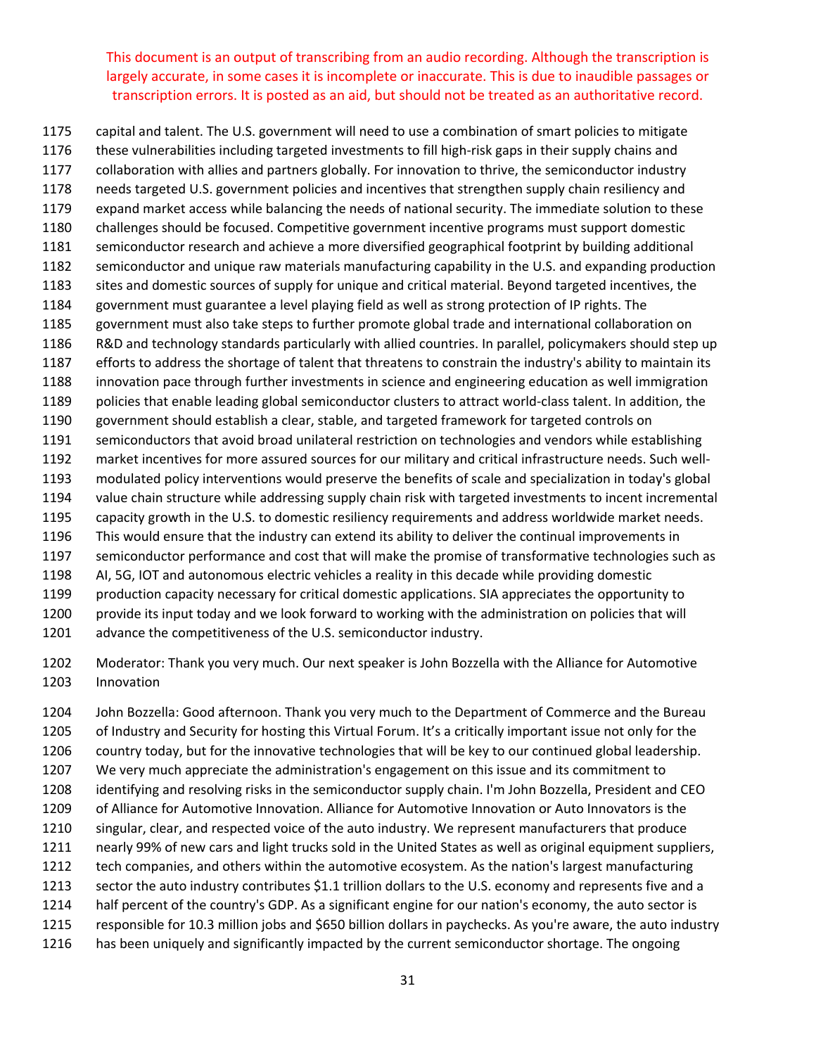This document is an output of transcribing from an audio recording. Although the transcription is largely accurate, in some cases it is incomplete or inaccurate. This is due to inaudible passages or transcription errors. It is posted as an aid, but should not be treated as an authoritative record.

1175 capital and talent. The U.S. government will need to use a combination of smart policies to mitigate
1176 these vulnerabilities including targeted investments to fill high-risk gaps in their supply chains and
1177 collaboration with allies and partners globally. For innovation to thrive, the semiconductor industry
1178 needs targeted U.S. government policies and incentives that strengthen supply chain resiliency and
1179 expand market access while balancing the needs of national security. The immediate solution to these
1180 challenges should be focused. Competitive government incentive programs must support domestic
1181 semiconductor research and achieve a more diversified geographical footprint by building additional
1182 semiconductor and unique raw materials manufacturing capability in the U.S. and expanding production
1183 sites and domestic sources of supply for unique and critical material. Beyond targeted incentives, the
1184 government must guarantee a level playing field as well as strong protection of IP rights. The
1185 government must also take steps to further promote global trade and international collaboration on
1186 R&D and technology standards particularly with allied countries. In parallel, policymakers should step up
1187 efforts to address the shortage of talent that threatens to constrain the industry's ability to maintain its
1188 innovation pace through further investments in science and engineering education as well immigration
1189 policies that enable leading global semiconductor clusters to attract world-class talent. In addition, the
1190 government should establish a clear, stable, and targeted framework for targeted controls on
1191 semiconductors that avoid broad unilateral restriction on technologies and vendors while establishing
1192 market incentives for more assured sources for our military and critical infrastructure needs. Such well-
1193 modulated policy interventions would preserve the benefits of scale and specialization in today's global
1194 value chain structure while addressing supply chain risk with targeted investments to incent incremental
1195 capacity growth in the U.S. to domestic resiliency requirements and address worldwide market needs.
1196 This would ensure that the industry can extend its ability to deliver the continual improvements in
1197 semiconductor performance and cost that will make the promise of transformative technologies such as
1198 AI, 5G, IOT and autonomous electric vehicles a reality in this decade while providing domestic
1199 production capacity necessary for critical domestic applications. SIA appreciates the opportunity to
1200 provide its input today and we look forward to working with the administration on policies that will
1201 advance the competitiveness of the U.S. semiconductor industry.

1202 Moderator: Thank you very much. Our next speaker is John Bozzella with the Alliance for Automotive
1203 Innovation

1204 John Bozzella: Good afternoon. Thank you very much to the Department of Commerce and the Bureau
1205 of Industry and Security for hosting this Virtual Forum. It's a critically important issue not only for the
1206 country today, but for the innovative technologies that will be key to our continued global leadership.
1207 We very much appreciate the administration's engagement on this issue and its commitment to
1208 identifying and resolving risks in the semiconductor supply chain. I'm John Bozzella, President and CEO
1209 of Alliance for Automotive Innovation. Alliance for Automotive Innovation or Auto Innovators is the
1210 singular, clear, and respected voice of the auto industry. We represent manufacturers that produce
1211 nearly 99% of new cars and light trucks sold in the United States as well as original equipment suppliers,
1212 tech companies, and others within the automotive ecosystem. As the nation's largest manufacturing
1213 sector the auto industry contributes $1.1 trillion dollars to the U.S. economy and represents five and a
1214 half percent of the country's GDP. As a significant engine for our nation's economy, the auto sector is
1215 responsible for 10.3 million jobs and $650 billion dollars in paychecks. As you're aware, the auto industry
1216 has been uniquely and significantly impacted by the current semiconductor shortage. The ongoing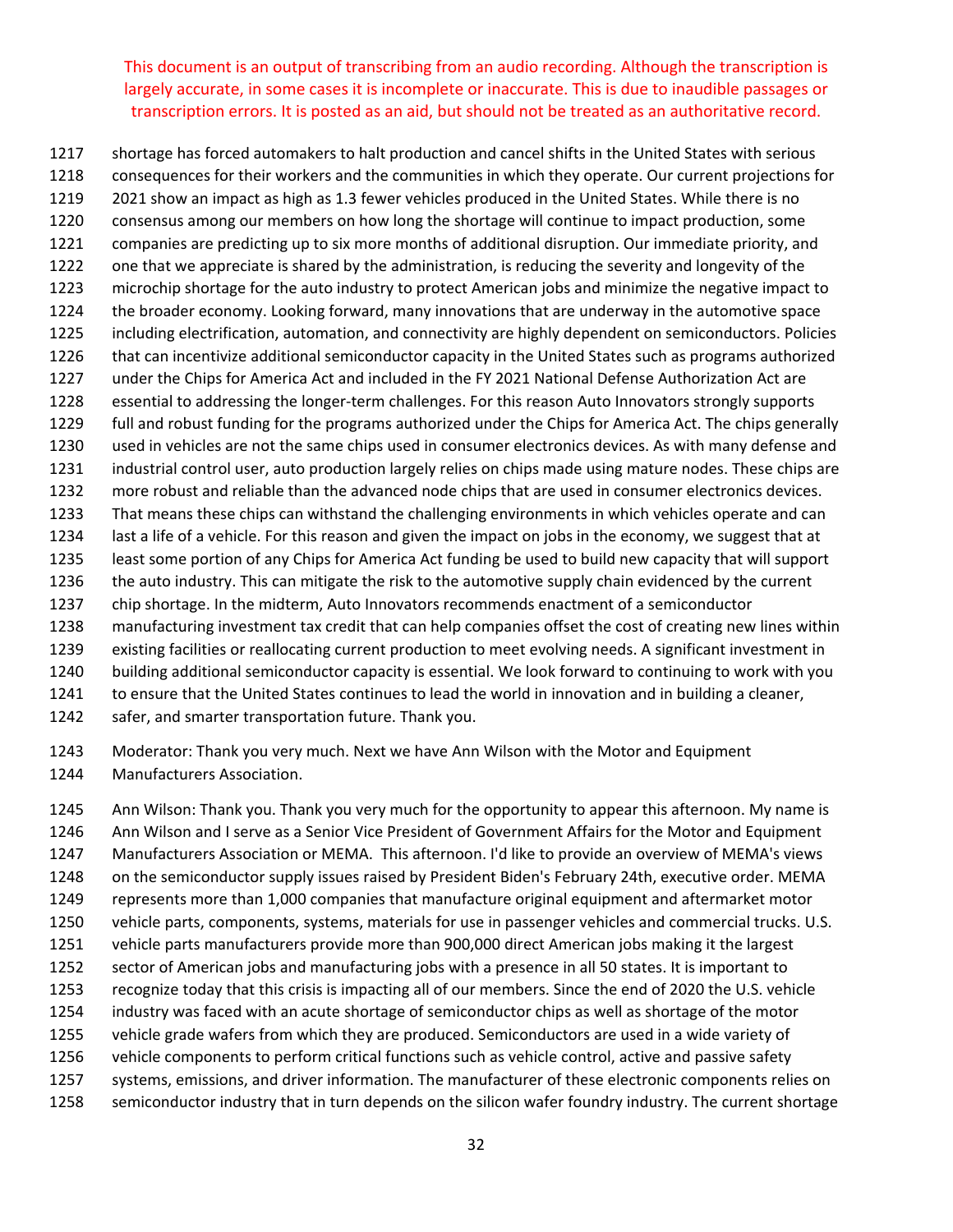This document is an output of transcribing from an audio recording. Although the transcription is largely accurate, in some cases it is incomplete or inaccurate. This is due to inaudible passages or transcription errors. It is posted as an aid, but should not be treated as an authoritative record.

1217 shortage has forced automakers to halt production and cancel shifts in the United States with serious
1218 consequences for their workers and the communities in which they operate. Our current projections for
1219 2021 show an impact as high as 1.3 fewer vehicles produced in the United States. While there is no
1220 consensus among our members on how long the shortage will continue to impact production, some
1221 companies are predicting up to six more months of additional disruption. Our immediate priority, and
1222 one that we appreciate is shared by the administration, is reducing the severity and longevity of the
1223 microchip shortage for the auto industry to protect American jobs and minimize the negative impact to
1224 the broader economy. Looking forward, many innovations that are underway in the automotive space
1225 including electrification, automation, and connectivity are highly dependent on semiconductors. Policies
1226 that can incentivize additional semiconductor capacity in the United States such as programs authorized
1227 under the Chips for America Act and included in the FY 2021 National Defense Authorization Act are
1228 essential to addressing the longer-term challenges. For this reason Auto Innovators strongly supports
1229 full and robust funding for the programs authorized under the Chips for America Act. The chips generally
1230 used in vehicles are not the same chips used in consumer electronics devices. As with many defense and
1231 industrial control user, auto production largely relies on chips made using mature nodes. These chips are
1232 more robust and reliable than the advanced node chips that are used in consumer electronics devices.
1233 That means these chips can withstand the challenging environments in which vehicles operate and can
1234 last a life of a vehicle. For this reason and given the impact on jobs in the economy, we suggest that at
1235 least some portion of any Chips for America Act funding be used to build new capacity that will support
1236 the auto industry. This can mitigate the risk to the automotive supply chain evidenced by the current
1237 chip shortage. In the midterm, Auto Innovators recommends enactment of a semiconductor
1238 manufacturing investment tax credit that can help companies offset the cost of creating new lines within
1239 existing facilities or reallocating current production to meet evolving needs. A significant investment in
1240 building additional semiconductor capacity is essential. We look forward to continuing to work with you
1241 to ensure that the United States continues to lead the world in innovation and in building a cleaner,
1242 safer, and smarter transportation future. Thank you.

1243 Moderator: Thank you very much. Next we have Ann Wilson with the Motor and Equipment
1244 Manufacturers Association.

1245 Ann Wilson: Thank you. Thank you very much for the opportunity to appear this afternoon. My name is
1246 Ann Wilson and I serve as a Senior Vice President of Government Affairs for the Motor and Equipment
1247 Manufacturers Association or MEMA. This afternoon. I'd like to provide an overview of MEMA's views
1248 on the semiconductor supply issues raised by President Biden's February 24th, executive order. MEMA
1249 represents more than 1,000 companies that manufacture original equipment and aftermarket motor
1250 vehicle parts, components, systems, materials for use in passenger vehicles and commercial trucks. U.S.
1251 vehicle parts manufacturers provide more than 900,000 direct American jobs making it the largest
1252 sector of American jobs and manufacturing jobs with a presence in all 50 states. It is important to
1253 recognize today that this crisis is impacting all of our members. Since the end of 2020 the U.S. vehicle
1254 industry was faced with an acute shortage of semiconductor chips as well as shortage of the motor
1255 vehicle grade wafers from which they are produced. Semiconductors are used in a wide variety of
1256 vehicle components to perform critical functions such as vehicle control, active and passive safety
1257 systems, emissions, and driver information. The manufacturer of these electronic components relies on
1258 semiconductor industry that in turn depends on the silicon wafer foundry industry. The current shortage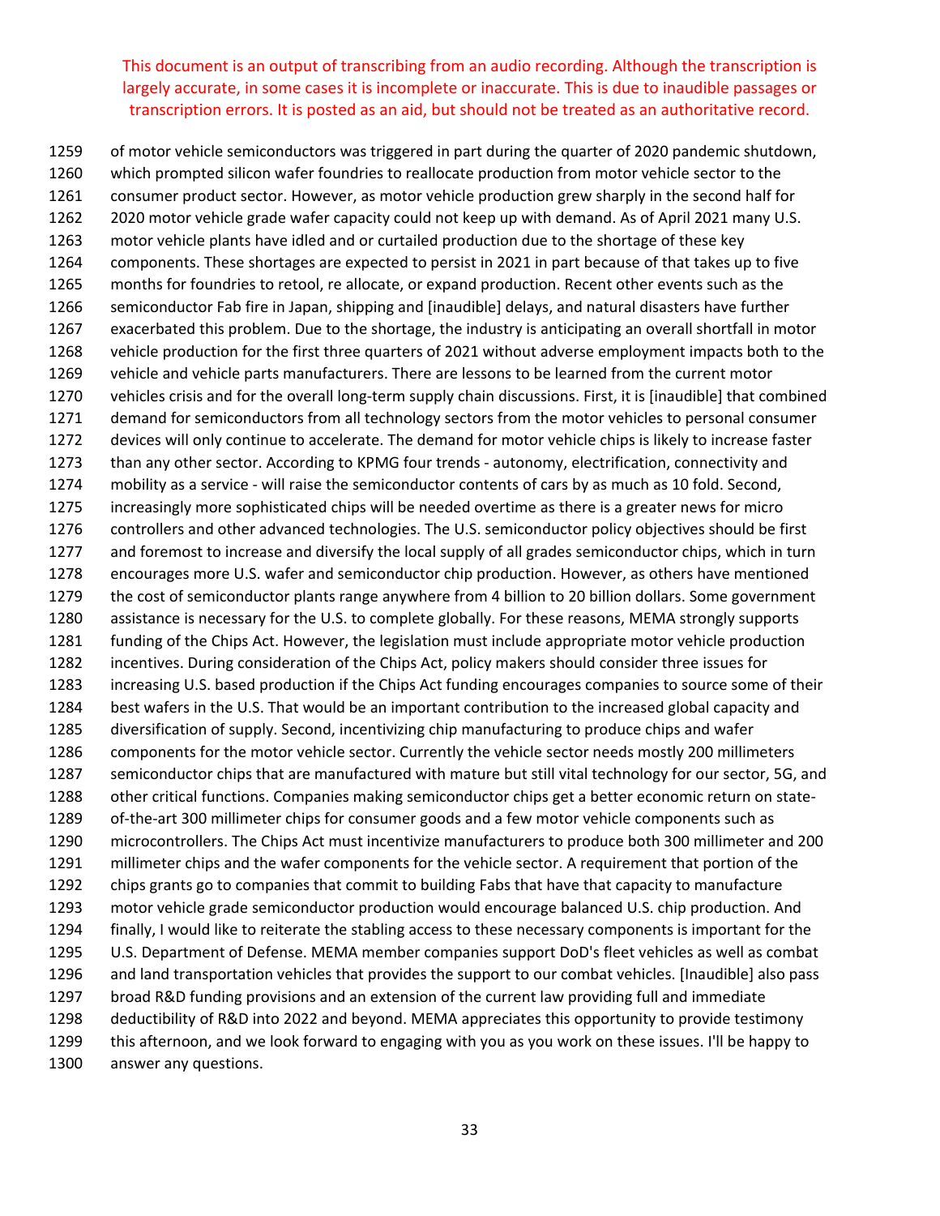This document is an output of transcribing from an audio recording. Although the transcription is largely accurate, in some cases it is incomplete or inaccurate. This is due to inaudible passages or transcription errors. It is posted as an aid, but should not be treated as an authoritative record.

1259 of motor vehicle semiconductors was triggered in part during the quarter of 2020 pandemic shutdown,
1260 which prompted silicon wafer foundries to reallocate production from motor vehicle sector to the
1261 consumer product sector. However, as motor vehicle production grew sharply in the second half for
1262 2020 motor vehicle grade wafer capacity could not keep up with demand. As of April 2021 many U.S.
1263 motor vehicle plants have idled and or curtailed production due to the shortage of these key
1264 components. These shortages are expected to persist in 2021 in part because of that takes up to five
1265 months for foundries to retool, re allocate, or expand production. Recent other events such as the
1266 semiconductor Fab fire in Japan, shipping and [inaudible] delays, and natural disasters have further
1267 exacerbated this problem. Due to the shortage, the industry is anticipating an overall shortfall in motor
1268 vehicle production for the first three quarters of 2021 without adverse employment impacts both to the
1269 vehicle and vehicle parts manufacturers. There are lessons to be learned from the current motor
1270 vehicles crisis and for the overall long-term supply chain discussions. First, it is [inaudible] that combined
1271 demand for semiconductors from all technology sectors from the motor vehicles to personal consumer
1272 devices will only continue to accelerate. The demand for motor vehicle chips is likely to increase faster
1273 than any other sector. According to KPMG four trends - autonomy, electrification, connectivity and
1274 mobility as a service - will raise the semiconductor contents of cars by as much as 10 fold. Second,
1275 increasingly more sophisticated chips will be needed overtime as there is a greater news for micro
1276 controllers and other advanced technologies. The U.S. semiconductor policy objectives should be first
1277 and foremost to increase and diversify the local supply of all grades semiconductor chips, which in turn
1278 encourages more U.S. wafer and semiconductor chip production. However, as others have mentioned
1279 the cost of semiconductor plants range anywhere from 4 billion to 20 billion dollars. Some government
1280 assistance is necessary for the U.S. to complete globally. For these reasons, MEMA strongly supports
1281 funding of the Chips Act. However, the legislation must include appropriate motor vehicle production
1282 incentives. During consideration of the Chips Act, policy makers should consider three issues for
1283 increasing U.S. based production if the Chips Act funding encourages companies to source some of their
1284 best wafers in the U.S. That would be an important contribution to the increased global capacity and
1285 diversification of supply. Second, incentivizing chip manufacturing to produce chips and wafer
1286 components for the motor vehicle sector. Currently the vehicle sector needs mostly 200 millimeters
1287 semiconductor chips that are manufactured with mature but still vital technology for our sector, 5G, and
1288 other critical functions. Companies making semiconductor chips get a better economic return on state-
1289 of-the-art 300 millimeter chips for consumer goods and a few motor vehicle components such as
1290 microcontrollers. The Chips Act must incentivize manufacturers to produce both 300 millimeter and 200
1291 millimeter chips and the wafer components for the vehicle sector. A requirement that portion of the
1292 chips grants go to companies that commit to building Fabs that have that capacity to manufacture
1293 motor vehicle grade semiconductor production would encourage balanced U.S. chip production. And
1294 finally, I would like to reiterate the stabling access to these necessary components is important for the
1295 U.S. Department of Defense. MEMA member companies support DoD's fleet vehicles as well as combat
1296 and land transportation vehicles that provides the support to our combat vehicles. [Inaudible] also pass
1297 broad R&D funding provisions and an extension of the current law providing full and immediate
1298 deductibility of R&D into 2022 and beyond. MEMA appreciates this opportunity to provide testimony
1299 this afternoon, and we look forward to engaging with you as you work on these issues. I'll be happy to
1300 answer any questions.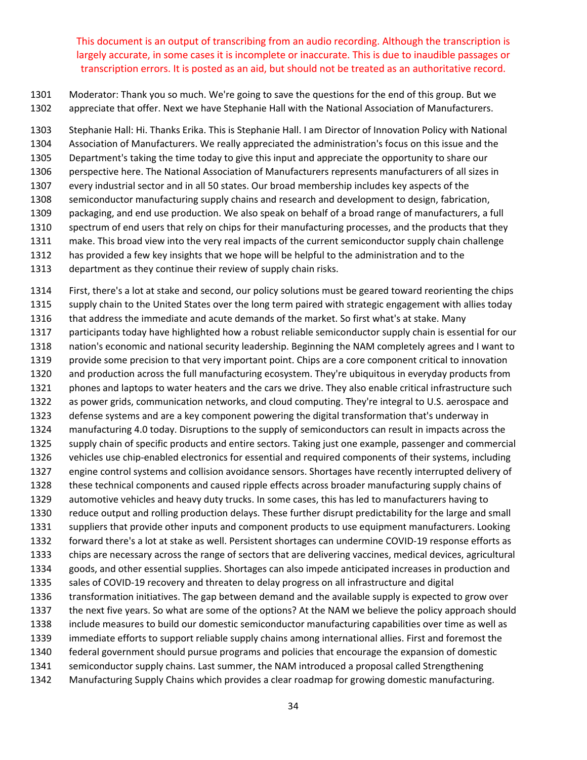This document is an output of transcribing from an audio recording. Although the transcription is largely accurate, in some cases it is incomplete or inaccurate. This is due to inaudible passages or transcription errors. It is posted as an aid, but should not be treated as an authoritative record.

1301 Moderator: Thank you so much. We're going to save the questions for the end of this group. But we
1302 appreciate that offer. Next we have Stephanie Hall with the National Association of Manufacturers.

1303 Stephanie Hall: Hi. Thanks Erika. This is Stephanie Hall. I am Director of Innovation Policy with National
1304 Association of Manufacturers. We really appreciated the administration's focus on this issue and the
1305 Department's taking the time today to give this input and appreciate the opportunity to share our
1306 perspective here. The National Association of Manufacturers represents manufacturers of all sizes in
1307 every industrial sector and in all 50 states. Our broad membership includes key aspects of the
1308 semiconductor manufacturing supply chains and research and development to design, fabrication,
1309 packaging, and end use production. We also speak on behalf of a broad range of manufacturers, a full
1310 spectrum of end users that rely on chips for their manufacturing processes, and the products that they
1311 make. This broad view into the very real impacts of the current semiconductor supply chain challenge
1312 has provided a few key insights that we hope will be helpful to the administration and to the
1313 department as they continue their review of supply chain risks.

1314 First, there's a lot at stake and second, our policy solutions must be geared toward reorienting the chips
1315 supply chain to the United States over the long term paired with strategic engagement with allies today
1316 that address the immediate and acute demands of the market. So first what's at stake. Many
1317 participants today have highlighted how a robust reliable semiconductor supply chain is essential for our
1318 nation's economic and national security leadership. Beginning the NAM completely agrees and I want to
1319 provide some precision to that very important point. Chips are a core component critical to innovation
1320 and production across the full manufacturing ecosystem. They're ubiquitous in everyday products from
1321 phones and laptops to water heaters and the cars we drive. They also enable critical infrastructure such
1322 as power grids, communication networks, and cloud computing. They're integral to U.S. aerospace and
1323 defense systems and are a key component powering the digital transformation that's underway in
1324 manufacturing 4.0 today. Disruptions to the supply of semiconductors can result in impacts across the
1325 supply chain of specific products and entire sectors. Taking just one example, passenger and commercial
1326 vehicles use chip-enabled electronics for essential and required components of their systems, including
1327 engine control systems and collision avoidance sensors. Shortages have recently interrupted delivery of
1328 these technical components and caused ripple effects across broader manufacturing supply chains of
1329 automotive vehicles and heavy duty trucks. In some cases, this has led to manufacturers having to
1330 reduce output and rolling production delays. These further disrupt predictability for the large and small
1331 suppliers that provide other inputs and component products to use equipment manufacturers. Looking
1332 forward there's a lot at stake as well. Persistent shortages can undermine COVID-19 response efforts as
1333 chips are necessary across the range of sectors that are delivering vaccines, medical devices, agricultural
1334 goods, and other essential supplies. Shortages can also impede anticipated increases in production and
1335 sales of COVID-19 recovery and threaten to delay progress on all infrastructure and digital
1336 transformation initiatives. The gap between demand and the available supply is expected to grow over
1337 the next five years. So what are some of the options? At the NAM we believe the policy approach should
1338 include measures to build our domestic semiconductor manufacturing capabilities over time as well as
1339 immediate efforts to support reliable supply chains among international allies. First and foremost the
1340 federal government should pursue programs and policies that encourage the expansion of domestic
1341 semiconductor supply chains. Last summer, the NAM introduced a proposal called Strengthening
1342 Manufacturing Supply Chains which provides a clear roadmap for growing domestic manufacturing.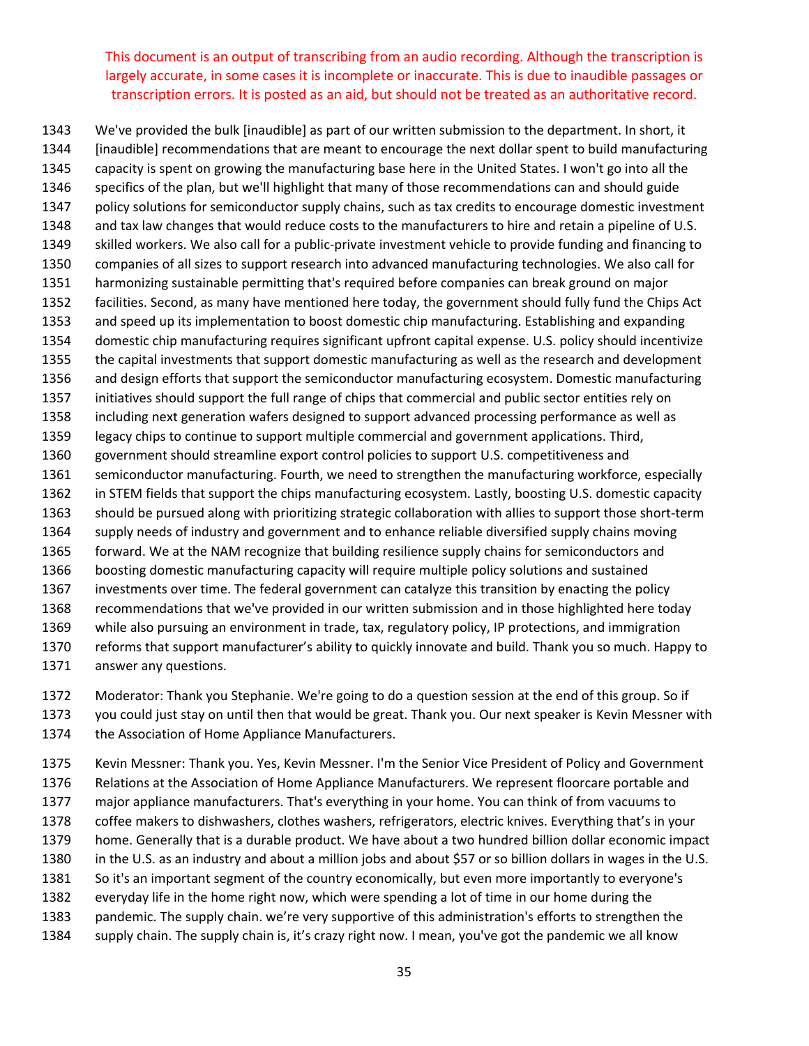This document is an output of transcribing from an audio recording. Although the transcription is largely accurate, in some cases it is incomplete or inaccurate. This is due to inaudible passages or transcription errors. It is posted as an aid, but should not be treated as an authoritative record.

1343 We've provided the bulk [inaudible] as part of our written submission to the department. In short, it
1344 [inaudible] recommendations that are meant to encourage the next dollar spent to build manufacturing
1345 capacity is spent on growing the manufacturing base here in the United States. I won't go into all the
1346 specifics of the plan, but we'll highlight that many of those recommendations can and should guide
1347 policy solutions for semiconductor supply chains, such as tax credits to encourage domestic investment
1348 and tax law changes that would reduce costs to the manufacturers to hire and retain a pipeline of U.S.
1349 skilled workers. We also call for a public-private investment vehicle to provide funding and financing to
1350 companies of all sizes to support research into advanced manufacturing technologies. We also call for
1351 harmonizing sustainable permitting that's required before companies can break ground on major
1352 facilities. Second, as many have mentioned here today, the government should fully fund the Chips Act
1353 and speed up its implementation to boost domestic chip manufacturing. Establishing and expanding
1354 domestic chip manufacturing requires significant upfront capital expense. U.S. policy should incentivize
1355 the capital investments that support domestic manufacturing as well as the research and development
1356 and design efforts that support the semiconductor manufacturing ecosystem. Domestic manufacturing
1357 initiatives should support the full range of chips that commercial and public sector entities rely on
1358 including next generation wafers designed to support advanced processing performance as well as
1359 legacy chips to continue to support multiple commercial and government applications. Third,
1360 government should streamline export control policies to support U.S. competitiveness and
1361 semiconductor manufacturing. Fourth, we need to strengthen the manufacturing workforce, especially
1362 in STEM fields that support the chips manufacturing ecosystem. Lastly, boosting U.S. domestic capacity
1363 should be pursued along with prioritizing strategic collaboration with allies to support those short-term
1364 supply needs of industry and government and to enhance reliable diversified supply chains moving
1365 forward. We at the NAM recognize that building resilience supply chains for semiconductors and
1366 boosting domestic manufacturing capacity will require multiple policy solutions and sustained
1367 investments over time. The federal government can catalyze this transition by enacting the policy
1368 recommendations that we've provided in our written submission and in those highlighted here today
1369 while also pursuing an environment in trade, tax, regulatory policy, IP protections, and immigration
1370 reforms that support manufacturer's ability to quickly innovate and build. Thank you so much. Happy to
1371 answer any questions.

1372 Moderator: Thank you Stephanie. We're going to do a question session at the end of this group. So if
1373 you could just stay on until then that would be great. Thank you. Our next speaker is Kevin Messner with
1374 the Association of Home Appliance Manufacturers.

1375 Kevin Messner: Thank you. Yes, Kevin Messner. I'm the Senior Vice President of Policy and Government
1376 Relations at the Association of Home Appliance Manufacturers. We represent floorcare portable and
1377 major appliance manufacturers. That's everything in your home. You can think of from vacuums to
1378 coffee makers to dishwashers, clothes washers, refrigerators, electric knives. Everything that's in your
1379 home. Generally that is a durable product. We have about a two hundred billion dollar economic impact
1380 in the U.S. as an industry and about a million jobs and about $57 or so billion dollars in wages in the U.S.
1381 So it's an important segment of the country economically, but even more importantly to everyone's
1382 everyday life in the home right now, which were spending a lot of time in our home during the
1383 pandemic. The supply chain. we're very supportive of this administration's efforts to strengthen the
1384 supply chain. The supply chain is, it's crazy right now. I mean, you've got the pandemic we all know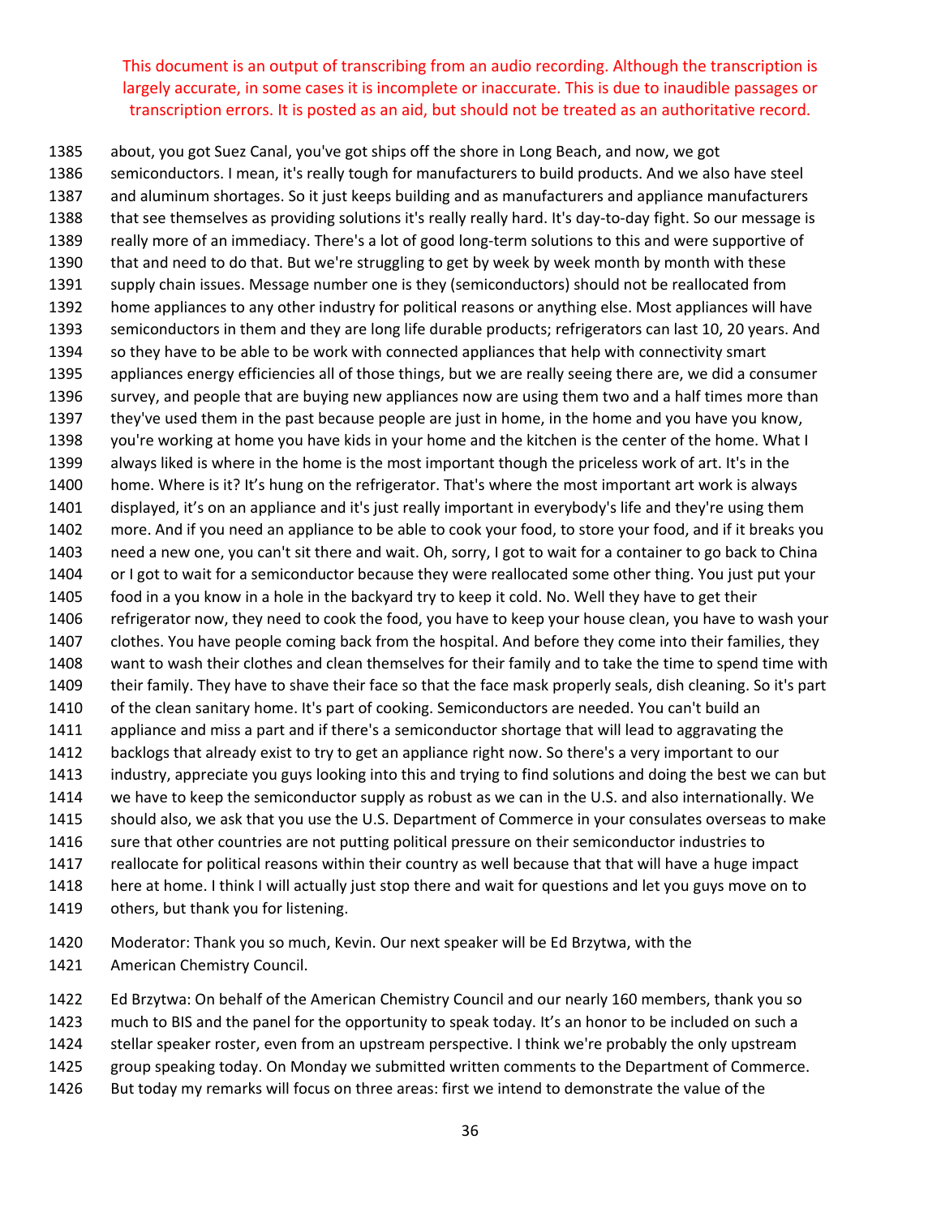This document is an output of transcribing from an audio recording. Although the transcription is largely accurate, in some cases it is incomplete or inaccurate. This is due to inaudible passages or transcription errors. It is posted as an aid, but should not be treated as an authoritative record.

1385 about, you got Suez Canal, you've got ships off the shore in Long Beach, and now, we got
1386 semiconductors. I mean, it's really tough for manufacturers to build products. And we also have steel
1387 and aluminum shortages. So it just keeps building and as manufacturers and appliance manufacturers
1388 that see themselves as providing solutions it's really really hard. It's day-to-day fight. So our message is
1389 really more of an immediacy. There's a lot of good long-term solutions to this and were supportive of
1390 that and need to do that. But we're struggling to get by week by week month by month with these
1391 supply chain issues. Message number one is they (semiconductors) should not be reallocated from
1392 home appliances to any other industry for political reasons or anything else. Most appliances will have
1393 semiconductors in them and they are long life durable products; refrigerators can last 10, 20 years. And
1394 so they have to be able to be work with connected appliances that help with connectivity smart
1395 appliances energy efficiencies all of those things, but we are really seeing there are, we did a consumer
1396 survey, and people that are buying new appliances now are using them two and a half times more than
1397 they've used them in the past because people are just in home, in the home and you have you know,
1398 you're working at home you have kids in your home and the kitchen is the center of the home. What I
1399 always liked is where in the home is the most important though the priceless work of art. It's in the
1400 home. Where is it? It's hung on the refrigerator. That's where the most important art work is always
1401 displayed, it's on an appliance and it's just really important in everybody's life and they're using them
1402 more. And if you need an appliance to be able to cook your food, to store your food, and if it breaks you
1403 need a new one, you can't sit there and wait. Oh, sorry, I got to wait for a container to go back to China
1404 or I got to wait for a semiconductor because they were reallocated some other thing. You just put your
1405 food in a you know in a hole in the backyard try to keep it cold. No. Well they have to get their
1406 refrigerator now, they need to cook the food, you have to keep your house clean, you have to wash your
1407 clothes. You have people coming back from the hospital. And before they come into their families, they
1408 want to wash their clothes and clean themselves for their family and to take the time to spend time with
1409 their family. They have to shave their face so that the face mask properly seals, dish cleaning. So it's part
1410 of the clean sanitary home. It's part of cooking. Semiconductors are needed. You can't build an
1411 appliance and miss a part and if there's a semiconductor shortage that will lead to aggravating the
1412 backlogs that already exist to try to get an appliance right now. So there's a very important to our
1413 industry, appreciate you guys looking into this and trying to find solutions and doing the best we can but
1414 we have to keep the semiconductor supply as robust as we can in the U.S. and also internationally. We
1415 should also, we ask that you use the U.S. Department of Commerce in your consulates overseas to make
1416 sure that other countries are not putting political pressure on their semiconductor industries to
1417 reallocate for political reasons within their country as well because that that will have a huge impact
1418 here at home. I think I will actually just stop there and wait for questions and let you guys move on to
1419 others, but thank you for listening.

1420 Moderator: Thank you so much, Kevin. Our next speaker will be Ed Brzytwa, with the
1421 American Chemistry Council.

1422 Ed Brzytwa: On behalf of the American Chemistry Council and our nearly 160 members, thank you so
1423 much to BIS and the panel for the opportunity to speak today. It's an honor to be included on such a
1424 stellar speaker roster, even from an upstream perspective. I think we're probably the only upstream
1425 group speaking today. On Monday we submitted written comments to the Department of Commerce.
1426 But today my remarks will focus on three areas: first we intend to demonstrate the value of the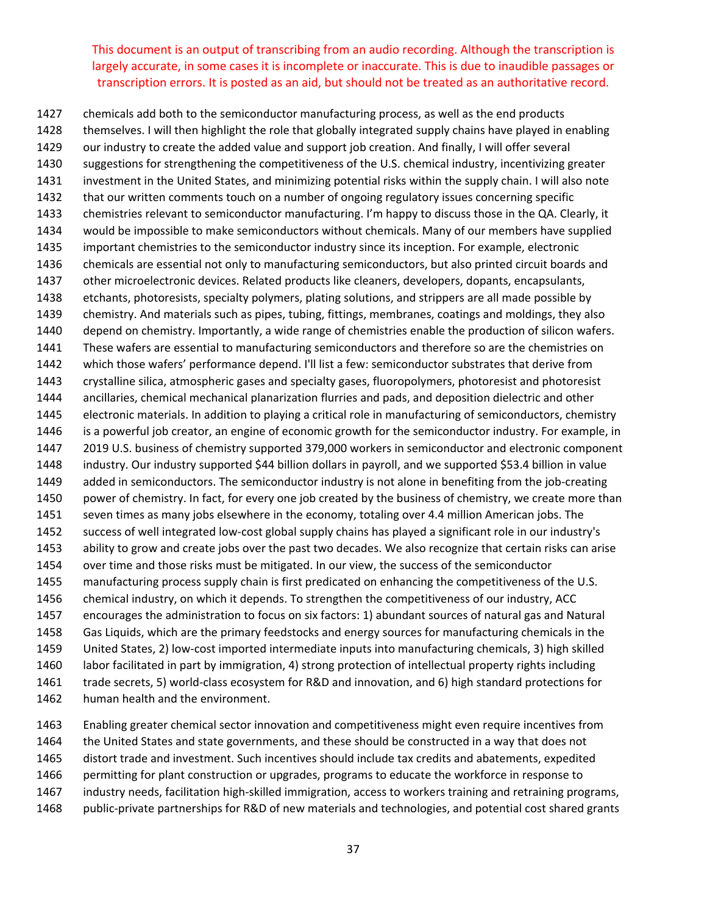This document is an output of transcribing from an audio recording. Although the transcription is largely accurate, in some cases it is incomplete or inaccurate. This is due to inaudible passages or transcription errors. It is posted as an aid, but should not be treated as an authoritative record.

1427 chemicals add both to the semiconductor manufacturing process, as well as the end products
1428 themselves. I will then highlight the role that globally integrated supply chains have played in enabling
1429 our industry to create the added value and support job creation. And finally, I will offer several
1430 suggestions for strengthening the competitiveness of the U.S. chemical industry, incentivizing greater
1431 investment in the United States, and minimizing potential risks within the supply chain. I will also note
1432 that our written comments touch on a number of ongoing regulatory issues concerning specific
1433 chemistries relevant to semiconductor manufacturing. I'm happy to discuss those in the QA. Clearly, it
1434 would be impossible to make semiconductors without chemicals. Many of our members have supplied
1435 important chemistries to the semiconductor industry since its inception. For example, electronic
1436 chemicals are essential not only to manufacturing semiconductors, but also printed circuit boards and
1437 other microelectronic devices. Related products like cleaners, developers, dopants, encapsulants,
1438 etchants, photoresists, specialty polymers, plating solutions, and strippers are all made possible by
1439 chemistry. And materials such as pipes, tubing, fittings, membranes, coatings and moldings, they also
1440 depend on chemistry. Importantly, a wide range of chemistries enable the production of silicon wafers.
1441 These wafers are essential to manufacturing semiconductors and therefore so are the chemistries on
1442 which those wafers' performance depend. I'll list a few: semiconductor substrates that derive from
1443 crystalline silica, atmospheric gases and specialty gases, fluoropolymers, photoresist and photoresist
1444 ancillaries, chemical mechanical planarization flurries and pads, and deposition dielectric and other
1445 electronic materials. In addition to playing a critical role in manufacturing of semiconductors, chemistry
1446 is a powerful job creator, an engine of economic growth for the semiconductor industry. For example, in
1447 2019 U.S. business of chemistry supported 379,000 workers in semiconductor and electronic component
1448 industry. Our industry supported $44 billion dollars in payroll, and we supported $53.4 billion in value
1449 added in semiconductors. The semiconductor industry is not alone in benefiting from the job-creating
1450 power of chemistry. In fact, for every one job created by the business of chemistry, we create more than
1451 seven times as many jobs elsewhere in the economy, totaling over 4.4 million American jobs. The
1452 success of well integrated low-cost global supply chains has played a significant role in our industry's
1453 ability to grow and create jobs over the past two decades. We also recognize that certain risks can arise
1454 over time and those risks must be mitigated. In our view, the success of the semiconductor
1455 manufacturing process supply chain is first predicated on enhancing the competitiveness of the U.S.
1456 chemical industry, on which it depends. To strengthen the competitiveness of our industry, ACC
1457 encourages the administration to focus on six factors: 1) abundant sources of natural gas and Natural
1458 Gas Liquids, which are the primary feedstocks and energy sources for manufacturing chemicals in the
1459 United States, 2) low-cost imported intermediate inputs into manufacturing chemicals, 3) high skilled
1460 labor facilitated in part by immigration, 4) strong protection of intellectual property rights including
1461 trade secrets, 5) world-class ecosystem for R&D and innovation, and 6) high standard protections for
1462 human health and the environment.

1463 Enabling greater chemical sector innovation and competitiveness might even require incentives from
1464 the United States and state governments, and these should be constructed in a way that does not
1465 distort trade and investment. Such incentives should include tax credits and abatements, expedited
1466 permitting for plant construction or upgrades, programs to educate the workforce in response to
1467 industry needs, facilitation high-skilled immigration, access to workers training and retraining programs,
1468 public-private partnerships for R&D of new materials and technologies, and potential cost shared grants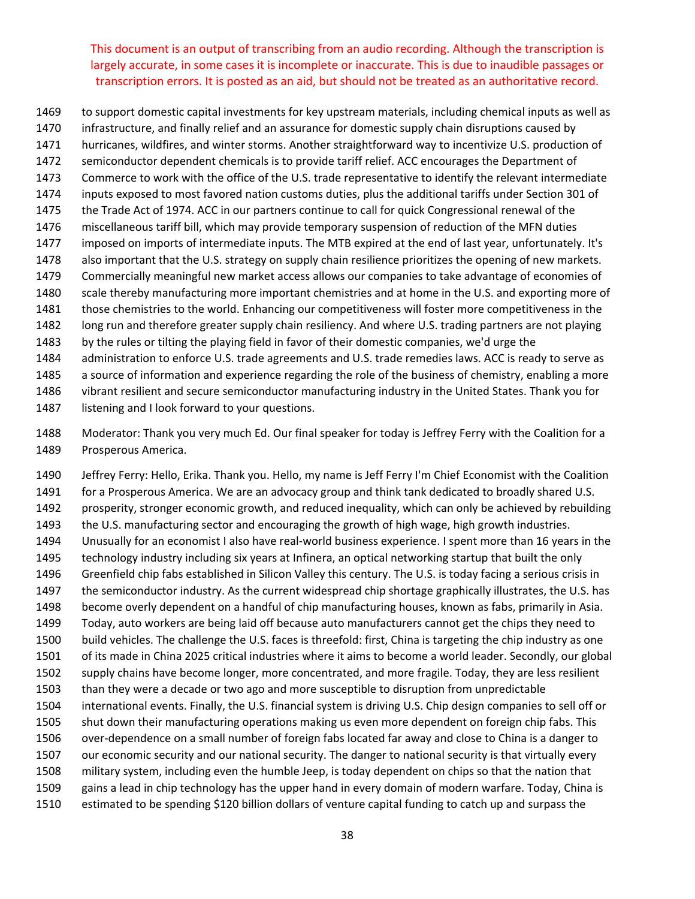This document is an output of transcribing from an audio recording. Although the transcription is largely accurate, in some cases it is incomplete or inaccurate. This is due to inaudible passages or transcription errors. It is posted as an aid, but should not be treated as an authoritative record.

1469 to support domestic capital investments for key upstream materials, including chemical inputs as well as
1470 infrastructure, and finally relief and an assurance for domestic supply chain disruptions caused by
1471 hurricanes, wildfires, and winter storms. Another straightforward way to incentivize U.S. production of
1472 semiconductor dependent chemicals is to provide tariff relief. ACC encourages the Department of
1473 Commerce to work with the office of the U.S. trade representative to identify the relevant intermediate
1474 inputs exposed to most favored nation customs duties, plus the additional tariffs under Section 301 of
1475 the Trade Act of 1974. ACC in our partners continue to call for quick Congressional renewal of the
1476 miscellaneous tariff bill, which may provide temporary suspension of reduction of the MFN duties
1477 imposed on imports of intermediate inputs. The MTB expired at the end of last year, unfortunately. It's
1478 also important that the U.S. strategy on supply chain resilience prioritizes the opening of new markets.
1479 Commercially meaningful new market access allows our companies to take advantage of economies of
1480 scale thereby manufacturing more important chemistries and at home in the U.S. and exporting more of
1481 those chemistries to the world. Enhancing our competitiveness will foster more competitiveness in the
1482 long run and therefore greater supply chain resiliency. And where U.S. trading partners are not playing
1483 by the rules or tilting the playing field in favor of their domestic companies, we'd urge the
1484 administration to enforce U.S. trade agreements and U.S. trade remedies laws. ACC is ready to serve as
1485 a source of information and experience regarding the role of the business of chemistry, enabling a more
1486 vibrant resilient and secure semiconductor manufacturing industry in the United States. Thank you for
1487 listening and I look forward to your questions.

1488 Moderator: Thank you very much Ed. Our final speaker for today is Jeffrey Ferry with the Coalition for a
1489 Prosperous America.

1490 Jeffrey Ferry: Hello, Erika. Thank you. Hello, my name is Jeff Ferry I'm Chief Economist with the Coalition
1491 for a Prosperous America. We are an advocacy group and think tank dedicated to broadly shared U.S.
1492 prosperity, stronger economic growth, and reduced inequality, which can only be achieved by rebuilding
1493 the U.S. manufacturing sector and encouraging the growth of high wage, high growth industries.
1494 Unusually for an economist I also have real-world business experience. I spent more than 16 years in the
1495 technology industry including six years at Infinera, an optical networking startup that built the only
1496 Greenfield chip fabs established in Silicon Valley this century. The U.S. is today facing a serious crisis in
1497 the semiconductor industry. As the current widespread chip shortage graphically illustrates, the U.S. has
1498 become overly dependent on a handful of chip manufacturing houses, known as fabs, primarily in Asia.
1499 Today, auto workers are being laid off because auto manufacturers cannot get the chips they need to
1500 build vehicles. The challenge the U.S. faces is threefold: first, China is targeting the chip industry as one
1501 of its made in China 2025 critical industries where it aims to become a world leader. Secondly, our global
1502 supply chains have become longer, more concentrated, and more fragile. Today, they are less resilient
1503 than they were a decade or two ago and more susceptible to disruption from unpredictable
1504 international events. Finally, the U.S. financial system is driving U.S. Chip design companies to sell off or
1505 shut down their manufacturing operations making us even more dependent on foreign chip fabs. This
1506 over-dependence on a small number of foreign fabs located far away and close to China is a danger to
1507 our economic security and our national security. The danger to national security is that virtually every
1508 military system, including even the humble Jeep, is today dependent on chips so that the nation that
1509 gains a lead in chip technology has the upper hand in every domain of modern warfare. Today, China is
1510 estimated to be spending $120 billion dollars of venture capital funding to catch up and surpass the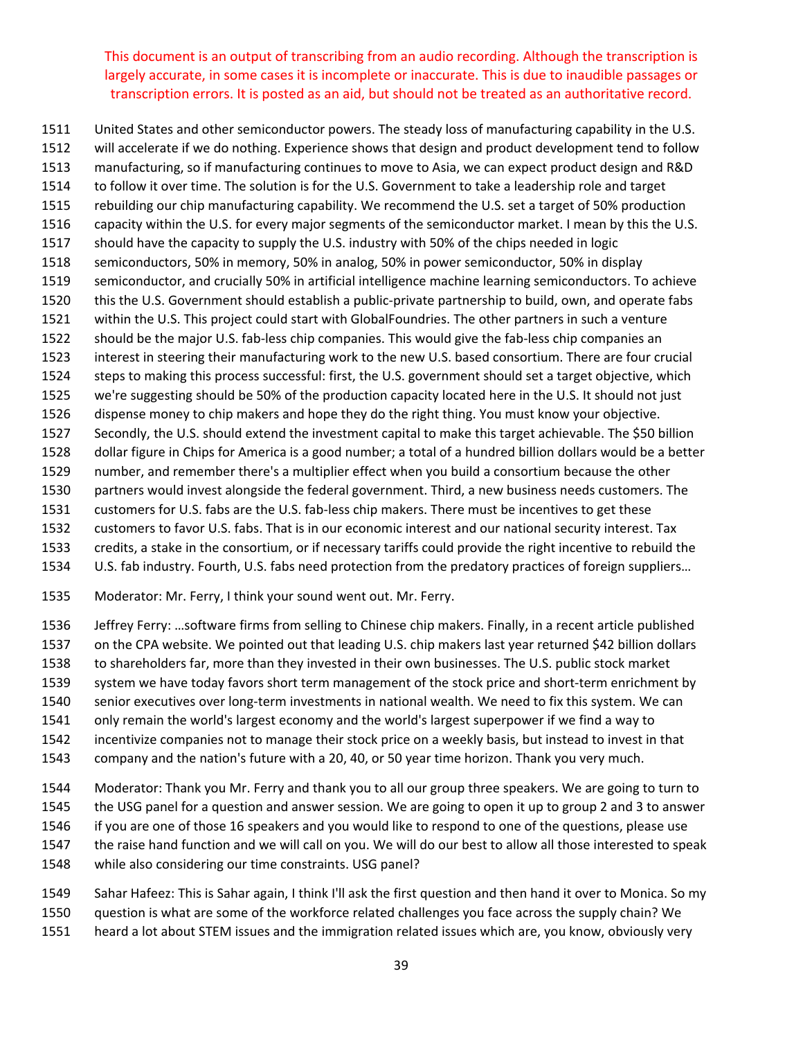This document is an output of transcribing from an audio recording. Although the transcription is largely accurate, in some cases it is incomplete or inaccurate. This is due to inaudible passages or transcription errors. It is posted as an aid, but should not be treated as an authoritative record.

1511 United States and other semiconductor powers. The steady loss of manufacturing capability in the U.S.
1512 will accelerate if we do nothing. Experience shows that design and product development tend to follow
1513 manufacturing, so if manufacturing continues to move to Asia, we can expect product design and R&D
1514 to follow it over time. The solution is for the U.S. Government to take a leadership role and target
1515 rebuilding our chip manufacturing capability. We recommend the U.S. set a target of 50% production
1516 capacity within the U.S. for every major segments of the semiconductor market. I mean by this the U.S.
1517 should have the capacity to supply the U.S. industry with 50% of the chips needed in logic
1518 semiconductors, 50% in memory, 50% in analog, 50% in power semiconductor, 50% in display
1519 semiconductor, and crucially 50% in artificial intelligence machine learning semiconductors. To achieve
1520 this the U.S. Government should establish a public-private partnership to build, own, and operate fabs
1521 within the U.S. This project could start with GlobalFoundries. The other partners in such a venture
1522 should be the major U.S. fab-less chip companies. This would give the fab-less chip companies an
1523 interest in steering their manufacturing work to the new U.S. based consortium. There are four crucial
1524 steps to making this process successful: first, the U.S. government should set a target objective, which
1525 we're suggesting should be 50% of the production capacity located here in the U.S. It should not just
1526 dispense money to chip makers and hope they do the right thing. You must know your objective.
1527 Secondly, the U.S. should extend the investment capital to make this target achievable. The $50 billion
1528 dollar figure in Chips for America is a good number; a total of a hundred billion dollars would be a better
1529 number, and remember there's a multiplier effect when you build a consortium because the other
1530 partners would invest alongside the federal government. Third, a new business needs customers. The
1531 customers for U.S. fabs are the U.S. fab-less chip makers. There must be incentives to get these
1532 customers to favor U.S. fabs. That is in our economic interest and our national security interest. Tax
1533 credits, a stake in the consortium, or if necessary tariffs could provide the right incentive to rebuild the
1534 U.S. fab industry. Fourth, U.S. fabs need protection from the predatory practices of foreign suppliers…

1535 Moderator: Mr. Ferry, I think your sound went out. Mr. Ferry.

1536 Jeffrey Ferry: …software firms from selling to Chinese chip makers. Finally, in a recent article published
1537 on the CPA website. We pointed out that leading U.S. chip makers last year returned $42 billion dollars
1538 to shareholders far, more than they invested in their own businesses. The U.S. public stock market
1539 system we have today favors short term management of the stock price and short-term enrichment by
1540 senior executives over long-term investments in national wealth. We need to fix this system. We can
1541 only remain the world's largest economy and the world's largest superpower if we find a way to
1542 incentivize companies not to manage their stock price on a weekly basis, but instead to invest in that
1543 company and the nation's future with a 20, 40, or 50 year time horizon. Thank you very much.

1544 Moderator: Thank you Mr. Ferry and thank you to all our group three speakers. We are going to turn to
1545 the USG panel for a question and answer session. We are going to open it up to group 2 and 3 to answer
1546 if you are one of those 16 speakers and you would like to respond to one of the questions, please use
1547 the raise hand function and we will call on you. We will do our best to allow all those interested to speak
1548 while also considering our time constraints. USG panel?

1549 Sahar Hafeez: This is Sahar again, I think I'll ask the first question and then hand it over to Monica. So my
1550 question is what are some of the workforce related challenges you face across the supply chain? We
1551 heard a lot about STEM issues and the immigration related issues which are, you know, obviously very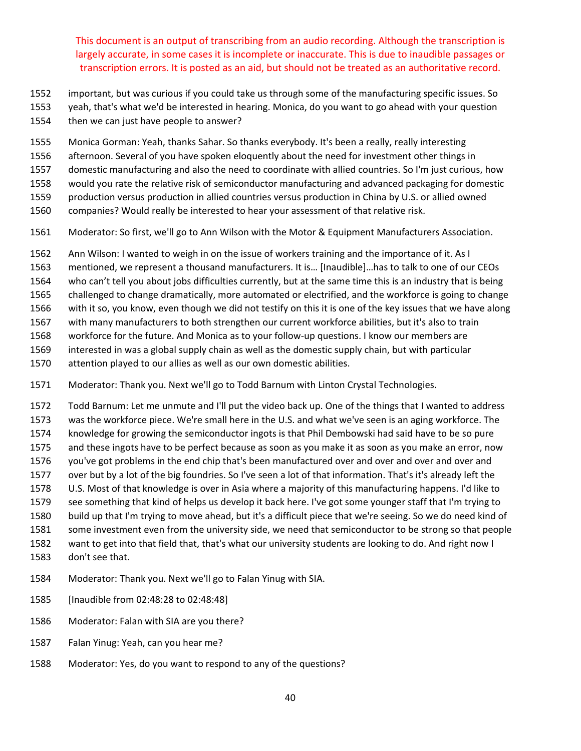This document is an output of transcribing from an audio recording. Although the transcription is largely accurate, in some cases it is incomplete or inaccurate. This is due to inaudible passages or transcription errors. It is posted as an aid, but should not be treated as an authoritative record.

1552 important, but was curious if you could take us through some of the manufacturing specific issues. So
1553 yeah, that's what we'd be interested in hearing. Monica, do you want to go ahead with your question
1554 then we can just have people to answer?

1555 Monica Gorman: Yeah, thanks Sahar. So thanks everybody. It's been a really, really interesting
1556 afternoon. Several of you have spoken eloquently about the need for investment other things in
1557 domestic manufacturing and also the need to coordinate with allied countries. So I'm just curious, how
1558 would you rate the relative risk of semiconductor manufacturing and advanced packaging for domestic
1559 production versus production in allied countries versus production in China by U.S. or allied owned
1560 companies? Would really be interested to hear your assessment of that relative risk.

1561 Moderator: So first, we'll go to Ann Wilson with the Motor & Equipment Manufacturers Association.

1562 Ann Wilson: I wanted to weigh in on the issue of workers training and the importance of it. As I
1563 mentioned, we represent a thousand manufacturers. It is… [Inaudible]…has to talk to one of our CEOs
1564 who can't tell you about jobs difficulties currently, but at the same time this is an industry that is being
1565 challenged to change dramatically, more automated or electrified, and the workforce is going to change
1566 with it so, you know, even though we did not testify on this it is one of the key issues that we have along
1567 with many manufacturers to both strengthen our current workforce abilities, but it's also to train
1568 workforce for the future. And Monica as to your follow-up questions. I know our members are
1569 interested in was a global supply chain as well as the domestic supply chain, but with particular
1570 attention played to our allies as well as our own domestic abilities.

1571 Moderator: Thank you. Next we'll go to Todd Barnum with Linton Crystal Technologies.

1572 Todd Barnum: Let me unmute and I'll put the video back up. One of the things that I wanted to address
1573 was the workforce piece. We're small here in the U.S. and what we've seen is an aging workforce. The
1574 knowledge for growing the semiconductor ingots is that Phil Dembowski had said have to be so pure
1575 and these ingots have to be perfect because as soon as you make it as soon as you make an error, now
1576 you've got problems in the end chip that's been manufactured over and over and over and over and
1577 over but by a lot of the big foundries. So I've seen a lot of that information. That's it's already left the
1578 U.S. Most of that knowledge is over in Asia where a majority of this manufacturing happens. I'd like to
1579 see something that kind of helps us develop it back here. I've got some younger staff that I'm trying to
1580 build up that I'm trying to move ahead, but it's a difficult piece that we're seeing. So we do need kind of
1581 some investment even from the university side, we need that semiconductor to be strong so that people
1582 want to get into that field that, that's what our university students are looking to do. And right now I
1583 don't see that.

1584 Moderator: Thank you. Next we'll go to Falan Yinug with SIA.

1585 [Inaudible from 02:48:28 to 02:48:48]

1586 Moderator: Falan with SIA are you there?

1587 Falan Yinug: Yeah, can you hear me?

1588 Moderator: Yes, do you want to respond to any of the questions?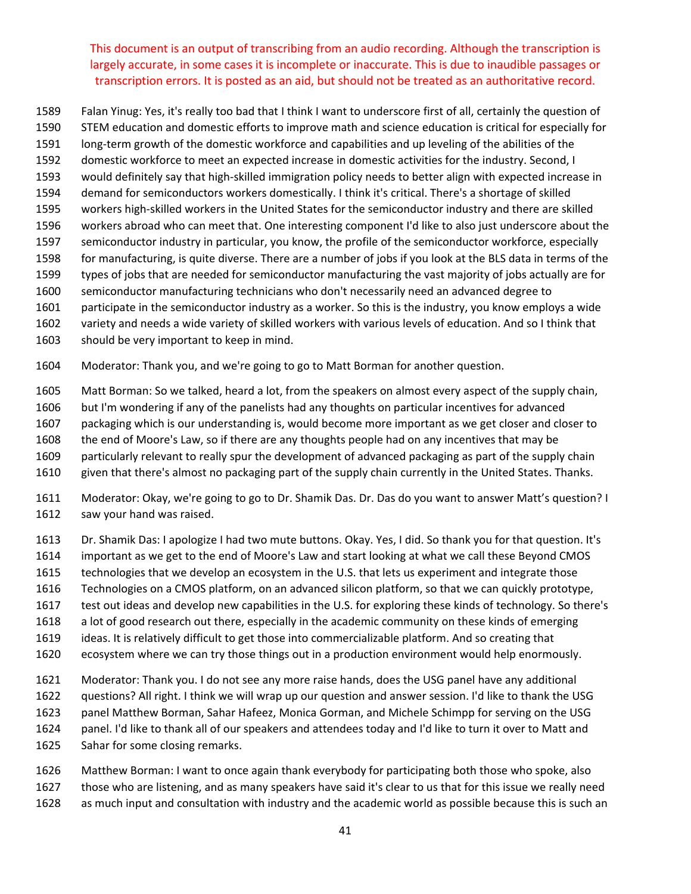This document is an output of transcribing from an audio recording. Although the transcription is largely accurate, in some cases it is incomplete or inaccurate. This is due to inaudible passages or transcription errors. It is posted as an aid, but should not be treated as an authoritative record.

1589 Falan Yinug: Yes, it's really too bad that I think I want to underscore first of all, certainly the question of
1590 STEM education and domestic efforts to improve math and science education is critical for especially for
1591 long-term growth of the domestic workforce and capabilities and up leveling of the abilities of the
1592 domestic workforce to meet an expected increase in domestic activities for the industry. Second, I
1593 would definitely say that high-skilled immigration policy needs to better align with expected increase in
1594 demand for semiconductors workers domestically. I think it's critical. There's a shortage of skilled
1595 workers high-skilled workers in the United States for the semiconductor industry and there are skilled
1596 workers abroad who can meet that. One interesting component I'd like to also just underscore about the
1597 semiconductor industry in particular, you know, the profile of the semiconductor workforce, especially
1598 for manufacturing, is quite diverse. There are a number of jobs if you look at the BLS data in terms of the
1599 types of jobs that are needed for semiconductor manufacturing the vast majority of jobs actually are for
1600 semiconductor manufacturing technicians who don't necessarily need an advanced degree to
1601 participate in the semiconductor industry as a worker. So this is the industry, you know employs a wide
1602 variety and needs a wide variety of skilled workers with various levels of education. And so I think that
1603 should be very important to keep in mind.

1604 Moderator: Thank you, and we're going to go to Matt Borman for another question.

1605 Matt Borman: So we talked, heard a lot, from the speakers on almost every aspect of the supply chain,
1606 but I'm wondering if any of the panelists had any thoughts on particular incentives for advanced
1607 packaging which is our understanding is, would become more important as we get closer and closer to
1608 the end of Moore's Law, so if there are any thoughts people had on any incentives that may be
1609 particularly relevant to really spur the development of advanced packaging as part of the supply chain
1610 given that there's almost no packaging part of the supply chain currently in the United States. Thanks.

1611 Moderator: Okay, we're going to go to Dr. Shamik Das. Dr. Das do you want to answer Matt's question? I
1612 saw your hand was raised.

1613 Dr. Shamik Das: I apologize I had two mute buttons. Okay. Yes, I did. So thank you for that question. It's
1614 important as we get to the end of Moore's Law and start looking at what we call these Beyond CMOS
1615 technologies that we develop an ecosystem in the U.S. that lets us experiment and integrate those
1616 Technologies on a CMOS platform, on an advanced silicon platform, so that we can quickly prototype,
1617 test out ideas and develop new capabilities in the U.S. for exploring these kinds of technology. So there's
1618 a lot of good research out there, especially in the academic community on these kinds of emerging
1619 ideas. It is relatively difficult to get those into commercializable platform. And so creating that
1620 ecosystem where we can try those things out in a production environment would help enormously.

1621 Moderator: Thank you. I do not see any more raise hands, does the USG panel have any additional
1622 questions? All right. I think we will wrap up our question and answer session. I'd like to thank the USG
1623 panel Matthew Borman, Sahar Hafeez, Monica Gorman, and Michele Schimpp for serving on the USG
1624 panel. I'd like to thank all of our speakers and attendees today and I'd like to turn it over to Matt and
1625 Sahar for some closing remarks.

1626 Matthew Borman: I want to once again thank everybody for participating both those who spoke, also
1627 those who are listening, and as many speakers have said it's clear to us that for this issue we really need
1628 as much input and consultation with industry and the academic world as possible because this is such an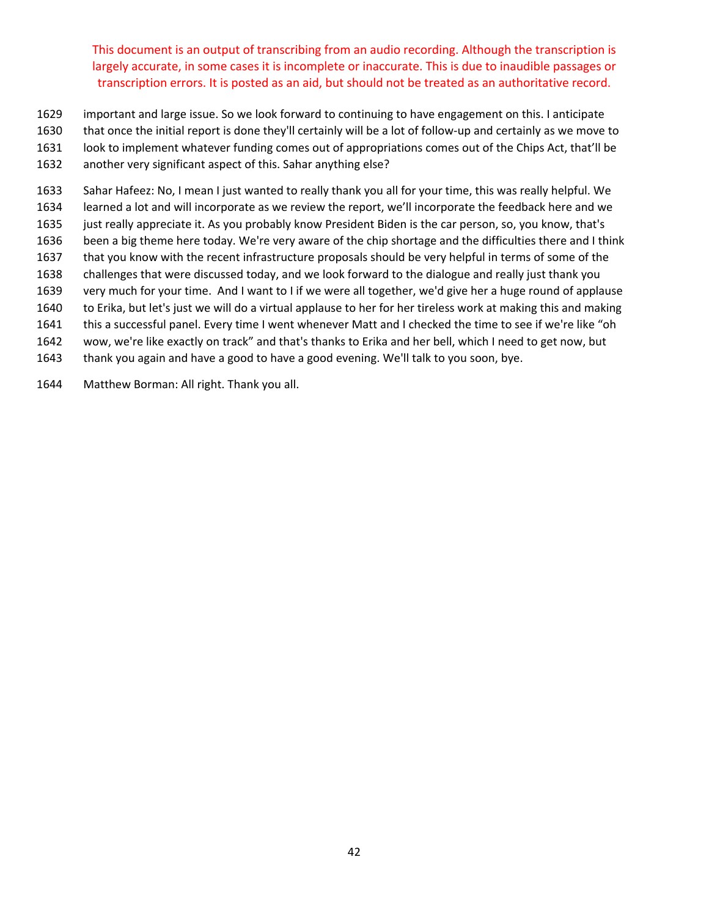This document is an output of transcribing from an audio recording. Although the transcription is largely accurate, in some cases it is incomplete or inaccurate. This is due to inaudible passages or transcription errors. It is posted as an aid, but should not be treated as an authoritative record.

1629 important and large issue. So we look forward to continuing to have engagement on this. I anticipate
1630 that once the initial report is done they'll certainly will be a lot of follow-up and certainly as we move to
1631 look to implement whatever funding comes out of appropriations comes out of the Chips Act, that'll be
1632 another very significant aspect of this. Sahar anything else?

1633 Sahar Hafeez: No, I mean I just wanted to really thank you all for your time, this was really helpful. We
1634 learned a lot and will incorporate as we review the report, we'll incorporate the feedback here and we
1635 just really appreciate it. As you probably know President Biden is the car person, so, you know, that's
1636 been a big theme here today. We're very aware of the chip shortage and the difficulties there and I think
1637 that you know with the recent infrastructure proposals should be very helpful in terms of some of the
1638 challenges that were discussed today, and we look forward to the dialogue and really just thank you
1639 very much for your time. And I want to I if we were all together, we'd give her a huge round of applause
1640 to Erika, but let's just we will do a virtual applause to her for her tireless work at making this and making
1641 this a successful panel. Every time I went whenever Matt and I checked the time to see if we're like "oh
1642 wow, we're like exactly on track" and that's thanks to Erika and her bell, which I need to get now, but
1643 thank you again and have a good to have a good evening. We'll talk to you soon, bye.

1644 Matthew Borman: All right. Thank you all.